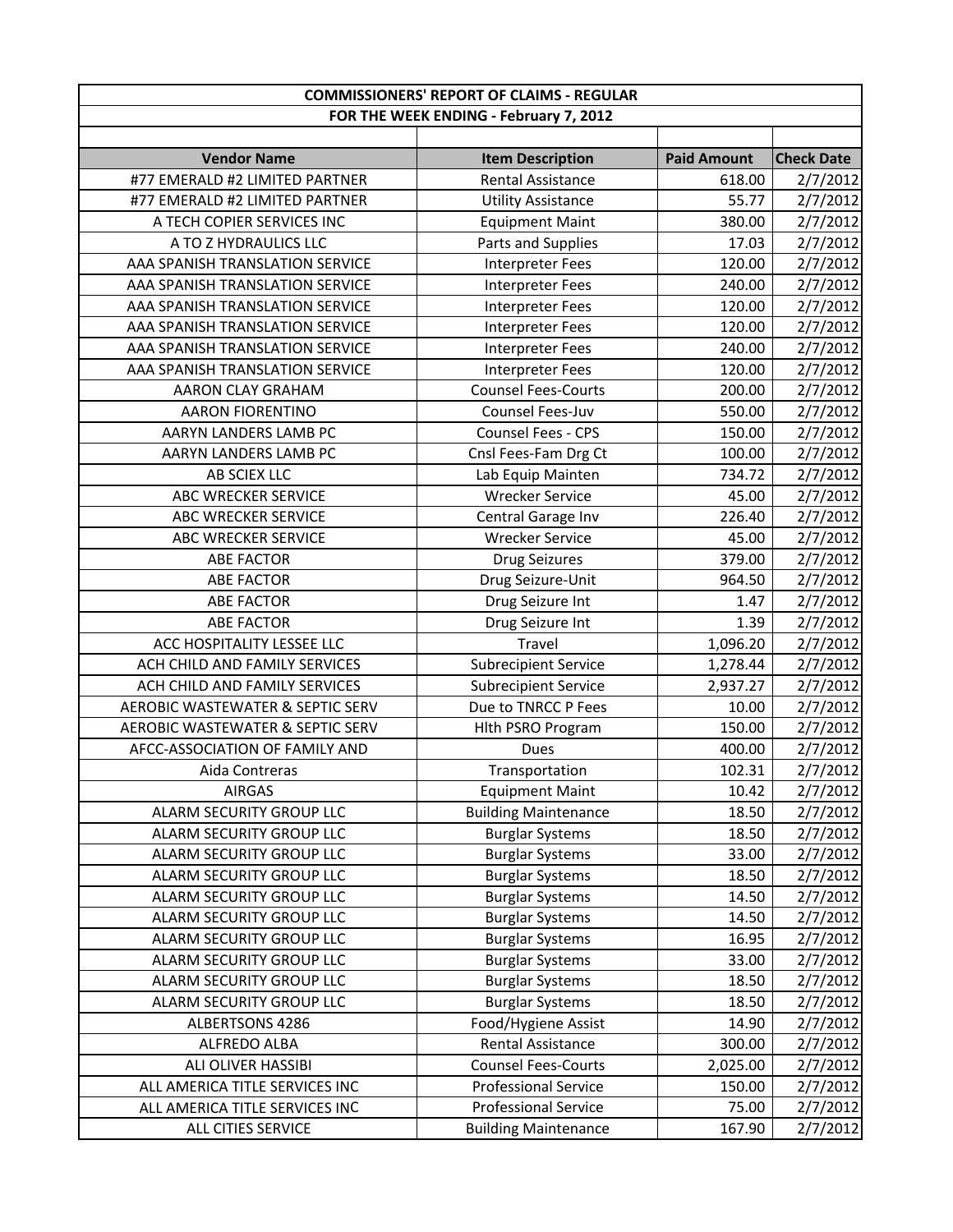## COMMISSIONERS' REPORT OF CLAIMS - REGULAR
## FOR THE WEEK ENDING - February 7, 2012

| Vendor Name | Item Description | Paid Amount | Check Date |
|---|---|---|---|
| #77 EMERALD #2 LIMITED PARTNER | Rental Assistance | 618.00 | 2/7/2012 |
| #77 EMERALD #2 LIMITED PARTNER | Utility Assistance | 55.77 | 2/7/2012 |
| A TECH COPIER SERVICES INC | Equipment Maint | 380.00 | 2/7/2012 |
| A TO Z HYDRAULICS LLC | Parts and Supplies | 17.03 | 2/7/2012 |
| AAA SPANISH TRANSLATION SERVICE | Interpreter Fees | 120.00 | 2/7/2012 |
| AAA SPANISH TRANSLATION SERVICE | Interpreter Fees | 240.00 | 2/7/2012 |
| AAA SPANISH TRANSLATION SERVICE | Interpreter Fees | 120.00 | 2/7/2012 |
| AAA SPANISH TRANSLATION SERVICE | Interpreter Fees | 120.00 | 2/7/2012 |
| AAA SPANISH TRANSLATION SERVICE | Interpreter Fees | 240.00 | 2/7/2012 |
| AAA SPANISH TRANSLATION SERVICE | Interpreter Fees | 120.00 | 2/7/2012 |
| AARON CLAY GRAHAM | Counsel Fees-Courts | 200.00 | 2/7/2012 |
| AARON FIORENTINO | Counsel Fees-Juv | 550.00 | 2/7/2012 |
| AARYN LANDERS LAMB PC | Counsel Fees - CPS | 150.00 | 2/7/2012 |
| AARYN LANDERS LAMB PC | Cnsl Fees-Fam Drg Ct | 100.00 | 2/7/2012 |
| AB SCIEX LLC | Lab Equip Mainten | 734.72 | 2/7/2012 |
| ABC WRECKER SERVICE | Wrecker Service | 45.00 | 2/7/2012 |
| ABC WRECKER SERVICE | Central Garage Inv | 226.40 | 2/7/2012 |
| ABC WRECKER SERVICE | Wrecker Service | 45.00 | 2/7/2012 |
| ABE FACTOR | Drug Seizures | 379.00 | 2/7/2012 |
| ABE FACTOR | Drug Seizure-Unit | 964.50 | 2/7/2012 |
| ABE FACTOR | Drug Seizure Int | 1.47 | 2/7/2012 |
| ABE FACTOR | Drug Seizure Int | 1.39 | 2/7/2012 |
| ACC HOSPITALITY LESSEE LLC | Travel | 1,096.20 | 2/7/2012 |
| ACH CHILD AND FAMILY SERVICES | Subrecipient Service | 1,278.44 | 2/7/2012 |
| ACH CHILD AND FAMILY SERVICES | Subrecipient Service | 2,937.27 | 2/7/2012 |
| AEROBIC WASTEWATER & SEPTIC SERV | Due to TNRCC P Fees | 10.00 | 2/7/2012 |
| AEROBIC WASTEWATER & SEPTIC SERV | Hlth PSRO Program | 150.00 | 2/7/2012 |
| AFCC-ASSOCIATION OF FAMILY AND | Dues | 400.00 | 2/7/2012 |
| Aida Contreras | Transportation | 102.31 | 2/7/2012 |
| AIRGAS | Equipment Maint | 10.42 | 2/7/2012 |
| ALARM SECURITY GROUP LLC | Building Maintenance | 18.50 | 2/7/2012 |
| ALARM SECURITY GROUP LLC | Burglar Systems | 18.50 | 2/7/2012 |
| ALARM SECURITY GROUP LLC | Burglar Systems | 33.00 | 2/7/2012 |
| ALARM SECURITY GROUP LLC | Burglar Systems | 18.50 | 2/7/2012 |
| ALARM SECURITY GROUP LLC | Burglar Systems | 14.50 | 2/7/2012 |
| ALARM SECURITY GROUP LLC | Burglar Systems | 14.50 | 2/7/2012 |
| ALARM SECURITY GROUP LLC | Burglar Systems | 16.95 | 2/7/2012 |
| ALARM SECURITY GROUP LLC | Burglar Systems | 33.00 | 2/7/2012 |
| ALARM SECURITY GROUP LLC | Burglar Systems | 18.50 | 2/7/2012 |
| ALARM SECURITY GROUP LLC | Burglar Systems | 18.50 | 2/7/2012 |
| ALBERTSONS 4286 | Food/Hygiene Assist | 14.90 | 2/7/2012 |
| ALFREDO ALBA | Rental Assistance | 300.00 | 2/7/2012 |
| ALI OLIVER HASSIBI | Counsel Fees-Courts | 2,025.00 | 2/7/2012 |
| ALL AMERICA TITLE SERVICES INC | Professional Service | 150.00 | 2/7/2012 |
| ALL AMERICA TITLE SERVICES INC | Professional Service | 75.00 | 2/7/2012 |
| ALL CITIES SERVICE | Building Maintenance | 167.90 | 2/7/2012 |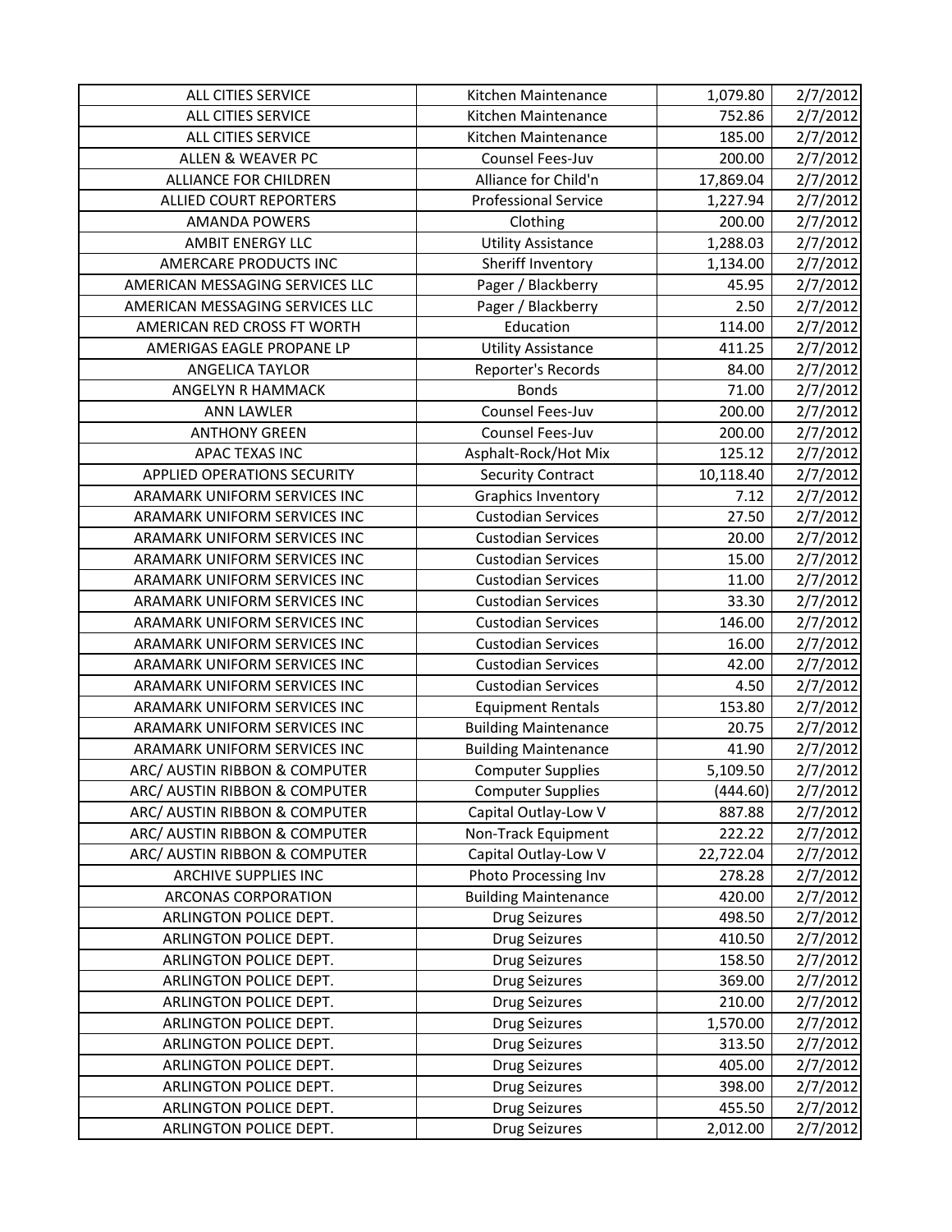| | | | |
|---|---|---|---|
| ALL CITIES SERVICE | Kitchen Maintenance | 1,079.80 | 2/7/2012 |
| ALL CITIES SERVICE | Kitchen Maintenance | 752.86 | 2/7/2012 |
| ALL CITIES SERVICE | Kitchen Maintenance | 185.00 | 2/7/2012 |
| ALLEN & WEAVER PC | Counsel Fees-Juv | 200.00 | 2/7/2012 |
| ALLIANCE FOR CHILDREN | Alliance for Child'n | 17,869.04 | 2/7/2012 |
| ALLIED COURT REPORTERS | Professional Service | 1,227.94 | 2/7/2012 |
| AMANDA POWERS | Clothing | 200.00 | 2/7/2012 |
| AMBIT ENERGY LLC | Utility Assistance | 1,288.03 | 2/7/2012 |
| AMERCARE PRODUCTS INC | Sheriff Inventory | 1,134.00 | 2/7/2012 |
| AMERICAN MESSAGING SERVICES LLC | Pager / Blackberry | 45.95 | 2/7/2012 |
| AMERICAN MESSAGING SERVICES LLC | Pager / Blackberry | 2.50 | 2/7/2012 |
| AMERICAN RED CROSS FT WORTH | Education | 114.00 | 2/7/2012 |
| AMERIGAS EAGLE PROPANE LP | Utility Assistance | 411.25 | 2/7/2012 |
| ANGELICA TAYLOR | Reporter's Records | 84.00 | 2/7/2012 |
| ANGELYN R HAMMACK | Bonds | 71.00 | 2/7/2012 |
| ANN LAWLER | Counsel Fees-Juv | 200.00 | 2/7/2012 |
| ANTHONY GREEN | Counsel Fees-Juv | 200.00 | 2/7/2012 |
| APAC TEXAS INC | Asphalt-Rock/Hot Mix | 125.12 | 2/7/2012 |
| APPLIED OPERATIONS SECURITY | Security Contract | 10,118.40 | 2/7/2012 |
| ARAMARK UNIFORM SERVICES INC | Graphics Inventory | 7.12 | 2/7/2012 |
| ARAMARK UNIFORM SERVICES INC | Custodian Services | 27.50 | 2/7/2012 |
| ARAMARK UNIFORM SERVICES INC | Custodian Services | 20.00 | 2/7/2012 |
| ARAMARK UNIFORM SERVICES INC | Custodian Services | 15.00 | 2/7/2012 |
| ARAMARK UNIFORM SERVICES INC | Custodian Services | 11.00 | 2/7/2012 |
| ARAMARK UNIFORM SERVICES INC | Custodian Services | 33.30 | 2/7/2012 |
| ARAMARK UNIFORM SERVICES INC | Custodian Services | 146.00 | 2/7/2012 |
| ARAMARK UNIFORM SERVICES INC | Custodian Services | 16.00 | 2/7/2012 |
| ARAMARK UNIFORM SERVICES INC | Custodian Services | 42.00 | 2/7/2012 |
| ARAMARK UNIFORM SERVICES INC | Custodian Services | 4.50 | 2/7/2012 |
| ARAMARK UNIFORM SERVICES INC | Equipment Rentals | 153.80 | 2/7/2012 |
| ARAMARK UNIFORM SERVICES INC | Building Maintenance | 20.75 | 2/7/2012 |
| ARAMARK UNIFORM SERVICES INC | Building Maintenance | 41.90 | 2/7/2012 |
| ARC/ AUSTIN RIBBON & COMPUTER | Computer Supplies | 5,109.50 | 2/7/2012 |
| ARC/ AUSTIN RIBBON & COMPUTER | Computer Supplies | (444.60) | 2/7/2012 |
| ARC/ AUSTIN RIBBON & COMPUTER | Capital Outlay-Low V | 887.88 | 2/7/2012 |
| ARC/ AUSTIN RIBBON & COMPUTER | Non-Track Equipment | 222.22 | 2/7/2012 |
| ARC/ AUSTIN RIBBON & COMPUTER | Capital Outlay-Low V | 22,722.04 | 2/7/2012 |
| ARCHIVE SUPPLIES INC | Photo Processing Inv | 278.28 | 2/7/2012 |
| ARCONAS CORPORATION | Building Maintenance | 420.00 | 2/7/2012 |
| ARLINGTON POLICE DEPT. | Drug Seizures | 498.50 | 2/7/2012 |
| ARLINGTON POLICE DEPT. | Drug Seizures | 410.50 | 2/7/2012 |
| ARLINGTON POLICE DEPT. | Drug Seizures | 158.50 | 2/7/2012 |
| ARLINGTON POLICE DEPT. | Drug Seizures | 369.00 | 2/7/2012 |
| ARLINGTON POLICE DEPT. | Drug Seizures | 210.00 | 2/7/2012 |
| ARLINGTON POLICE DEPT. | Drug Seizures | 1,570.00 | 2/7/2012 |
| ARLINGTON POLICE DEPT. | Drug Seizures | 313.50 | 2/7/2012 |
| ARLINGTON POLICE DEPT. | Drug Seizures | 405.00 | 2/7/2012 |
| ARLINGTON POLICE DEPT. | Drug Seizures | 398.00 | 2/7/2012 |
| ARLINGTON POLICE DEPT. | Drug Seizures | 455.50 | 2/7/2012 |
| ARLINGTON POLICE DEPT. | Drug Seizures | 2,012.00 | 2/7/2012 |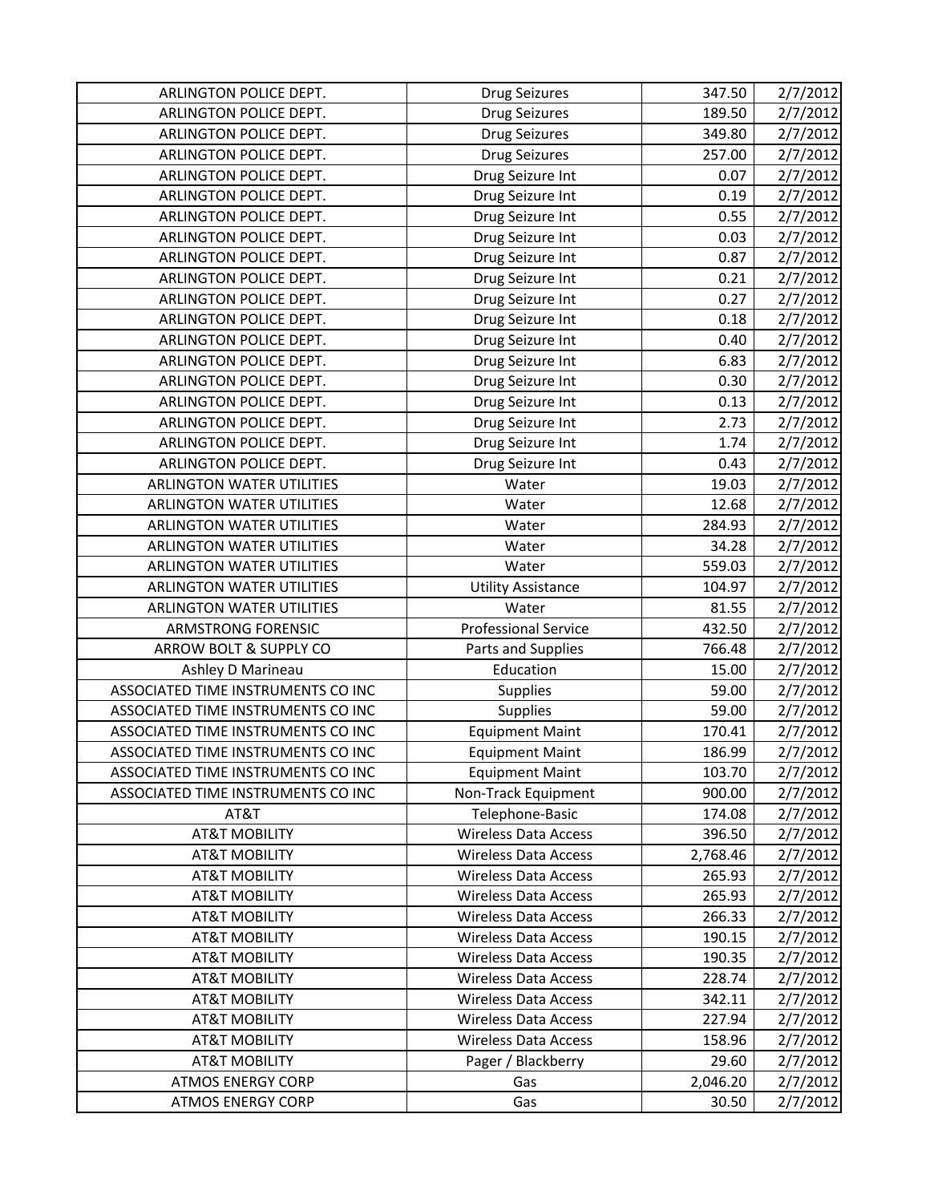| | | | |
|---|---|---|---|
| ARLINGTON POLICE DEPT. | Drug Seizures | 347.50 | 2/7/2012 |
| ARLINGTON POLICE DEPT. | Drug Seizures | 189.50 | 2/7/2012 |
| ARLINGTON POLICE DEPT. | Drug Seizures | 349.80 | 2/7/2012 |
| ARLINGTON POLICE DEPT. | Drug Seizures | 257.00 | 2/7/2012 |
| ARLINGTON POLICE DEPT. | Drug Seizure Int | 0.07 | 2/7/2012 |
| ARLINGTON POLICE DEPT. | Drug Seizure Int | 0.19 | 2/7/2012 |
| ARLINGTON POLICE DEPT. | Drug Seizure Int | 0.55 | 2/7/2012 |
| ARLINGTON POLICE DEPT. | Drug Seizure Int | 0.03 | 2/7/2012 |
| ARLINGTON POLICE DEPT. | Drug Seizure Int | 0.87 | 2/7/2012 |
| ARLINGTON POLICE DEPT. | Drug Seizure Int | 0.21 | 2/7/2012 |
| ARLINGTON POLICE DEPT. | Drug Seizure Int | 0.27 | 2/7/2012 |
| ARLINGTON POLICE DEPT. | Drug Seizure Int | 0.18 | 2/7/2012 |
| ARLINGTON POLICE DEPT. | Drug Seizure Int | 0.40 | 2/7/2012 |
| ARLINGTON POLICE DEPT. | Drug Seizure Int | 6.83 | 2/7/2012 |
| ARLINGTON POLICE DEPT. | Drug Seizure Int | 0.30 | 2/7/2012 |
| ARLINGTON POLICE DEPT. | Drug Seizure Int | 0.13 | 2/7/2012 |
| ARLINGTON POLICE DEPT. | Drug Seizure Int | 2.73 | 2/7/2012 |
| ARLINGTON POLICE DEPT. | Drug Seizure Int | 1.74 | 2/7/2012 |
| ARLINGTON POLICE DEPT. | Drug Seizure Int | 0.43 | 2/7/2012 |
| ARLINGTON WATER UTILITIES | Water | 19.03 | 2/7/2012 |
| ARLINGTON WATER UTILITIES | Water | 12.68 | 2/7/2012 |
| ARLINGTON WATER UTILITIES | Water | 284.93 | 2/7/2012 |
| ARLINGTON WATER UTILITIES | Water | 34.28 | 2/7/2012 |
| ARLINGTON WATER UTILITIES | Water | 559.03 | 2/7/2012 |
| ARLINGTON WATER UTILITIES | Utility Assistance | 104.97 | 2/7/2012 |
| ARLINGTON WATER UTILITIES | Water | 81.55 | 2/7/2012 |
| ARMSTRONG FORENSIC | Professional Service | 432.50 | 2/7/2012 |
| ARROW BOLT & SUPPLY CO | Parts and Supplies | 766.48 | 2/7/2012 |
| Ashley D Marineau | Education | 15.00 | 2/7/2012 |
| ASSOCIATED TIME INSTRUMENTS CO INC | Supplies | 59.00 | 2/7/2012 |
| ASSOCIATED TIME INSTRUMENTS CO INC | Supplies | 59.00 | 2/7/2012 |
| ASSOCIATED TIME INSTRUMENTS CO INC | Equipment Maint | 170.41 | 2/7/2012 |
| ASSOCIATED TIME INSTRUMENTS CO INC | Equipment Maint | 186.99 | 2/7/2012 |
| ASSOCIATED TIME INSTRUMENTS CO INC | Equipment Maint | 103.70 | 2/7/2012 |
| ASSOCIATED TIME INSTRUMENTS CO INC | Non-Track Equipment | 900.00 | 2/7/2012 |
| AT&T | Telephone-Basic | 174.08 | 2/7/2012 |
| AT&T MOBILITY | Wireless Data Access | 396.50 | 2/7/2012 |
| AT&T MOBILITY | Wireless Data Access | 2,768.46 | 2/7/2012 |
| AT&T MOBILITY | Wireless Data Access | 265.93 | 2/7/2012 |
| AT&T MOBILITY | Wireless Data Access | 265.93 | 2/7/2012 |
| AT&T MOBILITY | Wireless Data Access | 266.33 | 2/7/2012 |
| AT&T MOBILITY | Wireless Data Access | 190.15 | 2/7/2012 |
| AT&T MOBILITY | Wireless Data Access | 190.35 | 2/7/2012 |
| AT&T MOBILITY | Wireless Data Access | 228.74 | 2/7/2012 |
| AT&T MOBILITY | Wireless Data Access | 342.11 | 2/7/2012 |
| AT&T MOBILITY | Wireless Data Access | 227.94 | 2/7/2012 |
| AT&T MOBILITY | Wireless Data Access | 158.96 | 2/7/2012 |
| AT&T MOBILITY | Pager / Blackberry | 29.60 | 2/7/2012 |
| ATMOS ENERGY CORP | Gas | 2,046.20 | 2/7/2012 |
| ATMOS ENERGY CORP | Gas | 30.50 | 2/7/2012 |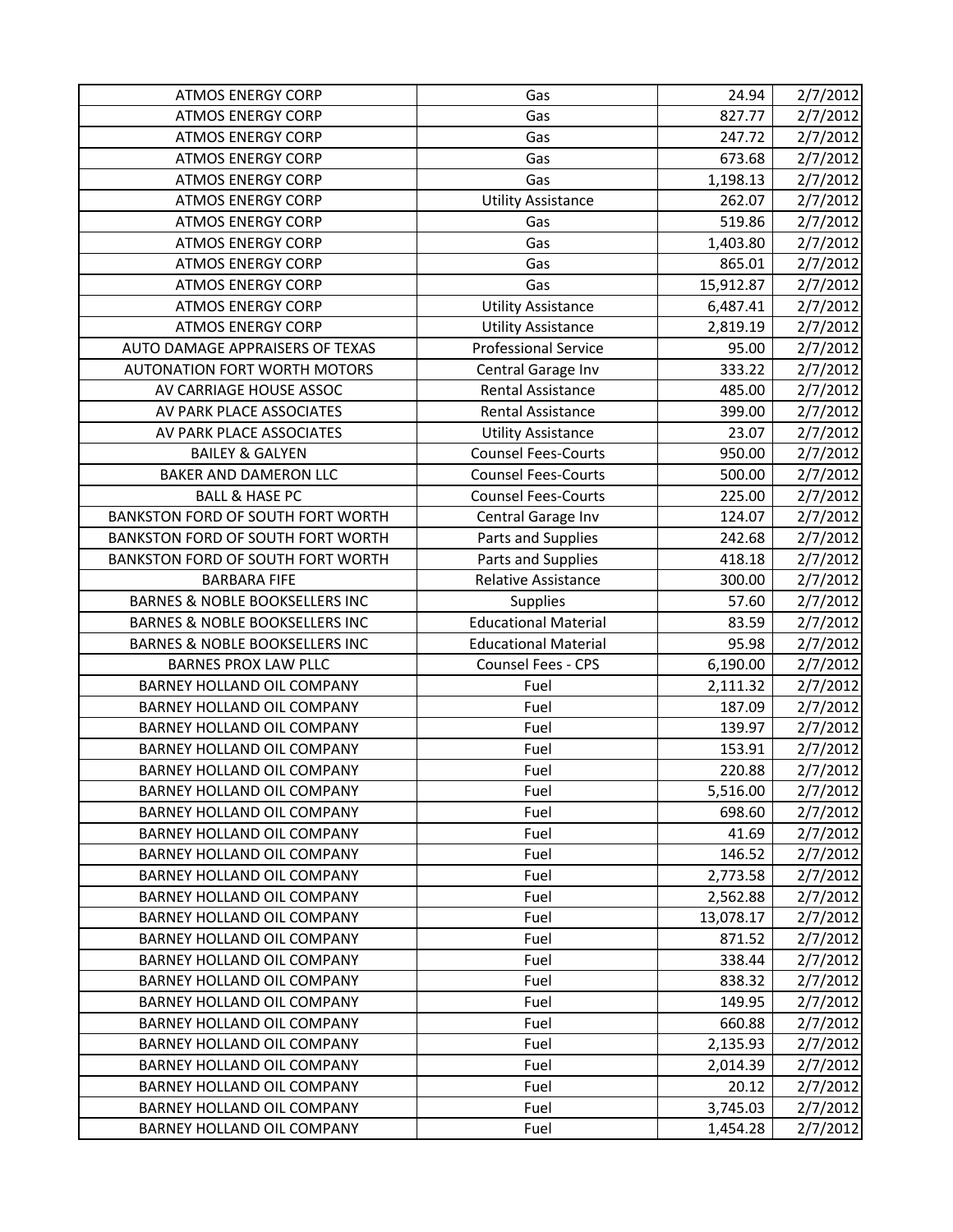| ATMOS ENERGY CORP | Gas | 24.94 | 2/7/2012 |
|---|---|---|---|
| ATMOS ENERGY CORP | Gas | 827.77 | 2/7/2012 |
| ATMOS ENERGY CORP | Gas | 247.72 | 2/7/2012 |
| ATMOS ENERGY CORP | Gas | 673.68 | 2/7/2012 |
| ATMOS ENERGY CORP | Gas | 1,198.13 | 2/7/2012 |
| ATMOS ENERGY CORP | Utility Assistance | 262.07 | 2/7/2012 |
| ATMOS ENERGY CORP | Gas | 519.86 | 2/7/2012 |
| ATMOS ENERGY CORP | Gas | 1,403.80 | 2/7/2012 |
| ATMOS ENERGY CORP | Gas | 865.01 | 2/7/2012 |
| ATMOS ENERGY CORP | Gas | 15,912.87 | 2/7/2012 |
| ATMOS ENERGY CORP | Utility Assistance | 6,487.41 | 2/7/2012 |
| ATMOS ENERGY CORP | Utility Assistance | 2,819.19 | 2/7/2012 |
| AUTO DAMAGE APPRAISERS OF TEXAS | Professional Service | 95.00 | 2/7/2012 |
| AUTONATION FORT WORTH MOTORS | Central Garage Inv | 333.22 | 2/7/2012 |
| AV CARRIAGE HOUSE ASSOC | Rental Assistance | 485.00 | 2/7/2012 |
| AV PARK PLACE ASSOCIATES | Rental Assistance | 399.00 | 2/7/2012 |
| AV PARK PLACE ASSOCIATES | Utility Assistance | 23.07 | 2/7/2012 |
| BAILEY & GALYEN | Counsel Fees-Courts | 950.00 | 2/7/2012 |
| BAKER AND DAMERON LLC | Counsel Fees-Courts | 500.00 | 2/7/2012 |
| BALL & HASE PC | Counsel Fees-Courts | 225.00 | 2/7/2012 |
| BANKSTON FORD OF SOUTH FORT WORTH | Central Garage Inv | 124.07 | 2/7/2012 |
| BANKSTON FORD OF SOUTH FORT WORTH | Parts and Supplies | 242.68 | 2/7/2012 |
| BANKSTON FORD OF SOUTH FORT WORTH | Parts and Supplies | 418.18 | 2/7/2012 |
| BARBARA FIFE | Relative Assistance | 300.00 | 2/7/2012 |
| BARNES & NOBLE BOOKSELLERS INC | Supplies | 57.60 | 2/7/2012 |
| BARNES & NOBLE BOOKSELLERS INC | Educational Material | 83.59 | 2/7/2012 |
| BARNES & NOBLE BOOKSELLERS INC | Educational Material | 95.98 | 2/7/2012 |
| BARNES PROX LAW PLLC | Counsel Fees - CPS | 6,190.00 | 2/7/2012 |
| BARNEY HOLLAND OIL COMPANY | Fuel | 2,111.32 | 2/7/2012 |
| BARNEY HOLLAND OIL COMPANY | Fuel | 187.09 | 2/7/2012 |
| BARNEY HOLLAND OIL COMPANY | Fuel | 139.97 | 2/7/2012 |
| BARNEY HOLLAND OIL COMPANY | Fuel | 153.91 | 2/7/2012 |
| BARNEY HOLLAND OIL COMPANY | Fuel | 220.88 | 2/7/2012 |
| BARNEY HOLLAND OIL COMPANY | Fuel | 5,516.00 | 2/7/2012 |
| BARNEY HOLLAND OIL COMPANY | Fuel | 698.60 | 2/7/2012 |
| BARNEY HOLLAND OIL COMPANY | Fuel | 41.69 | 2/7/2012 |
| BARNEY HOLLAND OIL COMPANY | Fuel | 146.52 | 2/7/2012 |
| BARNEY HOLLAND OIL COMPANY | Fuel | 2,773.58 | 2/7/2012 |
| BARNEY HOLLAND OIL COMPANY | Fuel | 2,562.88 | 2/7/2012 |
| BARNEY HOLLAND OIL COMPANY | Fuel | 13,078.17 | 2/7/2012 |
| BARNEY HOLLAND OIL COMPANY | Fuel | 871.52 | 2/7/2012 |
| BARNEY HOLLAND OIL COMPANY | Fuel | 338.44 | 2/7/2012 |
| BARNEY HOLLAND OIL COMPANY | Fuel | 838.32 | 2/7/2012 |
| BARNEY HOLLAND OIL COMPANY | Fuel | 149.95 | 2/7/2012 |
| BARNEY HOLLAND OIL COMPANY | Fuel | 660.88 | 2/7/2012 |
| BARNEY HOLLAND OIL COMPANY | Fuel | 2,135.93 | 2/7/2012 |
| BARNEY HOLLAND OIL COMPANY | Fuel | 2,014.39 | 2/7/2012 |
| BARNEY HOLLAND OIL COMPANY | Fuel | 20.12 | 2/7/2012 |
| BARNEY HOLLAND OIL COMPANY | Fuel | 3,745.03 | 2/7/2012 |
| BARNEY HOLLAND OIL COMPANY | Fuel | 1,454.28 | 2/7/2012 |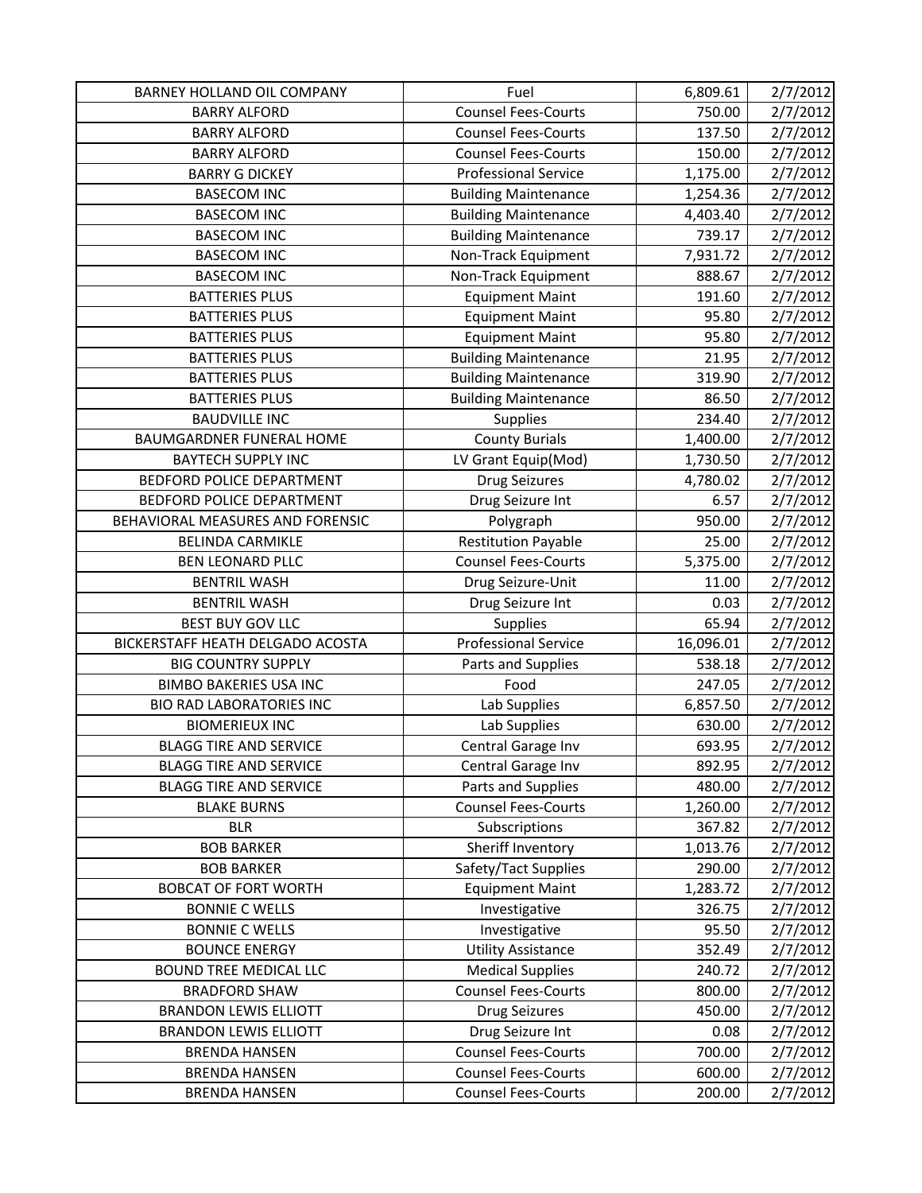| BARNEY HOLLAND OIL COMPANY | Fuel | 6,809.61 | 2/7/2012 |
|---|---|---|---|
| BARRY ALFORD | Counsel Fees-Courts | 750.00 | 2/7/2012 |
| BARRY ALFORD | Counsel Fees-Courts | 137.50 | 2/7/2012 |
| BARRY ALFORD | Counsel Fees-Courts | 150.00 | 2/7/2012 |
| BARRY G DICKEY | Professional Service | 1,175.00 | 2/7/2012 |
| BASECOM INC | Building Maintenance | 1,254.36 | 2/7/2012 |
| BASECOM INC | Building Maintenance | 4,403.40 | 2/7/2012 |
| BASECOM INC | Building Maintenance | 739.17 | 2/7/2012 |
| BASECOM INC | Non-Track Equipment | 7,931.72 | 2/7/2012 |
| BASECOM INC | Non-Track Equipment | 888.67 | 2/7/2012 |
| BATTERIES PLUS | Equipment Maint | 191.60 | 2/7/2012 |
| BATTERIES PLUS | Equipment Maint | 95.80 | 2/7/2012 |
| BATTERIES PLUS | Equipment Maint | 95.80 | 2/7/2012 |
| BATTERIES PLUS | Building Maintenance | 21.95 | 2/7/2012 |
| BATTERIES PLUS | Building Maintenance | 319.90 | 2/7/2012 |
| BATTERIES PLUS | Building Maintenance | 86.50 | 2/7/2012 |
| BAUDVILLE INC | Supplies | 234.40 | 2/7/2012 |
| BAUMGARDNER FUNERAL HOME | County Burials | 1,400.00 | 2/7/2012 |
| BAYTECH SUPPLY INC | LV Grant Equip(Mod) | 1,730.50 | 2/7/2012 |
| BEDFORD POLICE DEPARTMENT | Drug Seizures | 4,780.02 | 2/7/2012 |
| BEDFORD POLICE DEPARTMENT | Drug Seizure Int | 6.57 | 2/7/2012 |
| BEHAVIORAL MEASURES AND FORENSIC | Polygraph | 950.00 | 2/7/2012 |
| BELINDA CARMIKLE | Restitution Payable | 25.00 | 2/7/2012 |
| BEN LEONARD PLLC | Counsel Fees-Courts | 5,375.00 | 2/7/2012 |
| BENTRIL WASH | Drug Seizure-Unit | 11.00 | 2/7/2012 |
| BENTRIL WASH | Drug Seizure Int | 0.03 | 2/7/2012 |
| BEST BUY GOV LLC | Supplies | 65.94 | 2/7/2012 |
| BICKERSTAFF HEATH DELGADO ACOSTA | Professional Service | 16,096.01 | 2/7/2012 |
| BIG COUNTRY SUPPLY | Parts and Supplies | 538.18 | 2/7/2012 |
| BIMBO BAKERIES USA INC | Food | 247.05 | 2/7/2012 |
| BIO RAD LABORATORIES INC | Lab Supplies | 6,857.50 | 2/7/2012 |
| BIOMERIEUX INC | Lab Supplies | 630.00 | 2/7/2012 |
| BLAGG TIRE AND SERVICE | Central Garage Inv | 693.95 | 2/7/2012 |
| BLAGG TIRE AND SERVICE | Central Garage Inv | 892.95 | 2/7/2012 |
| BLAGG TIRE AND SERVICE | Parts and Supplies | 480.00 | 2/7/2012 |
| BLAKE BURNS | Counsel Fees-Courts | 1,260.00 | 2/7/2012 |
| BLR | Subscriptions | 367.82 | 2/7/2012 |
| BOB BARKER | Sheriff Inventory | 1,013.76 | 2/7/2012 |
| BOB BARKER | Safety/Tact Supplies | 290.00 | 2/7/2012 |
| BOBCAT OF FORT WORTH | Equipment Maint | 1,283.72 | 2/7/2012 |
| BONNIE C WELLS | Investigative | 326.75 | 2/7/2012 |
| BONNIE C WELLS | Investigative | 95.50 | 2/7/2012 |
| BOUNCE ENERGY | Utility Assistance | 352.49 | 2/7/2012 |
| BOUND TREE MEDICAL LLC | Medical Supplies | 240.72 | 2/7/2012 |
| BRADFORD SHAW | Counsel Fees-Courts | 800.00 | 2/7/2012 |
| BRANDON LEWIS ELLIOTT | Drug Seizures | 450.00 | 2/7/2012 |
| BRANDON LEWIS ELLIOTT | Drug Seizure Int | 0.08 | 2/7/2012 |
| BRENDA HANSEN | Counsel Fees-Courts | 700.00 | 2/7/2012 |
| BRENDA HANSEN | Counsel Fees-Courts | 600.00 | 2/7/2012 |
| BRENDA HANSEN | Counsel Fees-Courts | 200.00 | 2/7/2012 |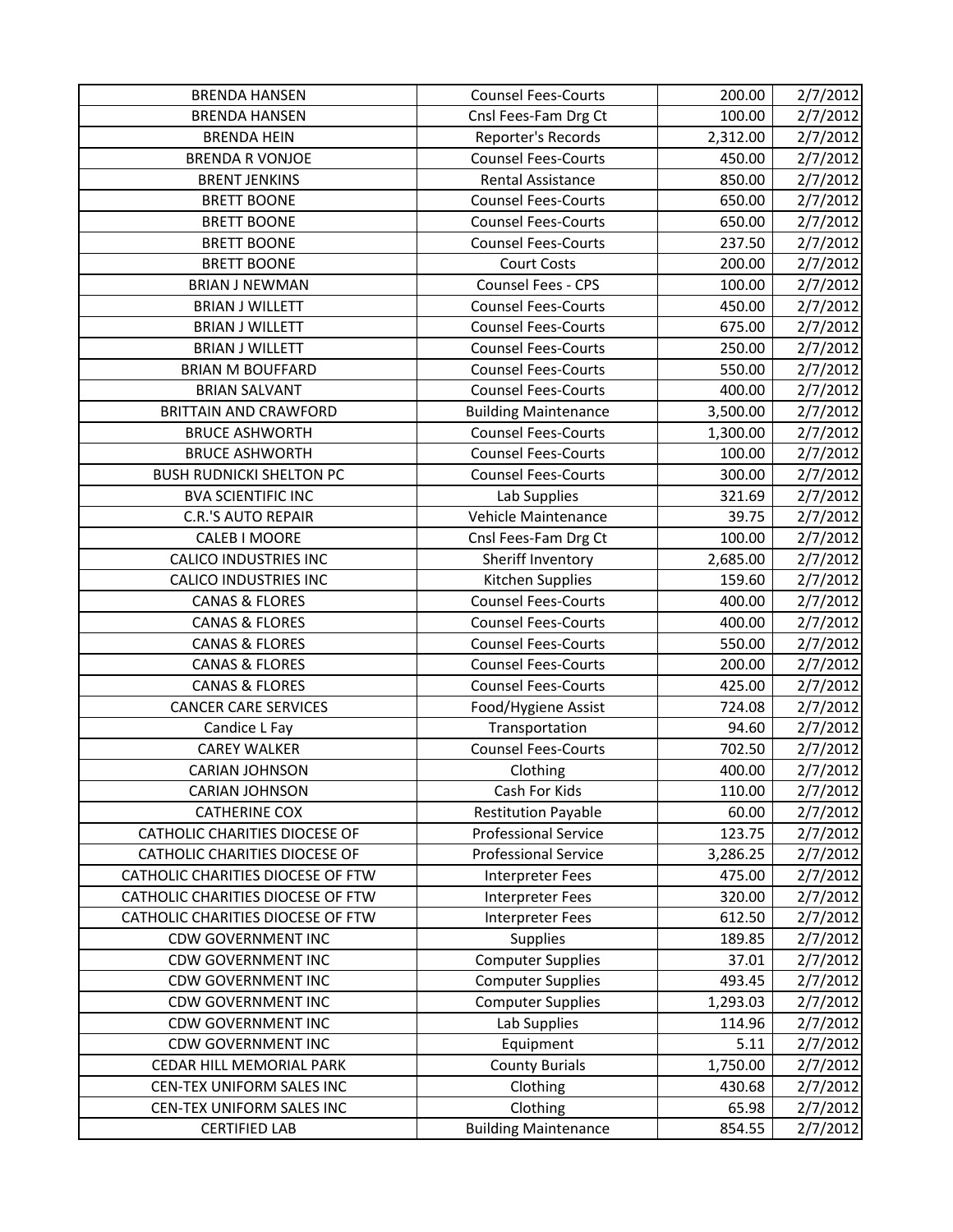| BRENDA HANSEN | Counsel Fees-Courts | 200.00 | 2/7/2012 |
|---|---|---|---|
| BRENDA HANSEN | Cnsl Fees-Fam Drg Ct | 100.00 | 2/7/2012 |
| BRENDA HEIN | Reporter's Records | 2,312.00 | 2/7/2012 |
| BRENDA R VONJOE | Counsel Fees-Courts | 450.00 | 2/7/2012 |
| BRENT JENKINS | Rental Assistance | 850.00 | 2/7/2012 |
| BRETT BOONE | Counsel Fees-Courts | 650.00 | 2/7/2012 |
| BRETT BOONE | Counsel Fees-Courts | 650.00 | 2/7/2012 |
| BRETT BOONE | Counsel Fees-Courts | 237.50 | 2/7/2012 |
| BRETT BOONE | Court Costs | 200.00 | 2/7/2012 |
| BRIAN J NEWMAN | Counsel Fees - CPS | 100.00 | 2/7/2012 |
| BRIAN J WILLETT | Counsel Fees-Courts | 450.00 | 2/7/2012 |
| BRIAN J WILLETT | Counsel Fees-Courts | 675.00 | 2/7/2012 |
| BRIAN J WILLETT | Counsel Fees-Courts | 250.00 | 2/7/2012 |
| BRIAN M BOUFFARD | Counsel Fees-Courts | 550.00 | 2/7/2012 |
| BRIAN SALVANT | Counsel Fees-Courts | 400.00 | 2/7/2012 |
| BRITTAIN AND CRAWFORD | Building Maintenance | 3,500.00 | 2/7/2012 |
| BRUCE ASHWORTH | Counsel Fees-Courts | 1,300.00 | 2/7/2012 |
| BRUCE ASHWORTH | Counsel Fees-Courts | 100.00 | 2/7/2012 |
| BUSH RUDNICKI SHELTON PC | Counsel Fees-Courts | 300.00 | 2/7/2012 |
| BVA SCIENTIFIC INC | Lab Supplies | 321.69 | 2/7/2012 |
| C.R.'S AUTO REPAIR | Vehicle Maintenance | 39.75 | 2/7/2012 |
| CALEB I MOORE | Cnsl Fees-Fam Drg Ct | 100.00 | 2/7/2012 |
| CALICO INDUSTRIES INC | Sheriff Inventory | 2,685.00 | 2/7/2012 |
| CALICO INDUSTRIES INC | Kitchen Supplies | 159.60 | 2/7/2012 |
| CANAS & FLORES | Counsel Fees-Courts | 400.00 | 2/7/2012 |
| CANAS & FLORES | Counsel Fees-Courts | 400.00 | 2/7/2012 |
| CANAS & FLORES | Counsel Fees-Courts | 550.00 | 2/7/2012 |
| CANAS & FLORES | Counsel Fees-Courts | 200.00 | 2/7/2012 |
| CANAS & FLORES | Counsel Fees-Courts | 425.00 | 2/7/2012 |
| CANCER CARE SERVICES | Food/Hygiene Assist | 724.08 | 2/7/2012 |
| Candice L Fay | Transportation | 94.60 | 2/7/2012 |
| CAREY WALKER | Counsel Fees-Courts | 702.50 | 2/7/2012 |
| CARIAN JOHNSON | Clothing | 400.00 | 2/7/2012 |
| CARIAN JOHNSON | Cash For Kids | 110.00 | 2/7/2012 |
| CATHERINE COX | Restitution Payable | 60.00 | 2/7/2012 |
| CATHOLIC CHARITIES DIOCESE OF | Professional Service | 123.75 | 2/7/2012 |
| CATHOLIC CHARITIES DIOCESE OF | Professional Service | 3,286.25 | 2/7/2012 |
| CATHOLIC CHARITIES DIOCESE OF FTW | Interpreter Fees | 475.00 | 2/7/2012 |
| CATHOLIC CHARITIES DIOCESE OF FTW | Interpreter Fees | 320.00 | 2/7/2012 |
| CATHOLIC CHARITIES DIOCESE OF FTW | Interpreter Fees | 612.50 | 2/7/2012 |
| CDW GOVERNMENT INC | Supplies | 189.85 | 2/7/2012 |
| CDW GOVERNMENT INC | Computer Supplies | 37.01 | 2/7/2012 |
| CDW GOVERNMENT INC | Computer Supplies | 493.45 | 2/7/2012 |
| CDW GOVERNMENT INC | Computer Supplies | 1,293.03 | 2/7/2012 |
| CDW GOVERNMENT INC | Lab Supplies | 114.96 | 2/7/2012 |
| CDW GOVERNMENT INC | Equipment | 5.11 | 2/7/2012 |
| CEDAR HILL MEMORIAL PARK | County Burials | 1,750.00 | 2/7/2012 |
| CEN-TEX UNIFORM SALES INC | Clothing | 430.68 | 2/7/2012 |
| CEN-TEX UNIFORM SALES INC | Clothing | 65.98 | 2/7/2012 |
| CERTIFIED LAB | Building Maintenance | 854.55 | 2/7/2012 |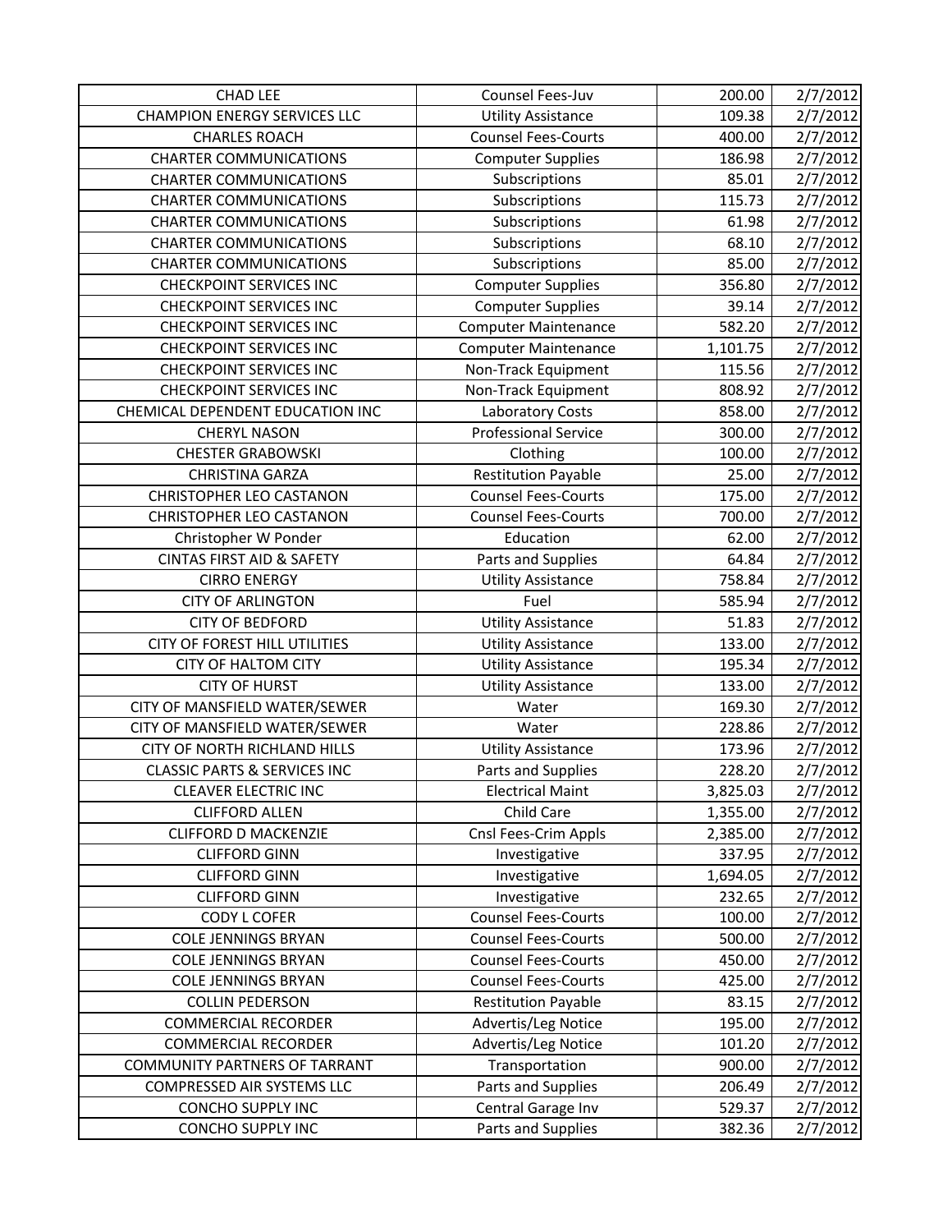| CHAD LEE | Counsel Fees-Juv | 200.00 | 2/7/2012 |
|---|---|---|---|
| CHAMPION ENERGY SERVICES LLC | Utility Assistance | 109.38 | 2/7/2012 |
| CHARLES ROACH | Counsel Fees-Courts | 400.00 | 2/7/2012 |
| CHARTER COMMUNICATIONS | Computer Supplies | 186.98 | 2/7/2012 |
| CHARTER COMMUNICATIONS | Subscriptions | 85.01 | 2/7/2012 |
| CHARTER COMMUNICATIONS | Subscriptions | 115.73 | 2/7/2012 |
| CHARTER COMMUNICATIONS | Subscriptions | 61.98 | 2/7/2012 |
| CHARTER COMMUNICATIONS | Subscriptions | 68.10 | 2/7/2012 |
| CHARTER COMMUNICATIONS | Subscriptions | 85.00 | 2/7/2012 |
| CHECKPOINT SERVICES INC | Computer Supplies | 356.80 | 2/7/2012 |
| CHECKPOINT SERVICES INC | Computer Supplies | 39.14 | 2/7/2012 |
| CHECKPOINT SERVICES INC | Computer Maintenance | 582.20 | 2/7/2012 |
| CHECKPOINT SERVICES INC | Computer Maintenance | 1,101.75 | 2/7/2012 |
| CHECKPOINT SERVICES INC | Non-Track Equipment | 115.56 | 2/7/2012 |
| CHECKPOINT SERVICES INC | Non-Track Equipment | 808.92 | 2/7/2012 |
| CHEMICAL DEPENDENT EDUCATION INC | Laboratory Costs | 858.00 | 2/7/2012 |
| CHERYL NASON | Professional Service | 300.00 | 2/7/2012 |
| CHESTER GRABOWSKI | Clothing | 100.00 | 2/7/2012 |
| CHRISTINA GARZA | Restitution Payable | 25.00 | 2/7/2012 |
| CHRISTOPHER LEO CASTANON | Counsel Fees-Courts | 175.00 | 2/7/2012 |
| CHRISTOPHER LEO CASTANON | Counsel Fees-Courts | 700.00 | 2/7/2012 |
| Christopher W Ponder | Education | 62.00 | 2/7/2012 |
| CINTAS FIRST AID & SAFETY | Parts and Supplies | 64.84 | 2/7/2012 |
| CIRRO ENERGY | Utility Assistance | 758.84 | 2/7/2012 |
| CITY OF ARLINGTON | Fuel | 585.94 | 2/7/2012 |
| CITY OF BEDFORD | Utility Assistance | 51.83 | 2/7/2012 |
| CITY OF FOREST HILL UTILITIES | Utility Assistance | 133.00 | 2/7/2012 |
| CITY OF HALTOM CITY | Utility Assistance | 195.34 | 2/7/2012 |
| CITY OF HURST | Utility Assistance | 133.00 | 2/7/2012 |
| CITY OF MANSFIELD WATER/SEWER | Water | 169.30 | 2/7/2012 |
| CITY OF MANSFIELD WATER/SEWER | Water | 228.86 | 2/7/2012 |
| CITY OF NORTH RICHLAND HILLS | Utility Assistance | 173.96 | 2/7/2012 |
| CLASSIC PARTS & SERVICES INC | Parts and Supplies | 228.20 | 2/7/2012 |
| CLEAVER ELECTRIC INC | Electrical Maint | 3,825.03 | 2/7/2012 |
| CLIFFORD ALLEN | Child Care | 1,355.00 | 2/7/2012 |
| CLIFFORD D MACKENZIE | Cnsl Fees-Crim Appls | 2,385.00 | 2/7/2012 |
| CLIFFORD GINN | Investigative | 337.95 | 2/7/2012 |
| CLIFFORD GINN | Investigative | 1,694.05 | 2/7/2012 |
| CLIFFORD GINN | Investigative | 232.65 | 2/7/2012 |
| CODY L COFER | Counsel Fees-Courts | 100.00 | 2/7/2012 |
| COLE JENNINGS BRYAN | Counsel Fees-Courts | 500.00 | 2/7/2012 |
| COLE JENNINGS BRYAN | Counsel Fees-Courts | 450.00 | 2/7/2012 |
| COLE JENNINGS BRYAN | Counsel Fees-Courts | 425.00 | 2/7/2012 |
| COLLIN PEDERSON | Restitution Payable | 83.15 | 2/7/2012 |
| COMMERCIAL RECORDER | Advertis/Leg Notice | 195.00 | 2/7/2012 |
| COMMERCIAL RECORDER | Advertis/Leg Notice | 101.20 | 2/7/2012 |
| COMMUNITY PARTNERS OF TARRANT | Transportation | 900.00 | 2/7/2012 |
| COMPRESSED AIR SYSTEMS LLC | Parts and Supplies | 206.49 | 2/7/2012 |
| CONCHO SUPPLY INC | Central Garage Inv | 529.37 | 2/7/2012 |
| CONCHO SUPPLY INC | Parts and Supplies | 382.36 | 2/7/2012 |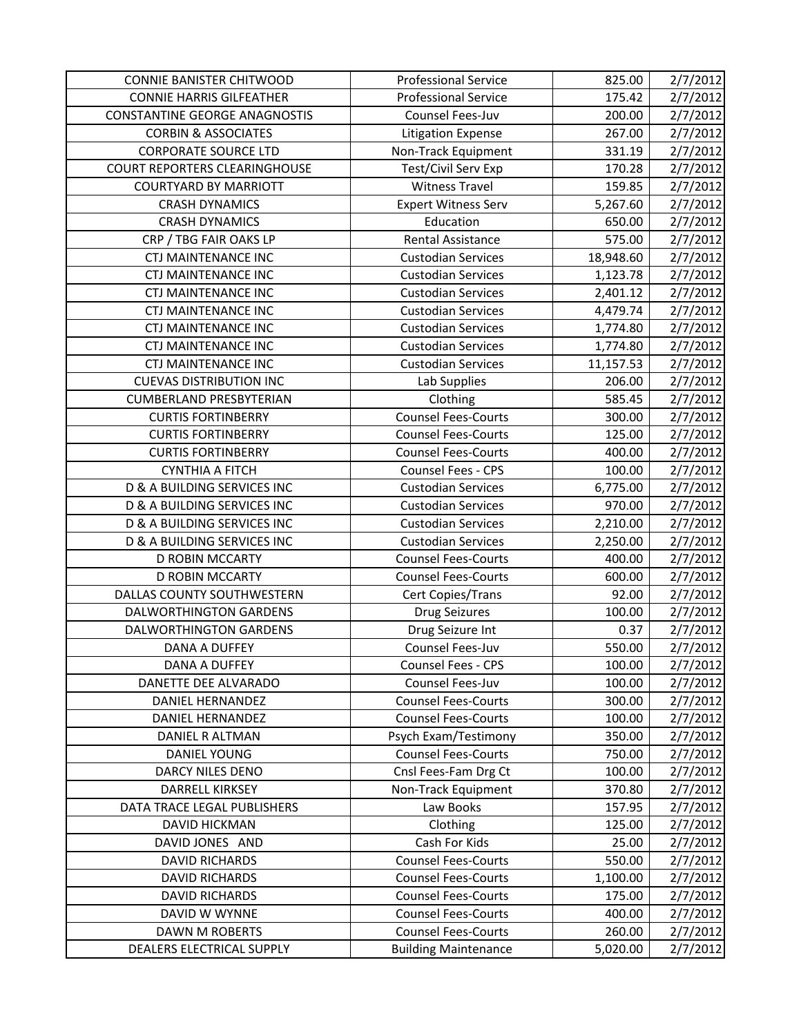| | | | |
|---|---|---|---|
| CONNIE BANISTER CHITWOOD | Professional Service | 825.00 | 2/7/2012 |
| CONNIE HARRIS GILFEATHER | Professional Service | 175.42 | 2/7/2012 |
| CONSTANTINE GEORGE ANAGNOSTIS | Counsel Fees-Juv | 200.00 | 2/7/2012 |
| CORBIN & ASSOCIATES | Litigation Expense | 267.00 | 2/7/2012 |
| CORPORATE SOURCE LTD | Non-Track Equipment | 331.19 | 2/7/2012 |
| COURT REPORTERS CLEARINGHOUSE | Test/Civil Serv Exp | 170.28 | 2/7/2012 |
| COURTYARD BY MARRIOTT | Witness Travel | 159.85 | 2/7/2012 |
| CRASH DYNAMICS | Expert Witness Serv | 5,267.60 | 2/7/2012 |
| CRASH DYNAMICS | Education | 650.00 | 2/7/2012 |
| CRP / TBG FAIR OAKS LP | Rental Assistance | 575.00 | 2/7/2012 |
| CTJ MAINTENANCE INC | Custodian Services | 18,948.60 | 2/7/2012 |
| CTJ MAINTENANCE INC | Custodian Services | 1,123.78 | 2/7/2012 |
| CTJ MAINTENANCE INC | Custodian Services | 2,401.12 | 2/7/2012 |
| CTJ MAINTENANCE INC | Custodian Services | 4,479.74 | 2/7/2012 |
| CTJ MAINTENANCE INC | Custodian Services | 1,774.80 | 2/7/2012 |
| CTJ MAINTENANCE INC | Custodian Services | 1,774.80 | 2/7/2012 |
| CTJ MAINTENANCE INC | Custodian Services | 11,157.53 | 2/7/2012 |
| CUEVAS DISTRIBUTION INC | Lab Supplies | 206.00 | 2/7/2012 |
| CUMBERLAND PRESBYTERIAN | Clothing | 585.45 | 2/7/2012 |
| CURTIS FORTINBERRY | Counsel Fees-Courts | 300.00 | 2/7/2012 |
| CURTIS FORTINBERRY | Counsel Fees-Courts | 125.00 | 2/7/2012 |
| CURTIS FORTINBERRY | Counsel Fees-Courts | 400.00 | 2/7/2012 |
| CYNTHIA A FITCH | Counsel Fees - CPS | 100.00 | 2/7/2012 |
| D & A BUILDING SERVICES INC | Custodian Services | 6,775.00 | 2/7/2012 |
| D & A BUILDING SERVICES INC | Custodian Services | 970.00 | 2/7/2012 |
| D & A BUILDING SERVICES INC | Custodian Services | 2,210.00 | 2/7/2012 |
| D & A BUILDING SERVICES INC | Custodian Services | 2,250.00 | 2/7/2012 |
| D ROBIN MCCARTY | Counsel Fees-Courts | 400.00 | 2/7/2012 |
| D ROBIN MCCARTY | Counsel Fees-Courts | 600.00 | 2/7/2012 |
| DALLAS COUNTY SOUTHWESTERN | Cert Copies/Trans | 92.00 | 2/7/2012 |
| DALWORTHINGTON GARDENS | Drug Seizures | 100.00 | 2/7/2012 |
| DALWORTHINGTON GARDENS | Drug Seizure Int | 0.37 | 2/7/2012 |
| DANA A DUFFEY | Counsel Fees-Juv | 550.00 | 2/7/2012 |
| DANA A DUFFEY | Counsel Fees - CPS | 100.00 | 2/7/2012 |
| DANETTE DEE ALVARADO | Counsel Fees-Juv | 100.00 | 2/7/2012 |
| DANIEL HERNANDEZ | Counsel Fees-Courts | 300.00 | 2/7/2012 |
| DANIEL HERNANDEZ | Counsel Fees-Courts | 100.00 | 2/7/2012 |
| DANIEL R ALTMAN | Psych Exam/Testimony | 350.00 | 2/7/2012 |
| DANIEL YOUNG | Counsel Fees-Courts | 750.00 | 2/7/2012 |
| DARCY NILES DENO | Cnsl Fees-Fam Drg Ct | 100.00 | 2/7/2012 |
| DARRELL KIRKSEY | Non-Track Equipment | 370.80 | 2/7/2012 |
| DATA TRACE LEGAL PUBLISHERS | Law Books | 157.95 | 2/7/2012 |
| DAVID HICKMAN | Clothing | 125.00 | 2/7/2012 |
| DAVID JONES AND | Cash For Kids | 25.00 | 2/7/2012 |
| DAVID RICHARDS | Counsel Fees-Courts | 550.00 | 2/7/2012 |
| DAVID RICHARDS | Counsel Fees-Courts | 1,100.00 | 2/7/2012 |
| DAVID RICHARDS | Counsel Fees-Courts | 175.00 | 2/7/2012 |
| DAVID W WYNNE | Counsel Fees-Courts | 400.00 | 2/7/2012 |
| DAWN M ROBERTS | Counsel Fees-Courts | 260.00 | 2/7/2012 |
| DEALERS ELECTRICAL SUPPLY | Building Maintenance | 5,020.00 | 2/7/2012 |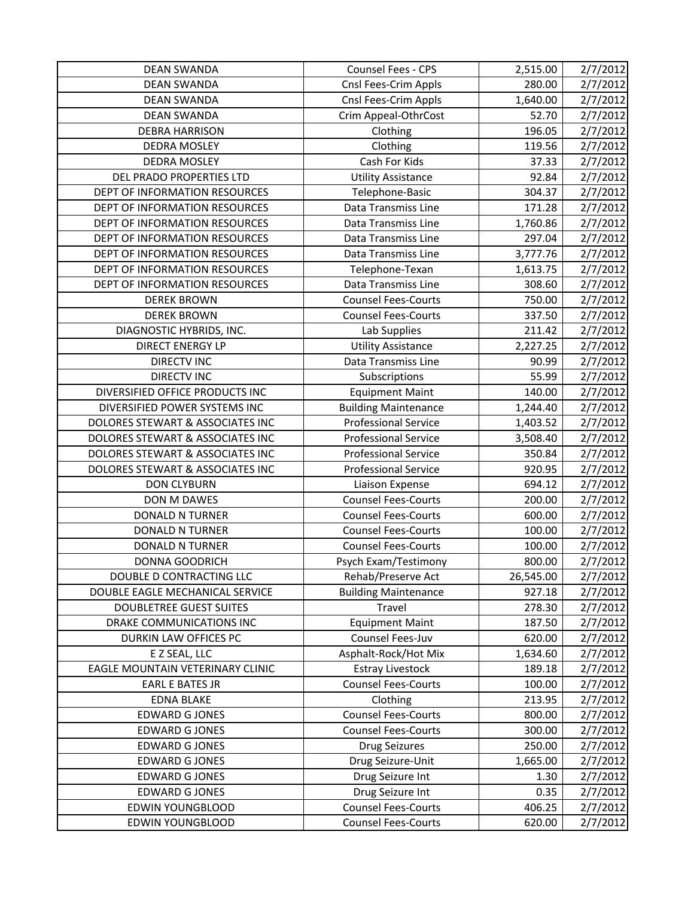| DEAN SWANDA | Counsel Fees - CPS | 2,515.00 | 2/7/2012 |
|---|---|---|---|
| DEAN SWANDA | Cnsl Fees-Crim Appls | 280.00 | 2/7/2012 |
| DEAN SWANDA | Cnsl Fees-Crim Appls | 1,640.00 | 2/7/2012 |
| DEAN SWANDA | Crim Appeal-OthrCost | 52.70 | 2/7/2012 |
| DEBRA HARRISON | Clothing | 196.05 | 2/7/2012 |
| DEDRA MOSLEY | Clothing | 119.56 | 2/7/2012 |
| DEDRA MOSLEY | Cash For Kids | 37.33 | 2/7/2012 |
| DEL PRADO PROPERTIES LTD | Utility Assistance | 92.84 | 2/7/2012 |
| DEPT OF INFORMATION RESOURCES | Telephone-Basic | 304.37 | 2/7/2012 |
| DEPT OF INFORMATION RESOURCES | Data Transmiss Line | 171.28 | 2/7/2012 |
| DEPT OF INFORMATION RESOURCES | Data Transmiss Line | 1,760.86 | 2/7/2012 |
| DEPT OF INFORMATION RESOURCES | Data Transmiss Line | 297.04 | 2/7/2012 |
| DEPT OF INFORMATION RESOURCES | Data Transmiss Line | 3,777.76 | 2/7/2012 |
| DEPT OF INFORMATION RESOURCES | Telephone-Texan | 1,613.75 | 2/7/2012 |
| DEPT OF INFORMATION RESOURCES | Data Transmiss Line | 308.60 | 2/7/2012 |
| DEREK BROWN | Counsel Fees-Courts | 750.00 | 2/7/2012 |
| DEREK BROWN | Counsel Fees-Courts | 337.50 | 2/7/2012 |
| DIAGNOSTIC HYBRIDS, INC. | Lab Supplies | 211.42 | 2/7/2012 |
| DIRECT ENERGY LP | Utility Assistance | 2,227.25 | 2/7/2012 |
| DIRECTV INC | Data Transmiss Line | 90.99 | 2/7/2012 |
| DIRECTV INC | Subscriptions | 55.99 | 2/7/2012 |
| DIVERSIFIED OFFICE PRODUCTS INC | Equipment Maint | 140.00 | 2/7/2012 |
| DIVERSIFIED POWER SYSTEMS INC | Building Maintenance | 1,244.40 | 2/7/2012 |
| DOLORES STEWART & ASSOCIATES INC | Professional Service | 1,403.52 | 2/7/2012 |
| DOLORES STEWART & ASSOCIATES INC | Professional Service | 3,508.40 | 2/7/2012 |
| DOLORES STEWART & ASSOCIATES INC | Professional Service | 350.84 | 2/7/2012 |
| DOLORES STEWART & ASSOCIATES INC | Professional Service | 920.95 | 2/7/2012 |
| DON CLYBURN | Liaison Expense | 694.12 | 2/7/2012 |
| DON M DAWES | Counsel Fees-Courts | 200.00 | 2/7/2012 |
| DONALD N TURNER | Counsel Fees-Courts | 600.00 | 2/7/2012 |
| DONALD N TURNER | Counsel Fees-Courts | 100.00 | 2/7/2012 |
| DONALD N TURNER | Counsel Fees-Courts | 100.00 | 2/7/2012 |
| DONNA GOODRICH | Psych Exam/Testimony | 800.00 | 2/7/2012 |
| DOUBLE D CONTRACTING LLC | Rehab/Preserve Act | 26,545.00 | 2/7/2012 |
| DOUBLE EAGLE MECHANICAL SERVICE | Building Maintenance | 927.18 | 2/7/2012 |
| DOUBLETREE GUEST SUITES | Travel | 278.30 | 2/7/2012 |
| DRAKE COMMUNICATIONS INC | Equipment Maint | 187.50 | 2/7/2012 |
| DURKIN LAW OFFICES PC | Counsel Fees-Juv | 620.00 | 2/7/2012 |
| E Z SEAL, LLC | Asphalt-Rock/Hot Mix | 1,634.60 | 2/7/2012 |
| EAGLE MOUNTAIN VETERINARY CLINIC | Estray Livestock | 189.18 | 2/7/2012 |
| EARL E BATES JR | Counsel Fees-Courts | 100.00 | 2/7/2012 |
| EDNA BLAKE | Clothing | 213.95 | 2/7/2012 |
| EDWARD G JONES | Counsel Fees-Courts | 800.00 | 2/7/2012 |
| EDWARD G JONES | Counsel Fees-Courts | 300.00 | 2/7/2012 |
| EDWARD G JONES | Drug Seizures | 250.00 | 2/7/2012 |
| EDWARD G JONES | Drug Seizure-Unit | 1,665.00 | 2/7/2012 |
| EDWARD G JONES | Drug Seizure Int | 1.30 | 2/7/2012 |
| EDWARD G JONES | Drug Seizure Int | 0.35 | 2/7/2012 |
| EDWIN YOUNGBLOOD | Counsel Fees-Courts | 406.25 | 2/7/2012 |
| EDWIN YOUNGBLOOD | Counsel Fees-Courts | 620.00 | 2/7/2012 |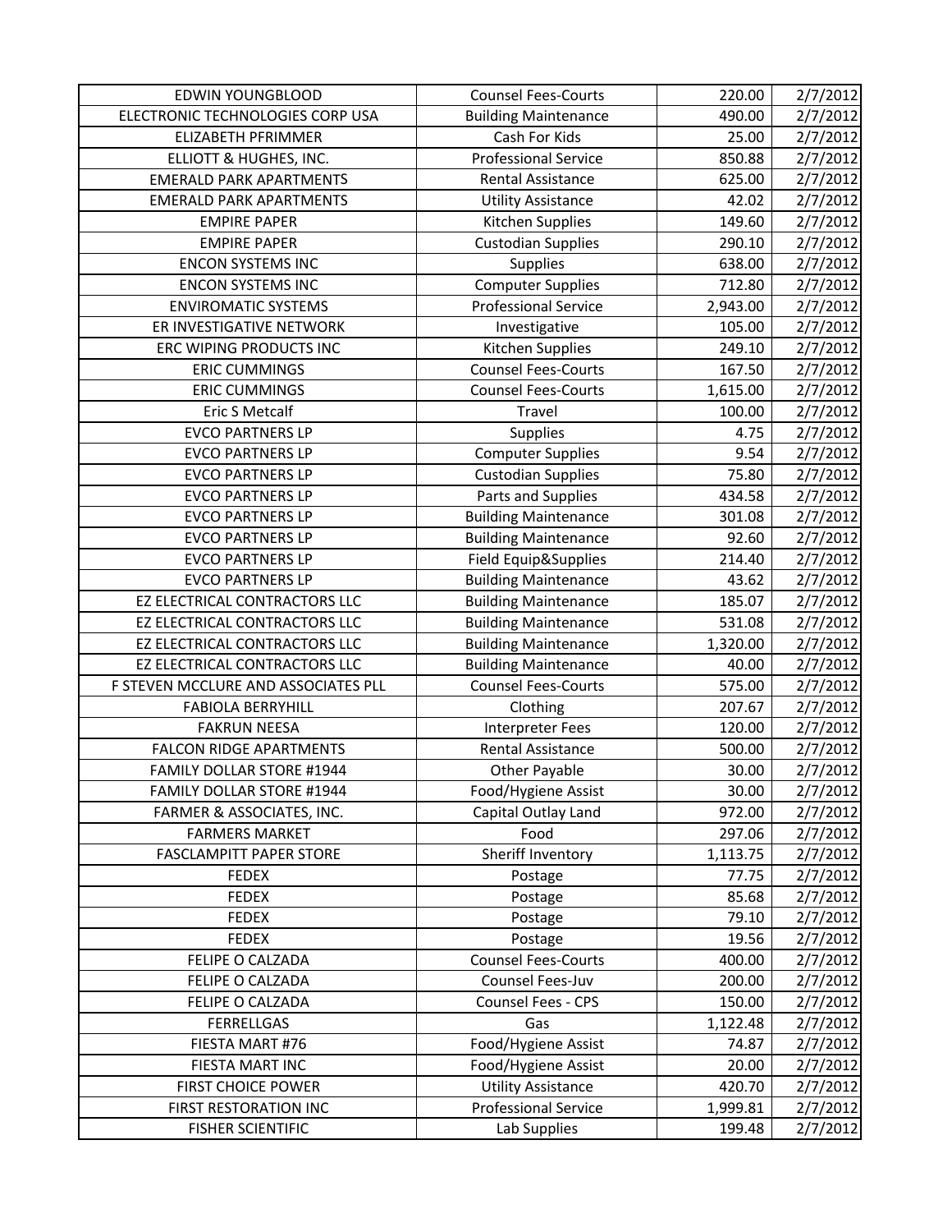| EDWIN YOUNGBLOOD | Counsel Fees-Courts | 220.00 | 2/7/2012 |
|---|---|---|---|
| ELECTRONIC TECHNOLOGIES CORP USA | Building Maintenance | 490.00 | 2/7/2012 |
| ELIZABETH PFRIMMER | Cash For Kids | 25.00 | 2/7/2012 |
| ELLIOTT & HUGHES, INC. | Professional Service | 850.88 | 2/7/2012 |
| EMERALD PARK APARTMENTS | Rental Assistance | 625.00 | 2/7/2012 |
| EMERALD PARK APARTMENTS | Utility Assistance | 42.02 | 2/7/2012 |
| EMPIRE PAPER | Kitchen Supplies | 149.60 | 2/7/2012 |
| EMPIRE PAPER | Custodian Supplies | 290.10 | 2/7/2012 |
| ENCON SYSTEMS INC | Supplies | 638.00 | 2/7/2012 |
| ENCON SYSTEMS INC | Computer Supplies | 712.80 | 2/7/2012 |
| ENVIROMATIC SYSTEMS | Professional Service | 2,943.00 | 2/7/2012 |
| ER INVESTIGATIVE NETWORK | Investigative | 105.00 | 2/7/2012 |
| ERC WIPING PRODUCTS INC | Kitchen Supplies | 249.10 | 2/7/2012 |
| ERIC CUMMINGS | Counsel Fees-Courts | 167.50 | 2/7/2012 |
| ERIC CUMMINGS | Counsel Fees-Courts | 1,615.00 | 2/7/2012 |
| Eric S Metcalf | Travel | 100.00 | 2/7/2012 |
| EVCO PARTNERS LP | Supplies | 4.75 | 2/7/2012 |
| EVCO PARTNERS LP | Computer Supplies | 9.54 | 2/7/2012 |
| EVCO PARTNERS LP | Custodian Supplies | 75.80 | 2/7/2012 |
| EVCO PARTNERS LP | Parts and Supplies | 434.58 | 2/7/2012 |
| EVCO PARTNERS LP | Building Maintenance | 301.08 | 2/7/2012 |
| EVCO PARTNERS LP | Building Maintenance | 92.60 | 2/7/2012 |
| EVCO PARTNERS LP | Field Equip&Supplies | 214.40 | 2/7/2012 |
| EVCO PARTNERS LP | Building Maintenance | 43.62 | 2/7/2012 |
| EZ ELECTRICAL CONTRACTORS LLC | Building Maintenance | 185.07 | 2/7/2012 |
| EZ ELECTRICAL CONTRACTORS LLC | Building Maintenance | 531.08 | 2/7/2012 |
| EZ ELECTRICAL CONTRACTORS LLC | Building Maintenance | 1,320.00 | 2/7/2012 |
| EZ ELECTRICAL CONTRACTORS LLC | Building Maintenance | 40.00 | 2/7/2012 |
| F STEVEN MCCLURE AND ASSOCIATES PLL | Counsel Fees-Courts | 575.00 | 2/7/2012 |
| FABIOLA BERRYHILL | Clothing | 207.67 | 2/7/2012 |
| FAKRUN NEESA | Interpreter Fees | 120.00 | 2/7/2012 |
| FALCON RIDGE APARTMENTS | Rental Assistance | 500.00 | 2/7/2012 |
| FAMILY DOLLAR STORE #1944 | Other Payable | 30.00 | 2/7/2012 |
| FAMILY DOLLAR STORE #1944 | Food/Hygiene Assist | 30.00 | 2/7/2012 |
| FARMER & ASSOCIATES, INC. | Capital Outlay Land | 972.00 | 2/7/2012 |
| FARMERS MARKET | Food | 297.06 | 2/7/2012 |
| FASCLAMPITT PAPER STORE | Sheriff Inventory | 1,113.75 | 2/7/2012 |
| FEDEX | Postage | 77.75 | 2/7/2012 |
| FEDEX | Postage | 85.68 | 2/7/2012 |
| FEDEX | Postage | 79.10 | 2/7/2012 |
| FEDEX | Postage | 19.56 | 2/7/2012 |
| FELIPE O CALZADA | Counsel Fees-Courts | 400.00 | 2/7/2012 |
| FELIPE O CALZADA | Counsel Fees-Juv | 200.00 | 2/7/2012 |
| FELIPE O CALZADA | Counsel Fees - CPS | 150.00 | 2/7/2012 |
| FERRELLGAS | Gas | 1,122.48 | 2/7/2012 |
| FIESTA MART #76 | Food/Hygiene Assist | 74.87 | 2/7/2012 |
| FIESTA MART INC | Food/Hygiene Assist | 20.00 | 2/7/2012 |
| FIRST CHOICE POWER | Utility Assistance | 420.70 | 2/7/2012 |
| FIRST RESTORATION INC | Professional Service | 1,999.81 | 2/7/2012 |
| FISHER SCIENTIFIC | Lab Supplies | 199.48 | 2/7/2012 |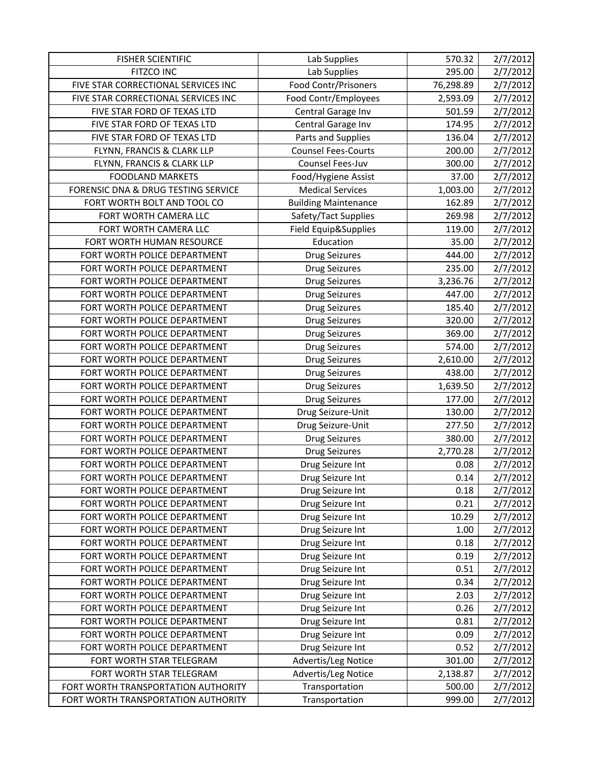| FISHER SCIENTIFIC | Lab Supplies | 570.32 | 2/7/2012 |
|---|---|---|---|
| FITZCO INC | Lab Supplies | 295.00 | 2/7/2012 |
| FIVE STAR CORRECTIONAL SERVICES INC | Food Contr/Prisoners | 76,298.89 | 2/7/2012 |
| FIVE STAR CORRECTIONAL SERVICES INC | Food Contr/Employees | 2,593.09 | 2/7/2012 |
| FIVE STAR FORD OF TEXAS LTD | Central Garage Inv | 501.59 | 2/7/2012 |
| FIVE STAR FORD OF TEXAS LTD | Central Garage Inv | 174.95 | 2/7/2012 |
| FIVE STAR FORD OF TEXAS LTD | Parts and Supplies | 136.04 | 2/7/2012 |
| FLYNN, FRANCIS & CLARK LLP | Counsel Fees-Courts | 200.00 | 2/7/2012 |
| FLYNN, FRANCIS & CLARK LLP | Counsel Fees-Juv | 300.00 | 2/7/2012 |
| FOODLAND MARKETS | Food/Hygiene Assist | 37.00 | 2/7/2012 |
| FORENSIC DNA & DRUG TESTING SERVICE | Medical Services | 1,003.00 | 2/7/2012 |
| FORT WORTH BOLT AND TOOL CO | Building Maintenance | 162.89 | 2/7/2012 |
| FORT WORTH CAMERA LLC | Safety/Tact Supplies | 269.98 | 2/7/2012 |
| FORT WORTH CAMERA LLC | Field Equip&Supplies | 119.00 | 2/7/2012 |
| FORT WORTH HUMAN RESOURCE | Education | 35.00 | 2/7/2012 |
| FORT WORTH POLICE DEPARTMENT | Drug Seizures | 444.00 | 2/7/2012 |
| FORT WORTH POLICE DEPARTMENT | Drug Seizures | 235.00 | 2/7/2012 |
| FORT WORTH POLICE DEPARTMENT | Drug Seizures | 3,236.76 | 2/7/2012 |
| FORT WORTH POLICE DEPARTMENT | Drug Seizures | 447.00 | 2/7/2012 |
| FORT WORTH POLICE DEPARTMENT | Drug Seizures | 185.40 | 2/7/2012 |
| FORT WORTH POLICE DEPARTMENT | Drug Seizures | 320.00 | 2/7/2012 |
| FORT WORTH POLICE DEPARTMENT | Drug Seizures | 369.00 | 2/7/2012 |
| FORT WORTH POLICE DEPARTMENT | Drug Seizures | 574.00 | 2/7/2012 |
| FORT WORTH POLICE DEPARTMENT | Drug Seizures | 2,610.00 | 2/7/2012 |
| FORT WORTH POLICE DEPARTMENT | Drug Seizures | 438.00 | 2/7/2012 |
| FORT WORTH POLICE DEPARTMENT | Drug Seizures | 1,639.50 | 2/7/2012 |
| FORT WORTH POLICE DEPARTMENT | Drug Seizures | 177.00 | 2/7/2012 |
| FORT WORTH POLICE DEPARTMENT | Drug Seizure-Unit | 130.00 | 2/7/2012 |
| FORT WORTH POLICE DEPARTMENT | Drug Seizure-Unit | 277.50 | 2/7/2012 |
| FORT WORTH POLICE DEPARTMENT | Drug Seizures | 380.00 | 2/7/2012 |
| FORT WORTH POLICE DEPARTMENT | Drug Seizures | 2,770.28 | 2/7/2012 |
| FORT WORTH POLICE DEPARTMENT | Drug Seizure Int | 0.08 | 2/7/2012 |
| FORT WORTH POLICE DEPARTMENT | Drug Seizure Int | 0.14 | 2/7/2012 |
| FORT WORTH POLICE DEPARTMENT | Drug Seizure Int | 0.18 | 2/7/2012 |
| FORT WORTH POLICE DEPARTMENT | Drug Seizure Int | 0.21 | 2/7/2012 |
| FORT WORTH POLICE DEPARTMENT | Drug Seizure Int | 10.29 | 2/7/2012 |
| FORT WORTH POLICE DEPARTMENT | Drug Seizure Int | 1.00 | 2/7/2012 |
| FORT WORTH POLICE DEPARTMENT | Drug Seizure Int | 0.18 | 2/7/2012 |
| FORT WORTH POLICE DEPARTMENT | Drug Seizure Int | 0.19 | 2/7/2012 |
| FORT WORTH POLICE DEPARTMENT | Drug Seizure Int | 0.51 | 2/7/2012 |
| FORT WORTH POLICE DEPARTMENT | Drug Seizure Int | 0.34 | 2/7/2012 |
| FORT WORTH POLICE DEPARTMENT | Drug Seizure Int | 2.03 | 2/7/2012 |
| FORT WORTH POLICE DEPARTMENT | Drug Seizure Int | 0.26 | 2/7/2012 |
| FORT WORTH POLICE DEPARTMENT | Drug Seizure Int | 0.81 | 2/7/2012 |
| FORT WORTH POLICE DEPARTMENT | Drug Seizure Int | 0.09 | 2/7/2012 |
| FORT WORTH POLICE DEPARTMENT | Drug Seizure Int | 0.52 | 2/7/2012 |
| FORT WORTH STAR TELEGRAM | Advertis/Leg Notice | 301.00 | 2/7/2012 |
| FORT WORTH STAR TELEGRAM | Advertis/Leg Notice | 2,138.87 | 2/7/2012 |
| FORT WORTH TRANSPORTATION AUTHORITY | Transportation | 500.00 | 2/7/2012 |
| FORT WORTH TRANSPORTATION AUTHORITY | Transportation | 999.00 | 2/7/2012 |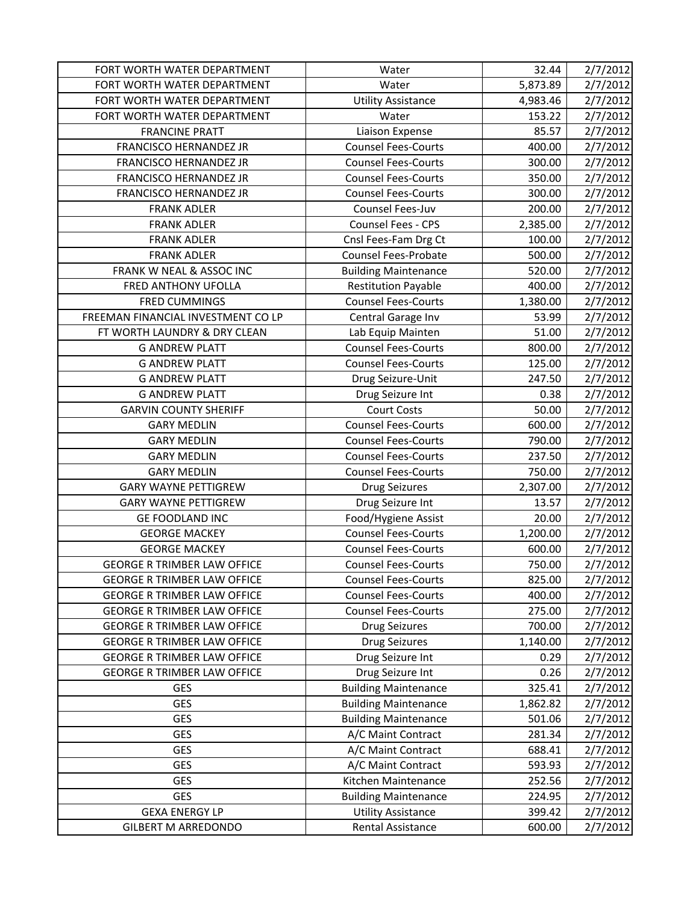| FORT WORTH WATER DEPARTMENT | Water | 32.44 | 2/7/2012 |
|---|---|---|---|
| FORT WORTH WATER DEPARTMENT | Water | 5,873.89 | 2/7/2012 |
| FORT WORTH WATER DEPARTMENT | Utility Assistance | 4,983.46 | 2/7/2012 |
| FORT WORTH WATER DEPARTMENT | Water | 153.22 | 2/7/2012 |
| FRANCINE PRATT | Liaison Expense | 85.57 | 2/7/2012 |
| FRANCISCO HERNANDEZ JR | Counsel Fees-Courts | 400.00 | 2/7/2012 |
| FRANCISCO HERNANDEZ JR | Counsel Fees-Courts | 300.00 | 2/7/2012 |
| FRANCISCO HERNANDEZ JR | Counsel Fees-Courts | 350.00 | 2/7/2012 |
| FRANCISCO HERNANDEZ JR | Counsel Fees-Courts | 300.00 | 2/7/2012 |
| FRANK ADLER | Counsel Fees-Juv | 200.00 | 2/7/2012 |
| FRANK ADLER | Counsel Fees - CPS | 2,385.00 | 2/7/2012 |
| FRANK ADLER | Cnsl Fees-Fam Drg Ct | 100.00 | 2/7/2012 |
| FRANK ADLER | Counsel Fees-Probate | 500.00 | 2/7/2012 |
| FRANK W NEAL & ASSOC INC | Building Maintenance | 520.00 | 2/7/2012 |
| FRED ANTHONY UFOLLA | Restitution Payable | 400.00 | 2/7/2012 |
| FRED CUMMINGS | Counsel Fees-Courts | 1,380.00 | 2/7/2012 |
| FREEMAN FINANCIAL INVESTMENT CO LP | Central Garage Inv | 53.99 | 2/7/2012 |
| FT WORTH LAUNDRY & DRY CLEAN | Lab Equip Mainten | 51.00 | 2/7/2012 |
| G ANDREW PLATT | Counsel Fees-Courts | 800.00 | 2/7/2012 |
| G ANDREW PLATT | Counsel Fees-Courts | 125.00 | 2/7/2012 |
| G ANDREW PLATT | Drug Seizure-Unit | 247.50 | 2/7/2012 |
| G ANDREW PLATT | Drug Seizure Int | 0.38 | 2/7/2012 |
| GARVIN COUNTY SHERIFF | Court Costs | 50.00 | 2/7/2012 |
| GARY MEDLIN | Counsel Fees-Courts | 600.00 | 2/7/2012 |
| GARY MEDLIN | Counsel Fees-Courts | 790.00 | 2/7/2012 |
| GARY MEDLIN | Counsel Fees-Courts | 237.50 | 2/7/2012 |
| GARY MEDLIN | Counsel Fees-Courts | 750.00 | 2/7/2012 |
| GARY WAYNE PETTIGREW | Drug Seizures | 2,307.00 | 2/7/2012 |
| GARY WAYNE PETTIGREW | Drug Seizure Int | 13.57 | 2/7/2012 |
| GE FOODLAND INC | Food/Hygiene Assist | 20.00 | 2/7/2012 |
| GEORGE MACKEY | Counsel Fees-Courts | 1,200.00 | 2/7/2012 |
| GEORGE MACKEY | Counsel Fees-Courts | 600.00 | 2/7/2012 |
| GEORGE R TRIMBER LAW OFFICE | Counsel Fees-Courts | 750.00 | 2/7/2012 |
| GEORGE R TRIMBER LAW OFFICE | Counsel Fees-Courts | 825.00 | 2/7/2012 |
| GEORGE R TRIMBER LAW OFFICE | Counsel Fees-Courts | 400.00 | 2/7/2012 |
| GEORGE R TRIMBER LAW OFFICE | Counsel Fees-Courts | 275.00 | 2/7/2012 |
| GEORGE R TRIMBER LAW OFFICE | Drug Seizures | 700.00 | 2/7/2012 |
| GEORGE R TRIMBER LAW OFFICE | Drug Seizures | 1,140.00 | 2/7/2012 |
| GEORGE R TRIMBER LAW OFFICE | Drug Seizure Int | 0.29 | 2/7/2012 |
| GEORGE R TRIMBER LAW OFFICE | Drug Seizure Int | 0.26 | 2/7/2012 |
| GES | Building Maintenance | 325.41 | 2/7/2012 |
| GES | Building Maintenance | 1,862.82 | 2/7/2012 |
| GES | Building Maintenance | 501.06 | 2/7/2012 |
| GES | A/C Maint Contract | 281.34 | 2/7/2012 |
| GES | A/C Maint Contract | 688.41 | 2/7/2012 |
| GES | A/C Maint Contract | 593.93 | 2/7/2012 |
| GES | Kitchen Maintenance | 252.56 | 2/7/2012 |
| GES | Building Maintenance | 224.95 | 2/7/2012 |
| GEXA ENERGY LP | Utility Assistance | 399.42 | 2/7/2012 |
| GILBERT M ARREDONDO | Rental Assistance | 600.00 | 2/7/2012 |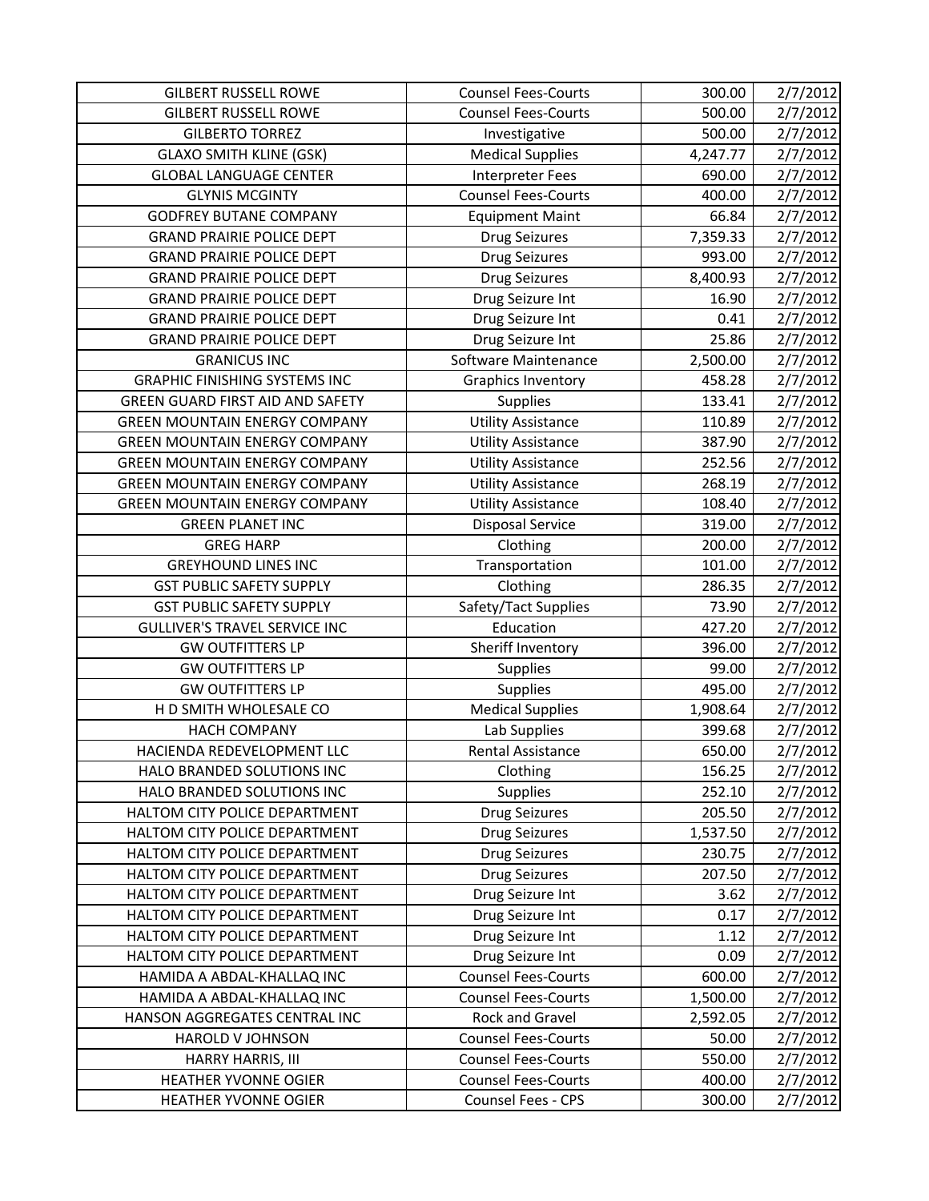| | | | |
|---|---|---|---|
| GILBERT RUSSELL ROWE | Counsel Fees-Courts | 300.00 | 2/7/2012 |
| GILBERT RUSSELL ROWE | Counsel Fees-Courts | 500.00 | 2/7/2012 |
| GILBERTO TORREZ | Investigative | 500.00 | 2/7/2012 |
| GLAXO SMITH KLINE (GSK) | Medical Supplies | 4,247.77 | 2/7/2012 |
| GLOBAL LANGUAGE CENTER | Interpreter Fees | 690.00 | 2/7/2012 |
| GLYNIS MCGINTY | Counsel Fees-Courts | 400.00 | 2/7/2012 |
| GODFREY BUTANE COMPANY | Equipment Maint | 66.84 | 2/7/2012 |
| GRAND PRAIRIE POLICE DEPT | Drug Seizures | 7,359.33 | 2/7/2012 |
| GRAND PRAIRIE POLICE DEPT | Drug Seizures | 993.00 | 2/7/2012 |
| GRAND PRAIRIE POLICE DEPT | Drug Seizures | 8,400.93 | 2/7/2012 |
| GRAND PRAIRIE POLICE DEPT | Drug Seizure Int | 16.90 | 2/7/2012 |
| GRAND PRAIRIE POLICE DEPT | Drug Seizure Int | 0.41 | 2/7/2012 |
| GRAND PRAIRIE POLICE DEPT | Drug Seizure Int | 25.86 | 2/7/2012 |
| GRANICUS INC | Software Maintenance | 2,500.00 | 2/7/2012 |
| GRAPHIC FINISHING SYSTEMS INC | Graphics Inventory | 458.28 | 2/7/2012 |
| GREEN GUARD FIRST AID AND SAFETY | Supplies | 133.41 | 2/7/2012 |
| GREEN MOUNTAIN ENERGY COMPANY | Utility Assistance | 110.89 | 2/7/2012 |
| GREEN MOUNTAIN ENERGY COMPANY | Utility Assistance | 387.90 | 2/7/2012 |
| GREEN MOUNTAIN ENERGY COMPANY | Utility Assistance | 252.56 | 2/7/2012 |
| GREEN MOUNTAIN ENERGY COMPANY | Utility Assistance | 268.19 | 2/7/2012 |
| GREEN MOUNTAIN ENERGY COMPANY | Utility Assistance | 108.40 | 2/7/2012 |
| GREEN PLANET INC | Disposal Service | 319.00 | 2/7/2012 |
| GREG HARP | Clothing | 200.00 | 2/7/2012 |
| GREYHOUND LINES INC | Transportation | 101.00 | 2/7/2012 |
| GST PUBLIC SAFETY SUPPLY | Clothing | 286.35 | 2/7/2012 |
| GST PUBLIC SAFETY SUPPLY | Safety/Tact Supplies | 73.90 | 2/7/2012 |
| GULLIVER'S TRAVEL SERVICE INC | Education | 427.20 | 2/7/2012 |
| GW OUTFITTERS LP | Sheriff Inventory | 396.00 | 2/7/2012 |
| GW OUTFITTERS LP | Supplies | 99.00 | 2/7/2012 |
| GW OUTFITTERS LP | Supplies | 495.00 | 2/7/2012 |
| H D SMITH WHOLESALE CO | Medical Supplies | 1,908.64 | 2/7/2012 |
| HACH COMPANY | Lab Supplies | 399.68 | 2/7/2012 |
| HACIENDA REDEVELOPMENT LLC | Rental Assistance | 650.00 | 2/7/2012 |
| HALO BRANDED SOLUTIONS INC | Clothing | 156.25 | 2/7/2012 |
| HALO BRANDED SOLUTIONS INC | Supplies | 252.10 | 2/7/2012 |
| HALTOM CITY POLICE DEPARTMENT | Drug Seizures | 205.50 | 2/7/2012 |
| HALTOM CITY POLICE DEPARTMENT | Drug Seizures | 1,537.50 | 2/7/2012 |
| HALTOM CITY POLICE DEPARTMENT | Drug Seizures | 230.75 | 2/7/2012 |
| HALTOM CITY POLICE DEPARTMENT | Drug Seizures | 207.50 | 2/7/2012 |
| HALTOM CITY POLICE DEPARTMENT | Drug Seizure Int | 3.62 | 2/7/2012 |
| HALTOM CITY POLICE DEPARTMENT | Drug Seizure Int | 0.17 | 2/7/2012 |
| HALTOM CITY POLICE DEPARTMENT | Drug Seizure Int | 1.12 | 2/7/2012 |
| HALTOM CITY POLICE DEPARTMENT | Drug Seizure Int | 0.09 | 2/7/2012 |
| HAMIDA A ABDAL-KHALLAQ INC | Counsel Fees-Courts | 600.00 | 2/7/2012 |
| HAMIDA A ABDAL-KHALLAQ INC | Counsel Fees-Courts | 1,500.00 | 2/7/2012 |
| HANSON AGGREGATES CENTRAL INC | Rock and Gravel | 2,592.05 | 2/7/2012 |
| HAROLD V JOHNSON | Counsel Fees-Courts | 50.00 | 2/7/2012 |
| HARRY HARRIS, III | Counsel Fees-Courts | 550.00 | 2/7/2012 |
| HEATHER YVONNE OGIER | Counsel Fees-Courts | 400.00 | 2/7/2012 |
| HEATHER YVONNE OGIER | Counsel Fees - CPS | 300.00 | 2/7/2012 |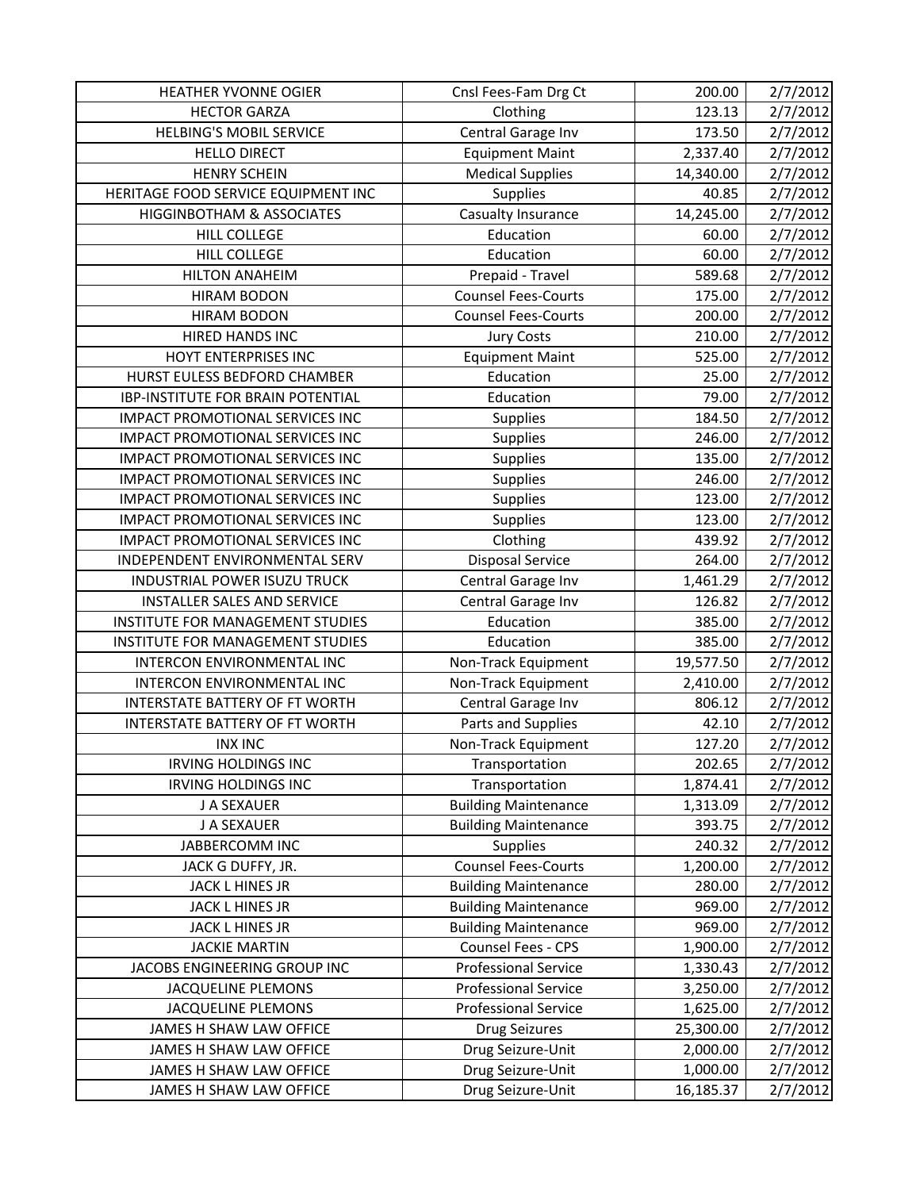| HEATHER YVONNE OGIER | Cnsl Fees-Fam Drg Ct | 200.00 | 2/7/2012 |
|---|---|---|---|
| HECTOR GARZA | Clothing | 123.13 | 2/7/2012 |
| HELBING'S MOBIL SERVICE | Central Garage Inv | 173.50 | 2/7/2012 |
| HELLO DIRECT | Equipment Maint | 2,337.40 | 2/7/2012 |
| HENRY SCHEIN | Medical Supplies | 14,340.00 | 2/7/2012 |
| HERITAGE FOOD SERVICE EQUIPMENT INC | Supplies | 40.85 | 2/7/2012 |
| HIGGINBOTHAM & ASSOCIATES | Casualty Insurance | 14,245.00 | 2/7/2012 |
| HILL COLLEGE | Education | 60.00 | 2/7/2012 |
| HILL COLLEGE | Education | 60.00 | 2/7/2012 |
| HILTON ANAHEIM | Prepaid - Travel | 589.68 | 2/7/2012 |
| HIRAM BODON | Counsel Fees-Courts | 175.00 | 2/7/2012 |
| HIRAM BODON | Counsel Fees-Courts | 200.00 | 2/7/2012 |
| HIRED HANDS INC | Jury Costs | 210.00 | 2/7/2012 |
| HOYT ENTERPRISES INC | Equipment Maint | 525.00 | 2/7/2012 |
| HURST EULESS BEDFORD CHAMBER | Education | 25.00 | 2/7/2012 |
| IBP-INSTITUTE FOR BRAIN POTENTIAL | Education | 79.00 | 2/7/2012 |
| IMPACT PROMOTIONAL SERVICES INC | Supplies | 184.50 | 2/7/2012 |
| IMPACT PROMOTIONAL SERVICES INC | Supplies | 246.00 | 2/7/2012 |
| IMPACT PROMOTIONAL SERVICES INC | Supplies | 135.00 | 2/7/2012 |
| IMPACT PROMOTIONAL SERVICES INC | Supplies | 246.00 | 2/7/2012 |
| IMPACT PROMOTIONAL SERVICES INC | Supplies | 123.00 | 2/7/2012 |
| IMPACT PROMOTIONAL SERVICES INC | Supplies | 123.00 | 2/7/2012 |
| IMPACT PROMOTIONAL SERVICES INC | Clothing | 439.92 | 2/7/2012 |
| INDEPENDENT ENVIRONMENTAL SERV | Disposal Service | 264.00 | 2/7/2012 |
| INDUSTRIAL POWER ISUZU TRUCK | Central Garage Inv | 1,461.29 | 2/7/2012 |
| INSTALLER SALES AND SERVICE | Central Garage Inv | 126.82 | 2/7/2012 |
| INSTITUTE FOR MANAGEMENT STUDIES | Education | 385.00 | 2/7/2012 |
| INSTITUTE FOR MANAGEMENT STUDIES | Education | 385.00 | 2/7/2012 |
| INTERCON ENVIRONMENTAL INC | Non-Track Equipment | 19,577.50 | 2/7/2012 |
| INTERCON ENVIRONMENTAL INC | Non-Track Equipment | 2,410.00 | 2/7/2012 |
| INTERSTATE BATTERY OF FT WORTH | Central Garage Inv | 806.12 | 2/7/2012 |
| INTERSTATE BATTERY OF FT WORTH | Parts and Supplies | 42.10 | 2/7/2012 |
| INX INC | Non-Track Equipment | 127.20 | 2/7/2012 |
| IRVING HOLDINGS INC | Transportation | 202.65 | 2/7/2012 |
| IRVING HOLDINGS INC | Transportation | 1,874.41 | 2/7/2012 |
| J A SEXAUER | Building Maintenance | 1,313.09 | 2/7/2012 |
| J A SEXAUER | Building Maintenance | 393.75 | 2/7/2012 |
| JABBERCOMM INC | Supplies | 240.32 | 2/7/2012 |
| JACK G DUFFY, JR. | Counsel Fees-Courts | 1,200.00 | 2/7/2012 |
| JACK L HINES JR | Building Maintenance | 280.00 | 2/7/2012 |
| JACK L HINES JR | Building Maintenance | 969.00 | 2/7/2012 |
| JACK L HINES JR | Building Maintenance | 969.00 | 2/7/2012 |
| JACKIE MARTIN | Counsel Fees - CPS | 1,900.00 | 2/7/2012 |
| JACOBS ENGINEERING GROUP INC | Professional Service | 1,330.43 | 2/7/2012 |
| JACQUELINE PLEMONS | Professional Service | 3,250.00 | 2/7/2012 |
| JACQUELINE PLEMONS | Professional Service | 1,625.00 | 2/7/2012 |
| JAMES H SHAW LAW OFFICE | Drug Seizures | 25,300.00 | 2/7/2012 |
| JAMES H SHAW LAW OFFICE | Drug Seizure-Unit | 2,000.00 | 2/7/2012 |
| JAMES H SHAW LAW OFFICE | Drug Seizure-Unit | 1,000.00 | 2/7/2012 |
| JAMES H SHAW LAW OFFICE | Drug Seizure-Unit | 16,185.37 | 2/7/2012 |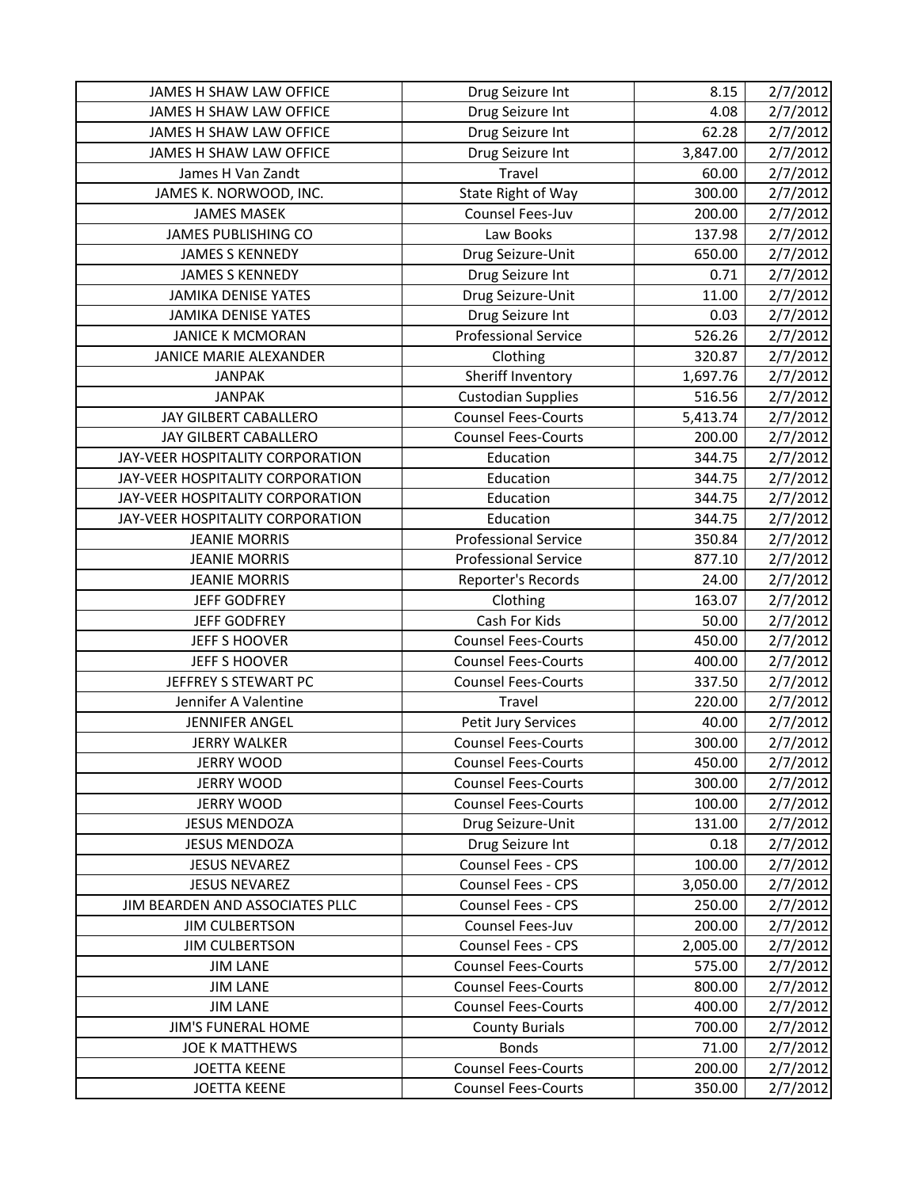| JAMES H SHAW LAW OFFICE | Drug Seizure Int | 8.15 | 2/7/2012 |
|---|---|---|---|
| JAMES H SHAW LAW OFFICE | Drug Seizure Int | 4.08 | 2/7/2012 |
| JAMES H SHAW LAW OFFICE | Drug Seizure Int | 62.28 | 2/7/2012 |
| JAMES H SHAW LAW OFFICE | Drug Seizure Int | 3,847.00 | 2/7/2012 |
| James H Van Zandt | Travel | 60.00 | 2/7/2012 |
| JAMES K. NORWOOD, INC. | State Right of Way | 300.00 | 2/7/2012 |
| JAMES MASEK | Counsel Fees-Juv | 200.00 | 2/7/2012 |
| JAMES PUBLISHING CO | Law Books | 137.98 | 2/7/2012 |
| JAMES S KENNEDY | Drug Seizure-Unit | 650.00 | 2/7/2012 |
| JAMES S KENNEDY | Drug Seizure Int | 0.71 | 2/7/2012 |
| JAMIKA DENISE YATES | Drug Seizure-Unit | 11.00 | 2/7/2012 |
| JAMIKA DENISE YATES | Drug Seizure Int | 0.03 | 2/7/2012 |
| JANICE K MCMORAN | Professional Service | 526.26 | 2/7/2012 |
| JANICE MARIE ALEXANDER | Clothing | 320.87 | 2/7/2012 |
| JANPAK | Sheriff Inventory | 1,697.76 | 2/7/2012 |
| JANPAK | Custodian Supplies | 516.56 | 2/7/2012 |
| JAY GILBERT CABALLERO | Counsel Fees-Courts | 5,413.74 | 2/7/2012 |
| JAY GILBERT CABALLERO | Counsel Fees-Courts | 200.00 | 2/7/2012 |
| JAY-VEER HOSPITALITY CORPORATION | Education | 344.75 | 2/7/2012 |
| JAY-VEER HOSPITALITY CORPORATION | Education | 344.75 | 2/7/2012 |
| JAY-VEER HOSPITALITY CORPORATION | Education | 344.75 | 2/7/2012 |
| JAY-VEER HOSPITALITY CORPORATION | Education | 344.75 | 2/7/2012 |
| JEANIE MORRIS | Professional Service | 350.84 | 2/7/2012 |
| JEANIE MORRIS | Professional Service | 877.10 | 2/7/2012 |
| JEANIE MORRIS | Reporter's Records | 24.00 | 2/7/2012 |
| JEFF GODFREY | Clothing | 163.07 | 2/7/2012 |
| JEFF GODFREY | Cash For Kids | 50.00 | 2/7/2012 |
| JEFF S HOOVER | Counsel Fees-Courts | 450.00 | 2/7/2012 |
| JEFF S HOOVER | Counsel Fees-Courts | 400.00 | 2/7/2012 |
| JEFFREY S STEWART PC | Counsel Fees-Courts | 337.50 | 2/7/2012 |
| Jennifer A Valentine | Travel | 220.00 | 2/7/2012 |
| JENNIFER ANGEL | Petit Jury Services | 40.00 | 2/7/2012 |
| JERRY WALKER | Counsel Fees-Courts | 300.00 | 2/7/2012 |
| JERRY WOOD | Counsel Fees-Courts | 450.00 | 2/7/2012 |
| JERRY WOOD | Counsel Fees-Courts | 300.00 | 2/7/2012 |
| JERRY WOOD | Counsel Fees-Courts | 100.00 | 2/7/2012 |
| JESUS MENDOZA | Drug Seizure-Unit | 131.00 | 2/7/2012 |
| JESUS MENDOZA | Drug Seizure Int | 0.18 | 2/7/2012 |
| JESUS NEVAREZ | Counsel Fees - CPS | 100.00 | 2/7/2012 |
| JESUS NEVAREZ | Counsel Fees - CPS | 3,050.00 | 2/7/2012 |
| JIM BEARDEN AND ASSOCIATES PLLC | Counsel Fees - CPS | 250.00 | 2/7/2012 |
| JIM CULBERTSON | Counsel Fees-Juv | 200.00 | 2/7/2012 |
| JIM CULBERTSON | Counsel Fees - CPS | 2,005.00 | 2/7/2012 |
| JIM LANE | Counsel Fees-Courts | 575.00 | 2/7/2012 |
| JIM LANE | Counsel Fees-Courts | 800.00 | 2/7/2012 |
| JIM LANE | Counsel Fees-Courts | 400.00 | 2/7/2012 |
| JIM'S FUNERAL HOME | County Burials | 700.00 | 2/7/2012 |
| JOE K MATTHEWS | Bonds | 71.00 | 2/7/2012 |
| JOETTA KEENE | Counsel Fees-Courts | 200.00 | 2/7/2012 |
| JOETTA KEENE | Counsel Fees-Courts | 350.00 | 2/7/2012 |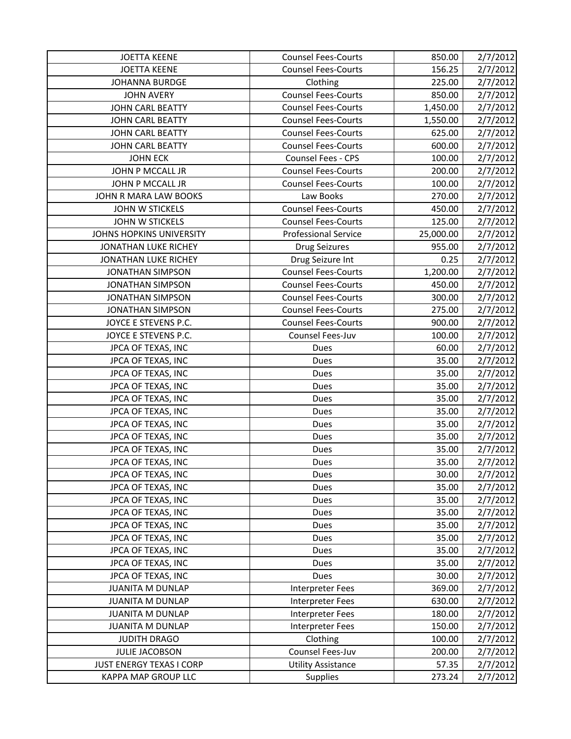| JOETTA KEENE | Counsel Fees-Courts | 850.00 | 2/7/2012 |
|---|---|---|---|
| JOETTA KEENE | Counsel Fees-Courts | 156.25 | 2/7/2012 |
| JOHANNA BURDGE | Clothing | 225.00 | 2/7/2012 |
| JOHN AVERY | Counsel Fees-Courts | 850.00 | 2/7/2012 |
| JOHN CARL BEATTY | Counsel Fees-Courts | 1,450.00 | 2/7/2012 |
| JOHN CARL BEATTY | Counsel Fees-Courts | 1,550.00 | 2/7/2012 |
| JOHN CARL BEATTY | Counsel Fees-Courts | 625.00 | 2/7/2012 |
| JOHN CARL BEATTY | Counsel Fees-Courts | 600.00 | 2/7/2012 |
| JOHN ECK | Counsel Fees - CPS | 100.00 | 2/7/2012 |
| JOHN P MCCALL JR | Counsel Fees-Courts | 200.00 | 2/7/2012 |
| JOHN P MCCALL JR | Counsel Fees-Courts | 100.00 | 2/7/2012 |
| JOHN R MARA LAW BOOKS | Law Books | 270.00 | 2/7/2012 |
| JOHN W STICKELS | Counsel Fees-Courts | 450.00 | 2/7/2012 |
| JOHN W STICKELS | Counsel Fees-Courts | 125.00 | 2/7/2012 |
| JOHNS HOPKINS UNIVERSITY | Professional Service | 25,000.00 | 2/7/2012 |
| JONATHAN LUKE RICHEY | Drug Seizures | 955.00 | 2/7/2012 |
| JONATHAN LUKE RICHEY | Drug Seizure Int | 0.25 | 2/7/2012 |
| JONATHAN SIMPSON | Counsel Fees-Courts | 1,200.00 | 2/7/2012 |
| JONATHAN SIMPSON | Counsel Fees-Courts | 450.00 | 2/7/2012 |
| JONATHAN SIMPSON | Counsel Fees-Courts | 300.00 | 2/7/2012 |
| JONATHAN SIMPSON | Counsel Fees-Courts | 275.00 | 2/7/2012 |
| JOYCE E STEVENS P.C. | Counsel Fees-Courts | 900.00 | 2/7/2012 |
| JOYCE E STEVENS P.C. | Counsel Fees-Juv | 100.00 | 2/7/2012 |
| JPCA OF TEXAS, INC | Dues | 60.00 | 2/7/2012 |
| JPCA OF TEXAS, INC | Dues | 35.00 | 2/7/2012 |
| JPCA OF TEXAS, INC | Dues | 35.00 | 2/7/2012 |
| JPCA OF TEXAS, INC | Dues | 35.00 | 2/7/2012 |
| JPCA OF TEXAS, INC | Dues | 35.00 | 2/7/2012 |
| JPCA OF TEXAS, INC | Dues | 35.00 | 2/7/2012 |
| JPCA OF TEXAS, INC | Dues | 35.00 | 2/7/2012 |
| JPCA OF TEXAS, INC | Dues | 35.00 | 2/7/2012 |
| JPCA OF TEXAS, INC | Dues | 35.00 | 2/7/2012 |
| JPCA OF TEXAS, INC | Dues | 35.00 | 2/7/2012 |
| JPCA OF TEXAS, INC | Dues | 30.00 | 2/7/2012 |
| JPCA OF TEXAS, INC | Dues | 35.00 | 2/7/2012 |
| JPCA OF TEXAS, INC | Dues | 35.00 | 2/7/2012 |
| JPCA OF TEXAS, INC | Dues | 35.00 | 2/7/2012 |
| JPCA OF TEXAS, INC | Dues | 35.00 | 2/7/2012 |
| JPCA OF TEXAS, INC | Dues | 35.00 | 2/7/2012 |
| JPCA OF TEXAS, INC | Dues | 35.00 | 2/7/2012 |
| JPCA OF TEXAS, INC | Dues | 35.00 | 2/7/2012 |
| JPCA OF TEXAS, INC | Dues | 30.00 | 2/7/2012 |
| JUANITA M DUNLAP | Interpreter Fees | 369.00 | 2/7/2012 |
| JUANITA M DUNLAP | Interpreter Fees | 630.00 | 2/7/2012 |
| JUANITA M DUNLAP | Interpreter Fees | 180.00 | 2/7/2012 |
| JUANITA M DUNLAP | Interpreter Fees | 150.00 | 2/7/2012 |
| JUDITH DRAGO | Clothing | 100.00 | 2/7/2012 |
| JULIE JACOBSON | Counsel Fees-Juv | 200.00 | 2/7/2012 |
| JUST ENERGY TEXAS I CORP | Utility Assistance | 57.35 | 2/7/2012 |
| KAPPA MAP GROUP LLC | Supplies | 273.24 | 2/7/2012 |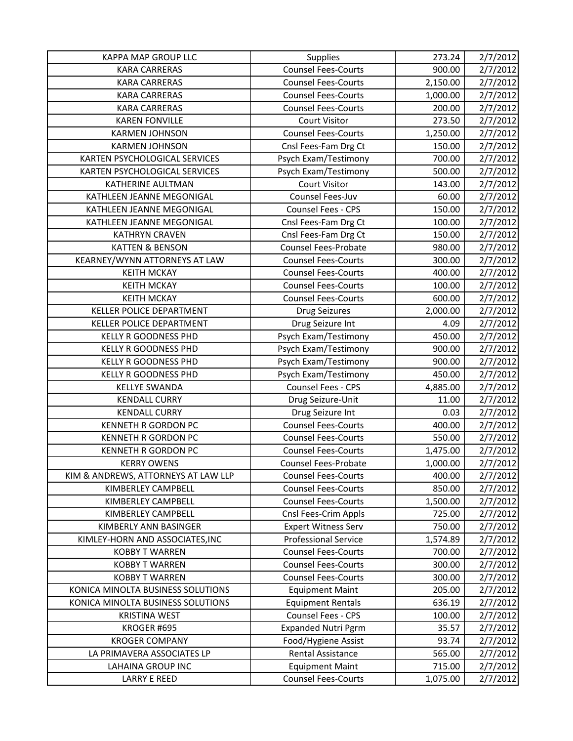| | | | |
|---|---|---|---|
| KAPPA MAP GROUP LLC | Supplies | 273.24 | 2/7/2012 |
| KARA CARRERAS | Counsel Fees-Courts | 900.00 | 2/7/2012 |
| KARA CARRERAS | Counsel Fees-Courts | 2,150.00 | 2/7/2012 |
| KARA CARRERAS | Counsel Fees-Courts | 1,000.00 | 2/7/2012 |
| KARA CARRERAS | Counsel Fees-Courts | 200.00 | 2/7/2012 |
| KAREN FONVILLE | Court Visitor | 273.50 | 2/7/2012 |
| KARMEN JOHNSON | Counsel Fees-Courts | 1,250.00 | 2/7/2012 |
| KARMEN JOHNSON | Cnsl Fees-Fam Drg Ct | 150.00 | 2/7/2012 |
| KARTEN PSYCHOLOGICAL SERVICES | Psych Exam/Testimony | 700.00 | 2/7/2012 |
| KARTEN PSYCHOLOGICAL SERVICES | Psych Exam/Testimony | 500.00 | 2/7/2012 |
| KATHERINE AULTMAN | Court Visitor | 143.00 | 2/7/2012 |
| KATHLEEN JEANNE MEGONIGAL | Counsel Fees-Juv | 60.00 | 2/7/2012 |
| KATHLEEN JEANNE MEGONIGAL | Counsel Fees - CPS | 150.00 | 2/7/2012 |
| KATHLEEN JEANNE MEGONIGAL | Cnsl Fees-Fam Drg Ct | 100.00 | 2/7/2012 |
| KATHRYN CRAVEN | Cnsl Fees-Fam Drg Ct | 150.00 | 2/7/2012 |
| KATTEN & BENSON | Counsel Fees-Probate | 980.00 | 2/7/2012 |
| KEARNEY/WYNN ATTORNEYS AT LAW | Counsel Fees-Courts | 300.00 | 2/7/2012 |
| KEITH MCKAY | Counsel Fees-Courts | 400.00 | 2/7/2012 |
| KEITH MCKAY | Counsel Fees-Courts | 100.00 | 2/7/2012 |
| KEITH MCKAY | Counsel Fees-Courts | 600.00 | 2/7/2012 |
| KELLER POLICE DEPARTMENT | Drug Seizures | 2,000.00 | 2/7/2012 |
| KELLER POLICE DEPARTMENT | Drug Seizure Int | 4.09 | 2/7/2012 |
| KELLY R GOODNESS PHD | Psych Exam/Testimony | 450.00 | 2/7/2012 |
| KELLY R GOODNESS PHD | Psych Exam/Testimony | 900.00 | 2/7/2012 |
| KELLY R GOODNESS PHD | Psych Exam/Testimony | 900.00 | 2/7/2012 |
| KELLY R GOODNESS PHD | Psych Exam/Testimony | 450.00 | 2/7/2012 |
| KELLYE SWANDA | Counsel Fees - CPS | 4,885.00 | 2/7/2012 |
| KENDALL CURRY | Drug Seizure-Unit | 11.00 | 2/7/2012 |
| KENDALL CURRY | Drug Seizure Int | 0.03 | 2/7/2012 |
| KENNETH R GORDON PC | Counsel Fees-Courts | 400.00 | 2/7/2012 |
| KENNETH R GORDON PC | Counsel Fees-Courts | 550.00 | 2/7/2012 |
| KENNETH R GORDON PC | Counsel Fees-Courts | 1,475.00 | 2/7/2012 |
| KERRY OWENS | Counsel Fees-Probate | 1,000.00 | 2/7/2012 |
| KIM & ANDREWS, ATTORNEYS AT LAW LLP | Counsel Fees-Courts | 400.00 | 2/7/2012 |
| KIMBERLEY CAMPBELL | Counsel Fees-Courts | 850.00 | 2/7/2012 |
| KIMBERLEY CAMPBELL | Counsel Fees-Courts | 1,500.00 | 2/7/2012 |
| KIMBERLEY CAMPBELL | Cnsl Fees-Crim Appls | 725.00 | 2/7/2012 |
| KIMBERLY ANN BASINGER | Expert Witness Serv | 750.00 | 2/7/2012 |
| KIMLEY-HORN AND ASSOCIATES,INC | Professional Service | 1,574.89 | 2/7/2012 |
| KOBBY T WARREN | Counsel Fees-Courts | 700.00 | 2/7/2012 |
| KOBBY T WARREN | Counsel Fees-Courts | 300.00 | 2/7/2012 |
| KOBBY T WARREN | Counsel Fees-Courts | 300.00 | 2/7/2012 |
| KONICA MINOLTA BUSINESS SOLUTIONS | Equipment Maint | 205.00 | 2/7/2012 |
| KONICA MINOLTA BUSINESS SOLUTIONS | Equipment Rentals | 636.19 | 2/7/2012 |
| KRISTINA WEST | Counsel Fees - CPS | 100.00 | 2/7/2012 |
| KROGER #695 | Expanded Nutri Pgrm | 35.57 | 2/7/2012 |
| KROGER COMPANY | Food/Hygiene Assist | 93.74 | 2/7/2012 |
| LA PRIMAVERA ASSOCIATES LP | Rental Assistance | 565.00 | 2/7/2012 |
| LAHAINA GROUP INC | Equipment Maint | 715.00 | 2/7/2012 |
| LARRY E REED | Counsel Fees-Courts | 1,075.00 | 2/7/2012 |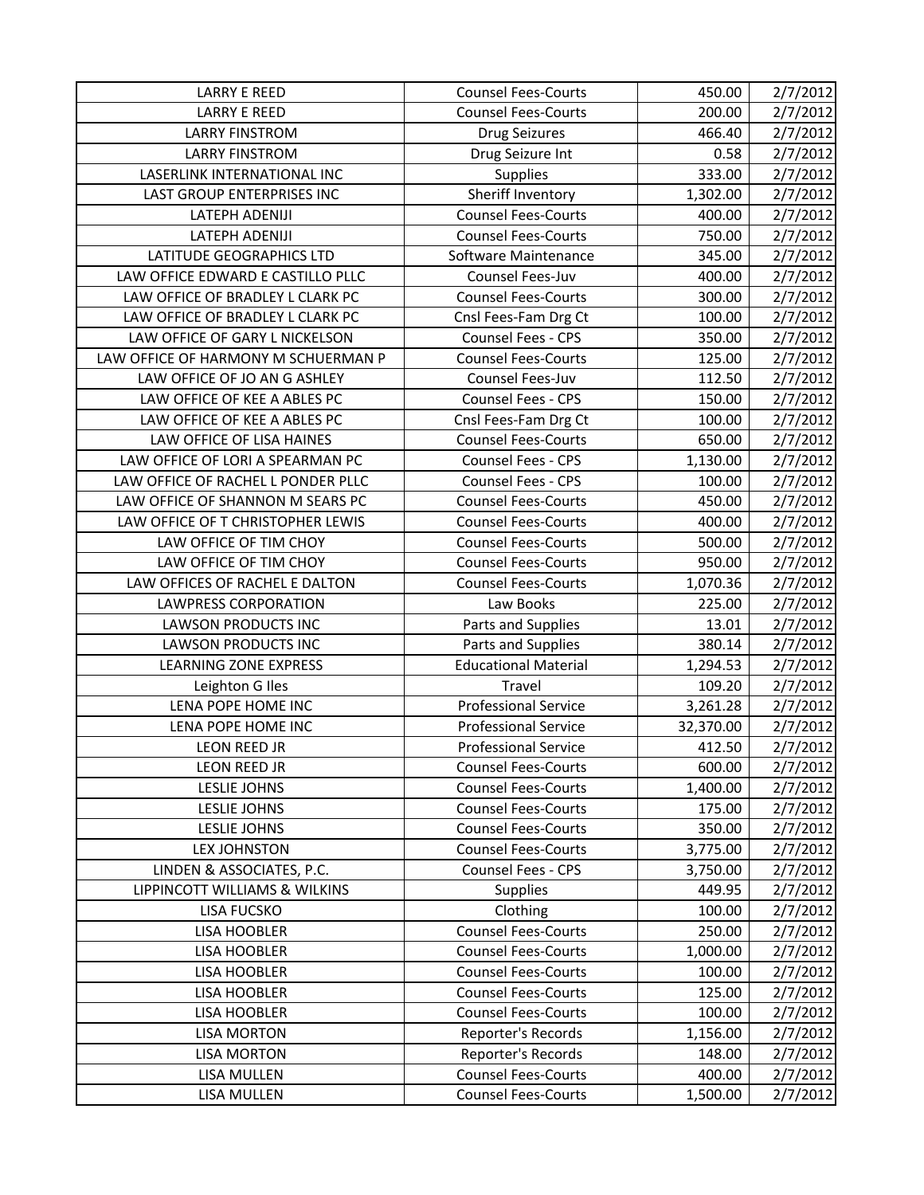| LARRY E REED | Counsel Fees-Courts | 450.00 | 2/7/2012 |
|---|---|---|---|
| LARRY E REED | Counsel Fees-Courts | 200.00 | 2/7/2012 |
| LARRY FINSTROM | Drug Seizures | 466.40 | 2/7/2012 |
| LARRY FINSTROM | Drug Seizure Int | 0.58 | 2/7/2012 |
| LASERLINK INTERNATIONAL INC | Supplies | 333.00 | 2/7/2012 |
| LAST GROUP ENTERPRISES INC | Sheriff Inventory | 1,302.00 | 2/7/2012 |
| LATEPH ADENIJI | Counsel Fees-Courts | 400.00 | 2/7/2012 |
| LATEPH ADENIJI | Counsel Fees-Courts | 750.00 | 2/7/2012 |
| LATITUDE GEOGRAPHICS LTD | Software Maintenance | 345.00 | 2/7/2012 |
| LAW OFFICE EDWARD E CASTILLO PLLC | Counsel Fees-Juv | 400.00 | 2/7/2012 |
| LAW OFFICE OF BRADLEY L CLARK PC | Counsel Fees-Courts | 300.00 | 2/7/2012 |
| LAW OFFICE OF BRADLEY L CLARK PC | Cnsl Fees-Fam Drg Ct | 100.00 | 2/7/2012 |
| LAW OFFICE OF GARY L NICKELSON | Counsel Fees - CPS | 350.00 | 2/7/2012 |
| LAW OFFICE OF HARMONY M SCHUERMAN P | Counsel Fees-Courts | 125.00 | 2/7/2012 |
| LAW OFFICE OF JO AN G ASHLEY | Counsel Fees-Juv | 112.50 | 2/7/2012 |
| LAW OFFICE OF KEE A ABLES PC | Counsel Fees - CPS | 150.00 | 2/7/2012 |
| LAW OFFICE OF KEE A ABLES PC | Cnsl Fees-Fam Drg Ct | 100.00 | 2/7/2012 |
| LAW OFFICE OF LISA HAINES | Counsel Fees-Courts | 650.00 | 2/7/2012 |
| LAW OFFICE OF LORI A SPEARMAN PC | Counsel Fees - CPS | 1,130.00 | 2/7/2012 |
| LAW OFFICE OF RACHEL L PONDER PLLC | Counsel Fees - CPS | 100.00 | 2/7/2012 |
| LAW OFFICE OF SHANNON M SEARS PC | Counsel Fees-Courts | 450.00 | 2/7/2012 |
| LAW OFFICE OF T CHRISTOPHER LEWIS | Counsel Fees-Courts | 400.00 | 2/7/2012 |
| LAW OFFICE OF TIM CHOY | Counsel Fees-Courts | 500.00 | 2/7/2012 |
| LAW OFFICE OF TIM CHOY | Counsel Fees-Courts | 950.00 | 2/7/2012 |
| LAW OFFICES OF RACHEL E DALTON | Counsel Fees-Courts | 1,070.36 | 2/7/2012 |
| LAWPRESS CORPORATION | Law Books | 225.00 | 2/7/2012 |
| LAWSON PRODUCTS INC | Parts and Supplies | 13.01 | 2/7/2012 |
| LAWSON PRODUCTS INC | Parts and Supplies | 380.14 | 2/7/2012 |
| LEARNING ZONE EXPRESS | Educational Material | 1,294.53 | 2/7/2012 |
| Leighton G Iles | Travel | 109.20 | 2/7/2012 |
| LENA POPE HOME INC | Professional Service | 3,261.28 | 2/7/2012 |
| LENA POPE HOME INC | Professional Service | 32,370.00 | 2/7/2012 |
| LEON REED JR | Professional Service | 412.50 | 2/7/2012 |
| LEON REED JR | Counsel Fees-Courts | 600.00 | 2/7/2012 |
| LESLIE JOHNS | Counsel Fees-Courts | 1,400.00 | 2/7/2012 |
| LESLIE JOHNS | Counsel Fees-Courts | 175.00 | 2/7/2012 |
| LESLIE JOHNS | Counsel Fees-Courts | 350.00 | 2/7/2012 |
| LEX JOHNSTON | Counsel Fees-Courts | 3,775.00 | 2/7/2012 |
| LINDEN & ASSOCIATES, P.C. | Counsel Fees - CPS | 3,750.00 | 2/7/2012 |
| LIPPINCOTT WILLIAMS & WILKINS | Supplies | 449.95 | 2/7/2012 |
| LISA FUCSKO | Clothing | 100.00 | 2/7/2012 |
| LISA HOOBLER | Counsel Fees-Courts | 250.00 | 2/7/2012 |
| LISA HOOBLER | Counsel Fees-Courts | 1,000.00 | 2/7/2012 |
| LISA HOOBLER | Counsel Fees-Courts | 100.00 | 2/7/2012 |
| LISA HOOBLER | Counsel Fees-Courts | 125.00 | 2/7/2012 |
| LISA HOOBLER | Counsel Fees-Courts | 100.00 | 2/7/2012 |
| LISA MORTON | Reporter's Records | 1,156.00 | 2/7/2012 |
| LISA MORTON | Reporter's Records | 148.00 | 2/7/2012 |
| LISA MULLEN | Counsel Fees-Courts | 400.00 | 2/7/2012 |
| LISA MULLEN | Counsel Fees-Courts | 1,500.00 | 2/7/2012 |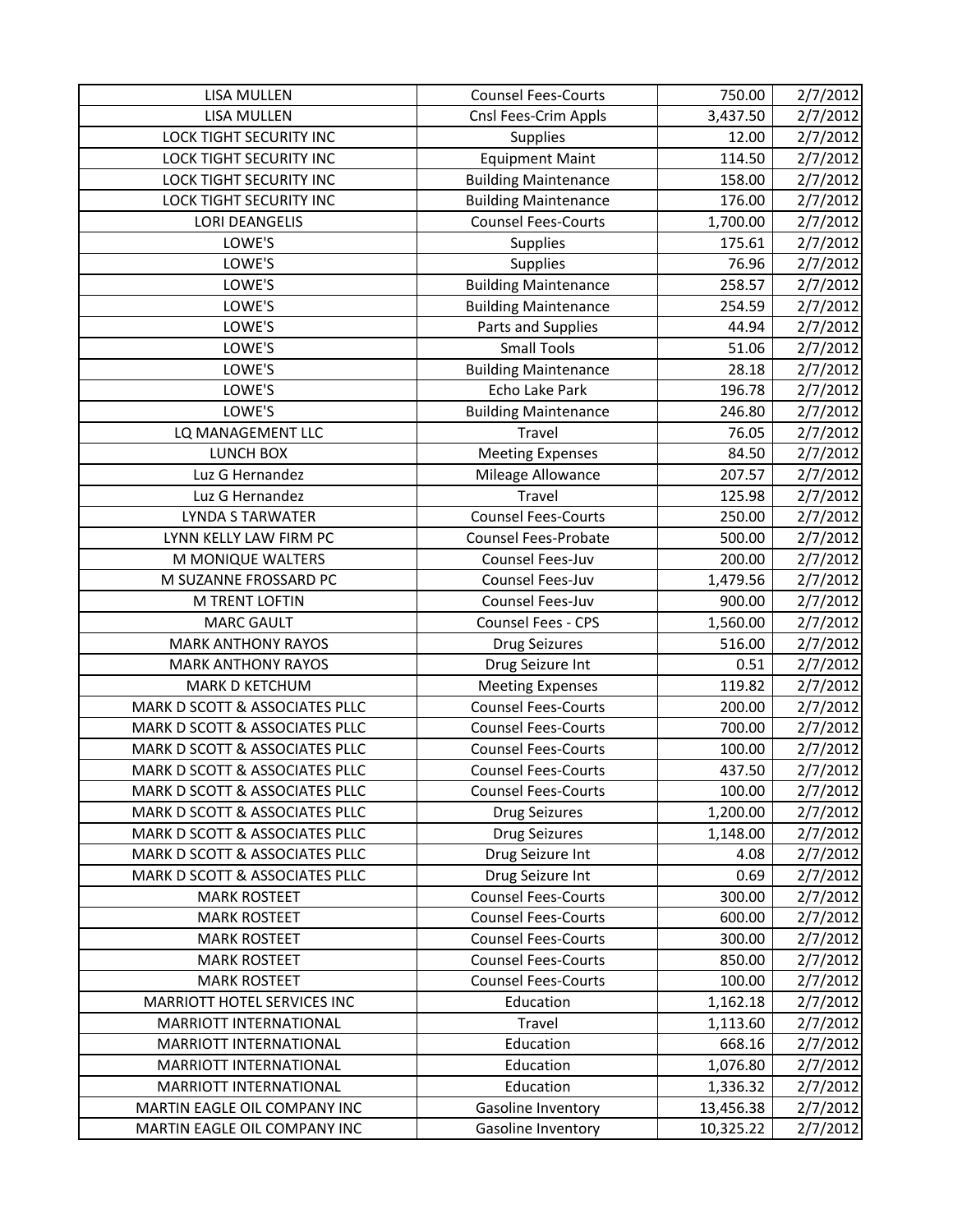| LISA MULLEN | Counsel Fees-Courts | 750.00 | 2/7/2012 |
|---|---|---|---|
| LISA MULLEN | Cnsl Fees-Crim Appls | 3,437.50 | 2/7/2012 |
| LOCK TIGHT SECURITY INC | Supplies | 12.00 | 2/7/2012 |
| LOCK TIGHT SECURITY INC | Equipment Maint | 114.50 | 2/7/2012 |
| LOCK TIGHT SECURITY INC | Building Maintenance | 158.00 | 2/7/2012 |
| LOCK TIGHT SECURITY INC | Building Maintenance | 176.00 | 2/7/2012 |
| LORI DEANGELIS | Counsel Fees-Courts | 1,700.00 | 2/7/2012 |
| LOWE'S | Supplies | 175.61 | 2/7/2012 |
| LOWE'S | Supplies | 76.96 | 2/7/2012 |
| LOWE'S | Building Maintenance | 258.57 | 2/7/2012 |
| LOWE'S | Building Maintenance | 254.59 | 2/7/2012 |
| LOWE'S | Parts and Supplies | 44.94 | 2/7/2012 |
| LOWE'S | Small Tools | 51.06 | 2/7/2012 |
| LOWE'S | Building Maintenance | 28.18 | 2/7/2012 |
| LOWE'S | Echo Lake Park | 196.78 | 2/7/2012 |
| LOWE'S | Building Maintenance | 246.80 | 2/7/2012 |
| LQ MANAGEMENT LLC | Travel | 76.05 | 2/7/2012 |
| LUNCH BOX | Meeting Expenses | 84.50 | 2/7/2012 |
| Luz G Hernandez | Mileage Allowance | 207.57 | 2/7/2012 |
| Luz G Hernandez | Travel | 125.98 | 2/7/2012 |
| LYNDA S TARWATER | Counsel Fees-Courts | 250.00 | 2/7/2012 |
| LYNN KELLY LAW FIRM PC | Counsel Fees-Probate | 500.00 | 2/7/2012 |
| M MONIQUE WALTERS | Counsel Fees-Juv | 200.00 | 2/7/2012 |
| M SUZANNE FROSSARD PC | Counsel Fees-Juv | 1,479.56 | 2/7/2012 |
| M TRENT LOFTIN | Counsel Fees-Juv | 900.00 | 2/7/2012 |
| MARC GAULT | Counsel Fees - CPS | 1,560.00 | 2/7/2012 |
| MARK ANTHONY RAYOS | Drug Seizures | 516.00 | 2/7/2012 |
| MARK ANTHONY RAYOS | Drug Seizure Int | 0.51 | 2/7/2012 |
| MARK D KETCHUM | Meeting Expenses | 119.82 | 2/7/2012 |
| MARK D SCOTT & ASSOCIATES PLLC | Counsel Fees-Courts | 200.00 | 2/7/2012 |
| MARK D SCOTT & ASSOCIATES PLLC | Counsel Fees-Courts | 700.00 | 2/7/2012 |
| MARK D SCOTT & ASSOCIATES PLLC | Counsel Fees-Courts | 100.00 | 2/7/2012 |
| MARK D SCOTT & ASSOCIATES PLLC | Counsel Fees-Courts | 437.50 | 2/7/2012 |
| MARK D SCOTT & ASSOCIATES PLLC | Counsel Fees-Courts | 100.00 | 2/7/2012 |
| MARK D SCOTT & ASSOCIATES PLLC | Drug Seizures | 1,200.00 | 2/7/2012 |
| MARK D SCOTT & ASSOCIATES PLLC | Drug Seizures | 1,148.00 | 2/7/2012 |
| MARK D SCOTT & ASSOCIATES PLLC | Drug Seizure Int | 4.08 | 2/7/2012 |
| MARK D SCOTT & ASSOCIATES PLLC | Drug Seizure Int | 0.69 | 2/7/2012 |
| MARK ROSTEET | Counsel Fees-Courts | 300.00 | 2/7/2012 |
| MARK ROSTEET | Counsel Fees-Courts | 600.00 | 2/7/2012 |
| MARK ROSTEET | Counsel Fees-Courts | 300.00 | 2/7/2012 |
| MARK ROSTEET | Counsel Fees-Courts | 850.00 | 2/7/2012 |
| MARK ROSTEET | Counsel Fees-Courts | 100.00 | 2/7/2012 |
| MARRIOTT HOTEL SERVICES INC | Education | 1,162.18 | 2/7/2012 |
| MARRIOTT INTERNATIONAL | Travel | 1,113.60 | 2/7/2012 |
| MARRIOTT INTERNATIONAL | Education | 668.16 | 2/7/2012 |
| MARRIOTT INTERNATIONAL | Education | 1,076.80 | 2/7/2012 |
| MARRIOTT INTERNATIONAL | Education | 1,336.32 | 2/7/2012 |
| MARTIN EAGLE OIL COMPANY INC | Gasoline Inventory | 13,456.38 | 2/7/2012 |
| MARTIN EAGLE OIL COMPANY INC | Gasoline Inventory | 10,325.22 | 2/7/2012 |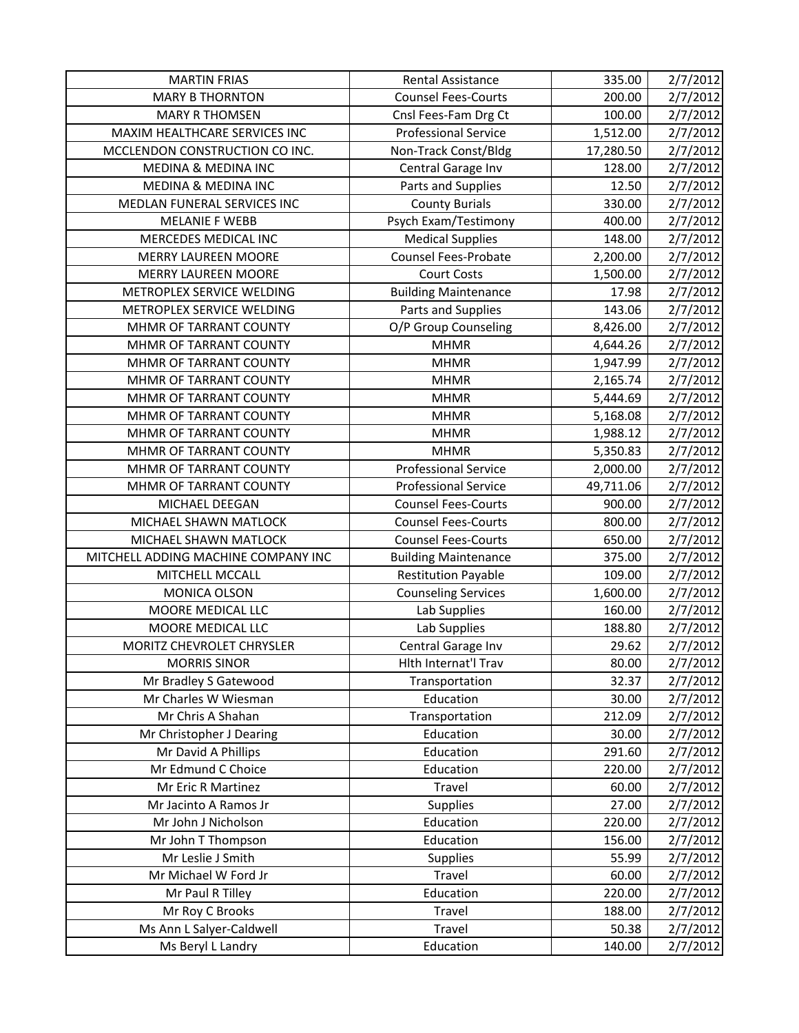| MARTIN FRIAS | Rental Assistance | 335.00 | 2/7/2012 |
|---|---|---|---|
| MARY B THORNTON | Counsel Fees-Courts | 200.00 | 2/7/2012 |
| MARY R THOMSEN | Cnsl Fees-Fam Drg Ct | 100.00 | 2/7/2012 |
| MAXIM HEALTHCARE SERVICES INC | Professional Service | 1,512.00 | 2/7/2012 |
| MCCLENDON CONSTRUCTION CO INC. | Non-Track Const/Bldg | 17,280.50 | 2/7/2012 |
| MEDINA & MEDINA INC | Central Garage Inv | 128.00 | 2/7/2012 |
| MEDINA & MEDINA INC | Parts and Supplies | 12.50 | 2/7/2012 |
| MEDLAN FUNERAL SERVICES INC | County Burials | 330.00 | 2/7/2012 |
| MELANIE F WEBB | Psych Exam/Testimony | 400.00 | 2/7/2012 |
| MERCEDES MEDICAL INC | Medical Supplies | 148.00 | 2/7/2012 |
| MERRY LAUREEN MOORE | Counsel Fees-Probate | 2,200.00 | 2/7/2012 |
| MERRY LAUREEN MOORE | Court Costs | 1,500.00 | 2/7/2012 |
| METROPLEX SERVICE WELDING | Building Maintenance | 17.98 | 2/7/2012 |
| METROPLEX SERVICE WELDING | Parts and Supplies | 143.06 | 2/7/2012 |
| MHMR OF TARRANT COUNTY | O/P Group Counseling | 8,426.00 | 2/7/2012 |
| MHMR OF TARRANT COUNTY | MHMR | 4,644.26 | 2/7/2012 |
| MHMR OF TARRANT COUNTY | MHMR | 1,947.99 | 2/7/2012 |
| MHMR OF TARRANT COUNTY | MHMR | 2,165.74 | 2/7/2012 |
| MHMR OF TARRANT COUNTY | MHMR | 5,444.69 | 2/7/2012 |
| MHMR OF TARRANT COUNTY | MHMR | 5,168.08 | 2/7/2012 |
| MHMR OF TARRANT COUNTY | MHMR | 1,988.12 | 2/7/2012 |
| MHMR OF TARRANT COUNTY | MHMR | 5,350.83 | 2/7/2012 |
| MHMR OF TARRANT COUNTY | Professional Service | 2,000.00 | 2/7/2012 |
| MHMR OF TARRANT COUNTY | Professional Service | 49,711.06 | 2/7/2012 |
| MICHAEL DEEGAN | Counsel Fees-Courts | 900.00 | 2/7/2012 |
| MICHAEL SHAWN MATLOCK | Counsel Fees-Courts | 800.00 | 2/7/2012 |
| MICHAEL SHAWN MATLOCK | Counsel Fees-Courts | 650.00 | 2/7/2012 |
| MITCHELL ADDING MACHINE COMPANY INC | Building Maintenance | 375.00 | 2/7/2012 |
| MITCHELL MCCALL | Restitution Payable | 109.00 | 2/7/2012 |
| MONICA OLSON | Counseling Services | 1,600.00 | 2/7/2012 |
| MOORE MEDICAL LLC | Lab Supplies | 160.00 | 2/7/2012 |
| MOORE MEDICAL LLC | Lab Supplies | 188.80 | 2/7/2012 |
| MORITZ CHEVROLET CHRYSLER | Central Garage Inv | 29.62 | 2/7/2012 |
| MORRIS SINOR | Hlth Internat'l Trav | 80.00 | 2/7/2012 |
| Mr Bradley S Gatewood | Transportation | 32.37 | 2/7/2012 |
| Mr Charles W Wiesman | Education | 30.00 | 2/7/2012 |
| Mr Chris A Shahan | Transportation | 212.09 | 2/7/2012 |
| Mr Christopher J Dearing | Education | 30.00 | 2/7/2012 |
| Mr David A Phillips | Education | 291.60 | 2/7/2012 |
| Mr Edmund C Choice | Education | 220.00 | 2/7/2012 |
| Mr Eric R Martinez | Travel | 60.00 | 2/7/2012 |
| Mr Jacinto A Ramos Jr | Supplies | 27.00 | 2/7/2012 |
| Mr John J Nicholson | Education | 220.00 | 2/7/2012 |
| Mr John T Thompson | Education | 156.00 | 2/7/2012 |
| Mr Leslie J Smith | Supplies | 55.99 | 2/7/2012 |
| Mr Michael W Ford Jr | Travel | 60.00 | 2/7/2012 |
| Mr Paul R Tilley | Education | 220.00 | 2/7/2012 |
| Mr Roy C Brooks | Travel | 188.00 | 2/7/2012 |
| Ms Ann L Salyer-Caldwell | Travel | 50.38 | 2/7/2012 |
| Ms Beryl L Landry | Education | 140.00 | 2/7/2012 |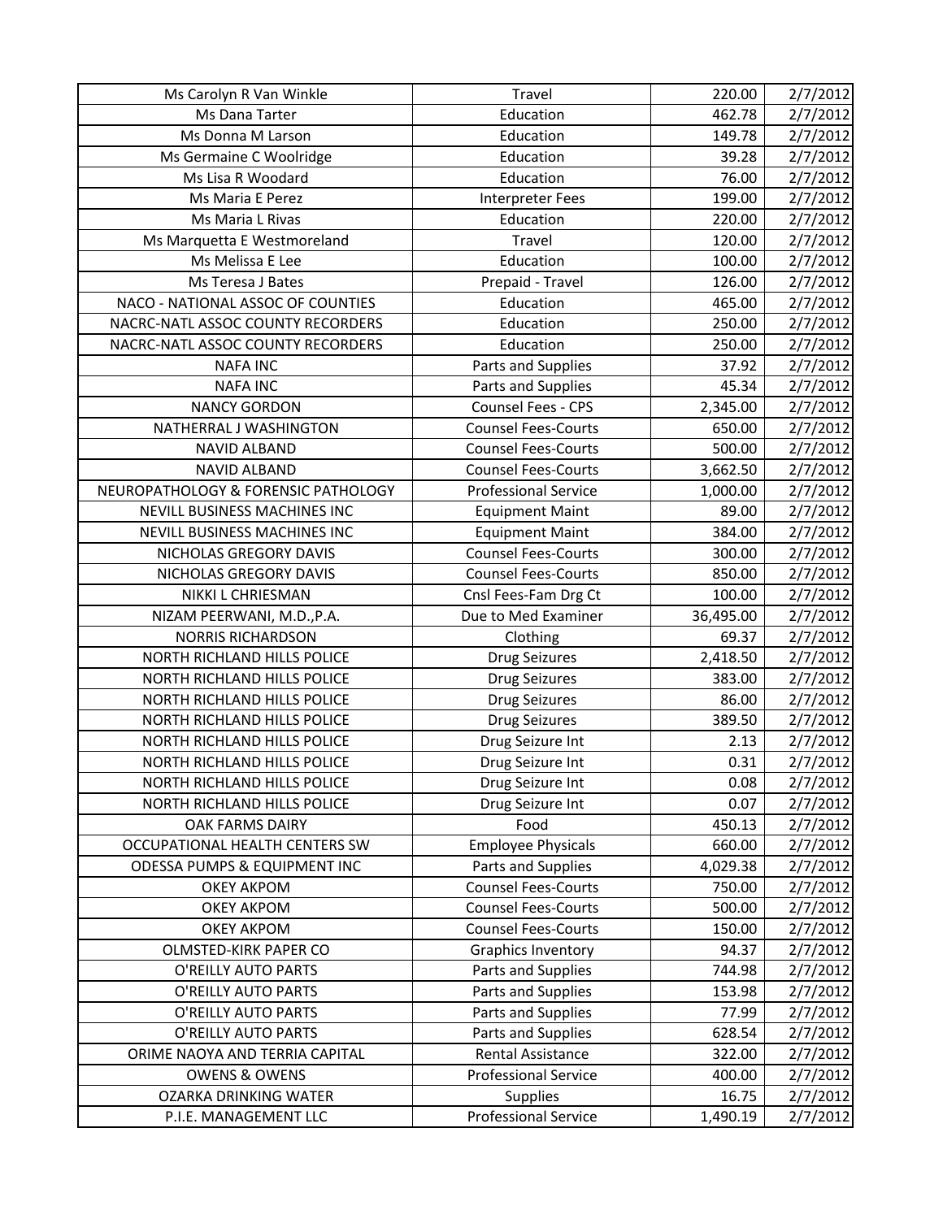| Ms Carolyn R Van Winkle | Travel | 220.00 | 2/7/2012 |
|---|---|---|---|
| Ms Dana Tarter | Education | 462.78 | 2/7/2012 |
| Ms Donna M Larson | Education | 149.78 | 2/7/2012 |
| Ms Germaine C Woolridge | Education | 39.28 | 2/7/2012 |
| Ms Lisa R Woodard | Education | 76.00 | 2/7/2012 |
| Ms Maria E Perez | Interpreter Fees | 199.00 | 2/7/2012 |
| Ms Maria L Rivas | Education | 220.00 | 2/7/2012 |
| Ms Marquetta E Westmoreland | Travel | 120.00 | 2/7/2012 |
| Ms Melissa E Lee | Education | 100.00 | 2/7/2012 |
| Ms Teresa J Bates | Prepaid - Travel | 126.00 | 2/7/2012 |
| NACO - NATIONAL ASSOC OF COUNTIES | Education | 465.00 | 2/7/2012 |
| NACRC-NATL ASSOC COUNTY RECORDERS | Education | 250.00 | 2/7/2012 |
| NACRC-NATL ASSOC COUNTY RECORDERS | Education | 250.00 | 2/7/2012 |
| NAFA INC | Parts and Supplies | 37.92 | 2/7/2012 |
| NAFA INC | Parts and Supplies | 45.34 | 2/7/2012 |
| NANCY GORDON | Counsel Fees - CPS | 2,345.00 | 2/7/2012 |
| NATHERRAL J WASHINGTON | Counsel Fees-Courts | 650.00 | 2/7/2012 |
| NAVID ALBAND | Counsel Fees-Courts | 500.00 | 2/7/2012 |
| NAVID ALBAND | Counsel Fees-Courts | 3,662.50 | 2/7/2012 |
| NEUROPATHOLOGY & FORENSIC PATHOLOGY | Professional Service | 1,000.00 | 2/7/2012 |
| NEVILL BUSINESS MACHINES INC | Equipment Maint | 89.00 | 2/7/2012 |
| NEVILL BUSINESS MACHINES INC | Equipment Maint | 384.00 | 2/7/2012 |
| NICHOLAS GREGORY DAVIS | Counsel Fees-Courts | 300.00 | 2/7/2012 |
| NICHOLAS GREGORY DAVIS | Counsel Fees-Courts | 850.00 | 2/7/2012 |
| NIKKI L CHRIESMAN | Cnsl Fees-Fam Drg Ct | 100.00 | 2/7/2012 |
| NIZAM PEERWANI, M.D.,P.A. | Due to Med Examiner | 36,495.00 | 2/7/2012 |
| NORRIS RICHARDSON | Clothing | 69.37 | 2/7/2012 |
| NORTH RICHLAND HILLS POLICE | Drug Seizures | 2,418.50 | 2/7/2012 |
| NORTH RICHLAND HILLS POLICE | Drug Seizures | 383.00 | 2/7/2012 |
| NORTH RICHLAND HILLS POLICE | Drug Seizures | 86.00 | 2/7/2012 |
| NORTH RICHLAND HILLS POLICE | Drug Seizures | 389.50 | 2/7/2012 |
| NORTH RICHLAND HILLS POLICE | Drug Seizure Int | 2.13 | 2/7/2012 |
| NORTH RICHLAND HILLS POLICE | Drug Seizure Int | 0.31 | 2/7/2012 |
| NORTH RICHLAND HILLS POLICE | Drug Seizure Int | 0.08 | 2/7/2012 |
| NORTH RICHLAND HILLS POLICE | Drug Seizure Int | 0.07 | 2/7/2012 |
| OAK FARMS DAIRY | Food | 450.13 | 2/7/2012 |
| OCCUPATIONAL HEALTH CENTERS SW | Employee Physicals | 660.00 | 2/7/2012 |
| ODESSA PUMPS & EQUIPMENT INC | Parts and Supplies | 4,029.38 | 2/7/2012 |
| OKEY AKPOM | Counsel Fees-Courts | 750.00 | 2/7/2012 |
| OKEY AKPOM | Counsel Fees-Courts | 500.00 | 2/7/2012 |
| OKEY AKPOM | Counsel Fees-Courts | 150.00 | 2/7/2012 |
| OLMSTED-KIRK PAPER CO | Graphics Inventory | 94.37 | 2/7/2012 |
| O'REILLY AUTO PARTS | Parts and Supplies | 744.98 | 2/7/2012 |
| O'REILLY AUTO PARTS | Parts and Supplies | 153.98 | 2/7/2012 |
| O'REILLY AUTO PARTS | Parts and Supplies | 77.99 | 2/7/2012 |
| O'REILLY AUTO PARTS | Parts and Supplies | 628.54 | 2/7/2012 |
| ORIME NAOYA AND TERRIA CAPITAL | Rental Assistance | 322.00 | 2/7/2012 |
| OWENS & OWENS | Professional Service | 400.00 | 2/7/2012 |
| OZARKA DRINKING WATER | Supplies | 16.75 | 2/7/2012 |
| P.I.E. MANAGEMENT LLC | Professional Service | 1,490.19 | 2/7/2012 |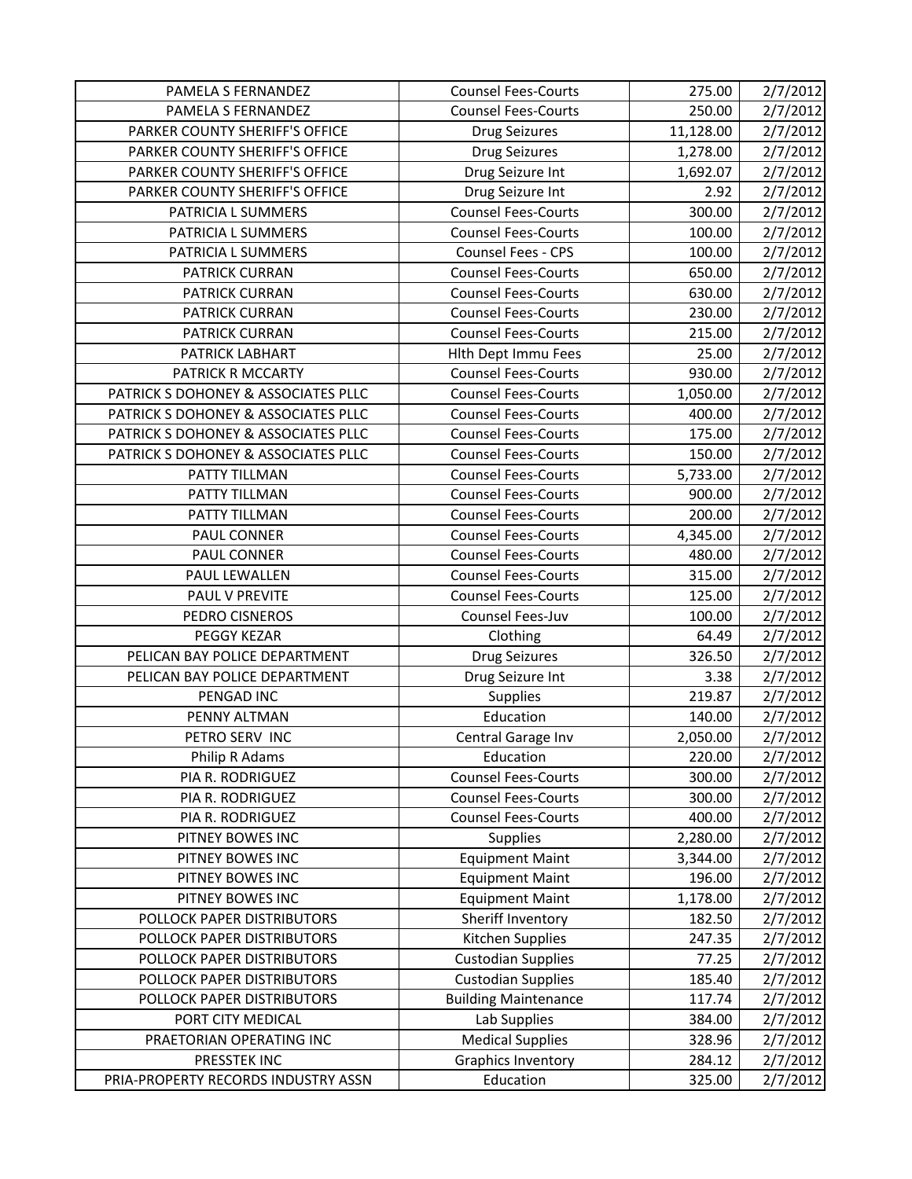| | | | |
|---|---|---|---|
| PAMELA S FERNANDEZ | Counsel Fees-Courts | 275.00 | 2/7/2012 |
| PAMELA S FERNANDEZ | Counsel Fees-Courts | 250.00 | 2/7/2012 |
| PARKER COUNTY SHERIFF'S OFFICE | Drug Seizures | 11,128.00 | 2/7/2012 |
| PARKER COUNTY SHERIFF'S OFFICE | Drug Seizures | 1,278.00 | 2/7/2012 |
| PARKER COUNTY SHERIFF'S OFFICE | Drug Seizure Int | 1,692.07 | 2/7/2012 |
| PARKER COUNTY SHERIFF'S OFFICE | Drug Seizure Int | 2.92 | 2/7/2012 |
| PATRICIA L SUMMERS | Counsel Fees-Courts | 300.00 | 2/7/2012 |
| PATRICIA L SUMMERS | Counsel Fees-Courts | 100.00 | 2/7/2012 |
| PATRICIA L SUMMERS | Counsel Fees - CPS | 100.00 | 2/7/2012 |
| PATRICK CURRAN | Counsel Fees-Courts | 650.00 | 2/7/2012 |
| PATRICK CURRAN | Counsel Fees-Courts | 630.00 | 2/7/2012 |
| PATRICK CURRAN | Counsel Fees-Courts | 230.00 | 2/7/2012 |
| PATRICK CURRAN | Counsel Fees-Courts | 215.00 | 2/7/2012 |
| PATRICK LABHART | Hlth Dept Immu Fees | 25.00 | 2/7/2012 |
| PATRICK R MCCARTY | Counsel Fees-Courts | 930.00 | 2/7/2012 |
| PATRICK S DOHONEY & ASSOCIATES PLLC | Counsel Fees-Courts | 1,050.00 | 2/7/2012 |
| PATRICK S DOHONEY & ASSOCIATES PLLC | Counsel Fees-Courts | 400.00 | 2/7/2012 |
| PATRICK S DOHONEY & ASSOCIATES PLLC | Counsel Fees-Courts | 175.00 | 2/7/2012 |
| PATRICK S DOHONEY & ASSOCIATES PLLC | Counsel Fees-Courts | 150.00 | 2/7/2012 |
| PATTY TILLMAN | Counsel Fees-Courts | 5,733.00 | 2/7/2012 |
| PATTY TILLMAN | Counsel Fees-Courts | 900.00 | 2/7/2012 |
| PATTY TILLMAN | Counsel Fees-Courts | 200.00 | 2/7/2012 |
| PAUL CONNER | Counsel Fees-Courts | 4,345.00 | 2/7/2012 |
| PAUL CONNER | Counsel Fees-Courts | 480.00 | 2/7/2012 |
| PAUL LEWALLEN | Counsel Fees-Courts | 315.00 | 2/7/2012 |
| PAUL V PREVITE | Counsel Fees-Courts | 125.00 | 2/7/2012 |
| PEDRO CISNEROS | Counsel Fees-Juv | 100.00 | 2/7/2012 |
| PEGGY KEZAR | Clothing | 64.49 | 2/7/2012 |
| PELICAN BAY POLICE DEPARTMENT | Drug Seizures | 326.50 | 2/7/2012 |
| PELICAN BAY POLICE DEPARTMENT | Drug Seizure Int | 3.38 | 2/7/2012 |
| PENGAD INC | Supplies | 219.87 | 2/7/2012 |
| PENNY ALTMAN | Education | 140.00 | 2/7/2012 |
| PETRO SERV INC | Central Garage Inv | 2,050.00 | 2/7/2012 |
| Philip R Adams | Education | 220.00 | 2/7/2012 |
| PIA R. RODRIGUEZ | Counsel Fees-Courts | 300.00 | 2/7/2012 |
| PIA R. RODRIGUEZ | Counsel Fees-Courts | 300.00 | 2/7/2012 |
| PIA R. RODRIGUEZ | Counsel Fees-Courts | 400.00 | 2/7/2012 |
| PITNEY BOWES INC | Supplies | 2,280.00 | 2/7/2012 |
| PITNEY BOWES INC | Equipment Maint | 3,344.00 | 2/7/2012 |
| PITNEY BOWES INC | Equipment Maint | 196.00 | 2/7/2012 |
| PITNEY BOWES INC | Equipment Maint | 1,178.00 | 2/7/2012 |
| POLLOCK PAPER DISTRIBUTORS | Sheriff Inventory | 182.50 | 2/7/2012 |
| POLLOCK PAPER DISTRIBUTORS | Kitchen Supplies | 247.35 | 2/7/2012 |
| POLLOCK PAPER DISTRIBUTORS | Custodian Supplies | 77.25 | 2/7/2012 |
| POLLOCK PAPER DISTRIBUTORS | Custodian Supplies | 185.40 | 2/7/2012 |
| POLLOCK PAPER DISTRIBUTORS | Building Maintenance | 117.74 | 2/7/2012 |
| PORT CITY MEDICAL | Lab Supplies | 384.00 | 2/7/2012 |
| PRAETORIAN OPERATING INC | Medical Supplies | 328.96 | 2/7/2012 |
| PRESSTEK INC | Graphics Inventory | 284.12 | 2/7/2012 |
| PRIA-PROPERTY RECORDS INDUSTRY ASSN | Education | 325.00 | 2/7/2012 |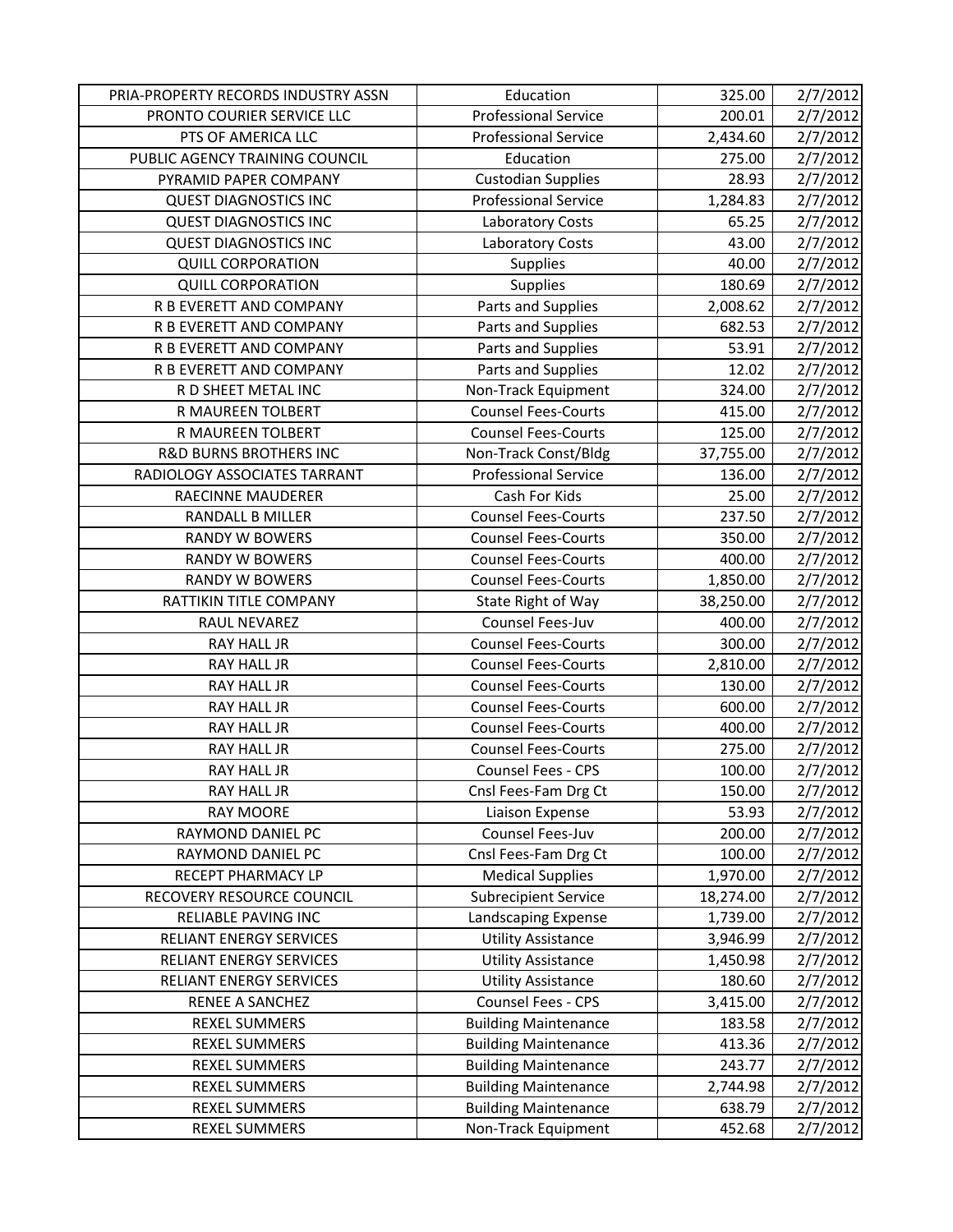| | | | |
|---|---|---|---|
| PRIA-PROPERTY RECORDS INDUSTRY ASSN | Education | 325.00 | 2/7/2012 |
| PRONTO COURIER SERVICE LLC | Professional Service | 200.01 | 2/7/2012 |
| PTS OF AMERICA LLC | Professional Service | 2,434.60 | 2/7/2012 |
| PUBLIC AGENCY TRAINING COUNCIL | Education | 275.00 | 2/7/2012 |
| PYRAMID PAPER COMPANY | Custodian Supplies | 28.93 | 2/7/2012 |
| QUEST DIAGNOSTICS INC | Professional Service | 1,284.83 | 2/7/2012 |
| QUEST DIAGNOSTICS INC | Laboratory Costs | 65.25 | 2/7/2012 |
| QUEST DIAGNOSTICS INC | Laboratory Costs | 43.00 | 2/7/2012 |
| QUILL CORPORATION | Supplies | 40.00 | 2/7/2012 |
| QUILL CORPORATION | Supplies | 180.69 | 2/7/2012 |
| R B EVERETT AND COMPANY | Parts and Supplies | 2,008.62 | 2/7/2012 |
| R B EVERETT AND COMPANY | Parts and Supplies | 682.53 | 2/7/2012 |
| R B EVERETT AND COMPANY | Parts and Supplies | 53.91 | 2/7/2012 |
| R B EVERETT AND COMPANY | Parts and Supplies | 12.02 | 2/7/2012 |
| R D SHEET METAL INC | Non-Track Equipment | 324.00 | 2/7/2012 |
| R MAUREEN TOLBERT | Counsel Fees-Courts | 415.00 | 2/7/2012 |
| R MAUREEN TOLBERT | Counsel Fees-Courts | 125.00 | 2/7/2012 |
| R&D BURNS BROTHERS INC | Non-Track Const/Bldg | 37,755.00 | 2/7/2012 |
| RADIOLOGY ASSOCIATES TARRANT | Professional Service | 136.00 | 2/7/2012 |
| RAECINNE MAUDERER | Cash For Kids | 25.00 | 2/7/2012 |
| RANDALL B MILLER | Counsel Fees-Courts | 237.50 | 2/7/2012 |
| RANDY W BOWERS | Counsel Fees-Courts | 350.00 | 2/7/2012 |
| RANDY W BOWERS | Counsel Fees-Courts | 400.00 | 2/7/2012 |
| RANDY W BOWERS | Counsel Fees-Courts | 1,850.00 | 2/7/2012 |
| RATTIKIN TITLE COMPANY | State Right of Way | 38,250.00 | 2/7/2012 |
| RAUL NEVAREZ | Counsel Fees-Juv | 400.00 | 2/7/2012 |
| RAY HALL JR | Counsel Fees-Courts | 300.00 | 2/7/2012 |
| RAY HALL JR | Counsel Fees-Courts | 2,810.00 | 2/7/2012 |
| RAY HALL JR | Counsel Fees-Courts | 130.00 | 2/7/2012 |
| RAY HALL JR | Counsel Fees-Courts | 600.00 | 2/7/2012 |
| RAY HALL JR | Counsel Fees-Courts | 400.00 | 2/7/2012 |
| RAY HALL JR | Counsel Fees-Courts | 275.00 | 2/7/2012 |
| RAY HALL JR | Counsel Fees - CPS | 100.00 | 2/7/2012 |
| RAY HALL JR | Cnsl Fees-Fam Drg Ct | 150.00 | 2/7/2012 |
| RAY MOORE | Liaison Expense | 53.93 | 2/7/2012 |
| RAYMOND DANIEL PC | Counsel Fees-Juv | 200.00 | 2/7/2012 |
| RAYMOND DANIEL PC | Cnsl Fees-Fam Drg Ct | 100.00 | 2/7/2012 |
| RECEPT PHARMACY LP | Medical Supplies | 1,970.00 | 2/7/2012 |
| RECOVERY RESOURCE COUNCIL | Subrecipient Service | 18,274.00 | 2/7/2012 |
| RELIABLE PAVING INC | Landscaping Expense | 1,739.00 | 2/7/2012 |
| RELIANT ENERGY SERVICES | Utility Assistance | 3,946.99 | 2/7/2012 |
| RELIANT ENERGY SERVICES | Utility Assistance | 1,450.98 | 2/7/2012 |
| RELIANT ENERGY SERVICES | Utility Assistance | 180.60 | 2/7/2012 |
| RENEE A SANCHEZ | Counsel Fees - CPS | 3,415.00 | 2/7/2012 |
| REXEL SUMMERS | Building Maintenance | 183.58 | 2/7/2012 |
| REXEL SUMMERS | Building Maintenance | 413.36 | 2/7/2012 |
| REXEL SUMMERS | Building Maintenance | 243.77 | 2/7/2012 |
| REXEL SUMMERS | Building Maintenance | 2,744.98 | 2/7/2012 |
| REXEL SUMMERS | Building Maintenance | 638.79 | 2/7/2012 |
| REXEL SUMMERS | Non-Track Equipment | 452.68 | 2/7/2012 |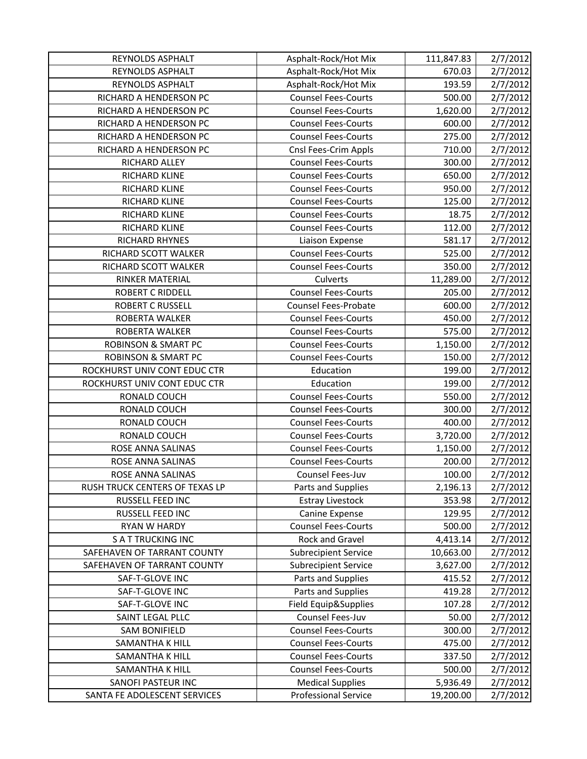| REYNOLDS ASPHALT | Asphalt-Rock/Hot Mix | 111,847.83 | 2/7/2012 |
|---|---|---|---|
| REYNOLDS ASPHALT | Asphalt-Rock/Hot Mix | 670.03 | 2/7/2012 |
| REYNOLDS ASPHALT | Asphalt-Rock/Hot Mix | 193.59 | 2/7/2012 |
| RICHARD A HENDERSON PC | Counsel Fees-Courts | 500.00 | 2/7/2012 |
| RICHARD A HENDERSON PC | Counsel Fees-Courts | 1,620.00 | 2/7/2012 |
| RICHARD A HENDERSON PC | Counsel Fees-Courts | 600.00 | 2/7/2012 |
| RICHARD A HENDERSON PC | Counsel Fees-Courts | 275.00 | 2/7/2012 |
| RICHARD A HENDERSON PC | Cnsl Fees-Crim Appls | 710.00 | 2/7/2012 |
| RICHARD ALLEY | Counsel Fees-Courts | 300.00 | 2/7/2012 |
| RICHARD KLINE | Counsel Fees-Courts | 650.00 | 2/7/2012 |
| RICHARD KLINE | Counsel Fees-Courts | 950.00 | 2/7/2012 |
| RICHARD KLINE | Counsel Fees-Courts | 125.00 | 2/7/2012 |
| RICHARD KLINE | Counsel Fees-Courts | 18.75 | 2/7/2012 |
| RICHARD KLINE | Counsel Fees-Courts | 112.00 | 2/7/2012 |
| RICHARD RHYNES | Liaison Expense | 581.17 | 2/7/2012 |
| RICHARD SCOTT WALKER | Counsel Fees-Courts | 525.00 | 2/7/2012 |
| RICHARD SCOTT WALKER | Counsel Fees-Courts | 350.00 | 2/7/2012 |
| RINKER MATERIAL | Culverts | 11,289.00 | 2/7/2012 |
| ROBERT C RIDDELL | Counsel Fees-Courts | 205.00 | 2/7/2012 |
| ROBERT C RUSSELL | Counsel Fees-Probate | 600.00 | 2/7/2012 |
| ROBERTA WALKER | Counsel Fees-Courts | 450.00 | 2/7/2012 |
| ROBERTA WALKER | Counsel Fees-Courts | 575.00 | 2/7/2012 |
| ROBINSON & SMART PC | Counsel Fees-Courts | 1,150.00 | 2/7/2012 |
| ROBINSON & SMART PC | Counsel Fees-Courts | 150.00 | 2/7/2012 |
| ROCKHURST UNIV CONT EDUC CTR | Education | 199.00 | 2/7/2012 |
| ROCKHURST UNIV CONT EDUC CTR | Education | 199.00 | 2/7/2012 |
| RONALD COUCH | Counsel Fees-Courts | 550.00 | 2/7/2012 |
| RONALD COUCH | Counsel Fees-Courts | 300.00 | 2/7/2012 |
| RONALD COUCH | Counsel Fees-Courts | 400.00 | 2/7/2012 |
| RONALD COUCH | Counsel Fees-Courts | 3,720.00 | 2/7/2012 |
| ROSE ANNA SALINAS | Counsel Fees-Courts | 1,150.00 | 2/7/2012 |
| ROSE ANNA SALINAS | Counsel Fees-Courts | 200.00 | 2/7/2012 |
| ROSE ANNA SALINAS | Counsel Fees-Juv | 100.00 | 2/7/2012 |
| RUSH TRUCK CENTERS OF TEXAS LP | Parts and Supplies | 2,196.13 | 2/7/2012 |
| RUSSELL FEED INC | Estray Livestock | 353.98 | 2/7/2012 |
| RUSSELL FEED INC | Canine Expense | 129.95 | 2/7/2012 |
| RYAN W HARDY | Counsel Fees-Courts | 500.00 | 2/7/2012 |
| S A T TRUCKING INC | Rock and Gravel | 4,413.14 | 2/7/2012 |
| SAFEHAVEN OF TARRANT COUNTY | Subrecipient Service | 10,663.00 | 2/7/2012 |
| SAFEHAVEN OF TARRANT COUNTY | Subrecipient Service | 3,627.00 | 2/7/2012 |
| SAF-T-GLOVE INC | Parts and Supplies | 415.52 | 2/7/2012 |
| SAF-T-GLOVE INC | Parts and Supplies | 419.28 | 2/7/2012 |
| SAF-T-GLOVE INC | Field Equip&Supplies | 107.28 | 2/7/2012 |
| SAINT LEGAL PLLC | Counsel Fees-Juv | 50.00 | 2/7/2012 |
| SAM BONIFIELD | Counsel Fees-Courts | 300.00 | 2/7/2012 |
| SAMANTHA K HILL | Counsel Fees-Courts | 475.00 | 2/7/2012 |
| SAMANTHA K HILL | Counsel Fees-Courts | 337.50 | 2/7/2012 |
| SAMANTHA K HILL | Counsel Fees-Courts | 500.00 | 2/7/2012 |
| SANOFI PASTEUR INC | Medical Supplies | 5,936.49 | 2/7/2012 |
| SANTA FE ADOLESCENT SERVICES | Professional Service | 19,200.00 | 2/7/2012 |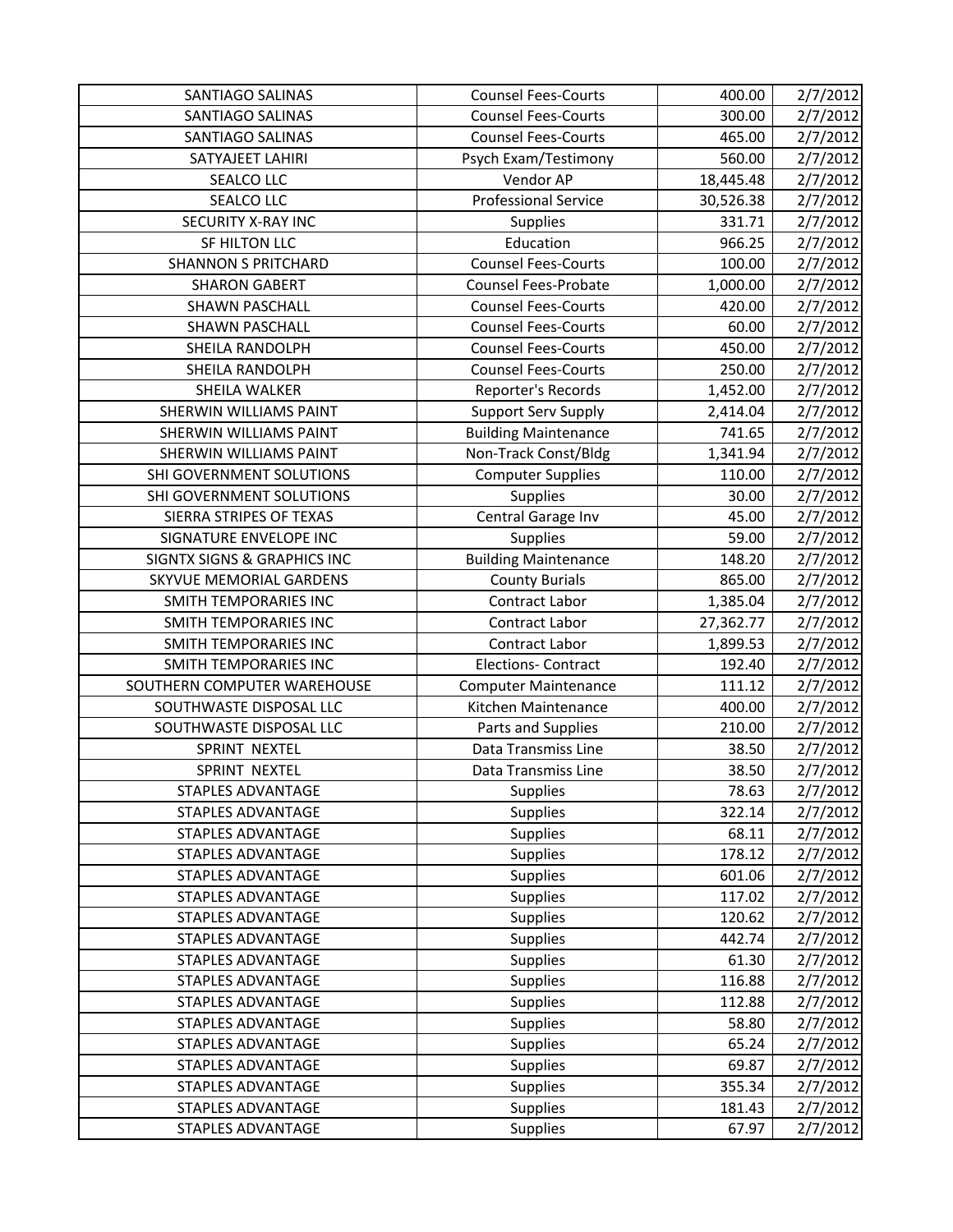| | | | |
|---|---|---|---|
| SANTIAGO SALINAS | Counsel Fees-Courts | 400.00 | 2/7/2012 |
| SANTIAGO SALINAS | Counsel Fees-Courts | 300.00 | 2/7/2012 |
| SANTIAGO SALINAS | Counsel Fees-Courts | 465.00 | 2/7/2012 |
| SATYAJEET LAHIRI | Psych Exam/Testimony | 560.00 | 2/7/2012 |
| SEALCO LLC | Vendor AP | 18,445.48 | 2/7/2012 |
| SEALCO LLC | Professional Service | 30,526.38 | 2/7/2012 |
| SECURITY X-RAY INC | Supplies | 331.71 | 2/7/2012 |
| SF HILTON LLC | Education | 966.25 | 2/7/2012 |
| SHANNON S PRITCHARD | Counsel Fees-Courts | 100.00 | 2/7/2012 |
| SHARON GABERT | Counsel Fees-Probate | 1,000.00 | 2/7/2012 |
| SHAWN PASCHALL | Counsel Fees-Courts | 420.00 | 2/7/2012 |
| SHAWN PASCHALL | Counsel Fees-Courts | 60.00 | 2/7/2012 |
| SHEILA RANDOLPH | Counsel Fees-Courts | 450.00 | 2/7/2012 |
| SHEILA RANDOLPH | Counsel Fees-Courts | 250.00 | 2/7/2012 |
| SHEILA WALKER | Reporter's Records | 1,452.00 | 2/7/2012 |
| SHERWIN WILLIAMS PAINT | Support Serv Supply | 2,414.04 | 2/7/2012 |
| SHERWIN WILLIAMS PAINT | Building Maintenance | 741.65 | 2/7/2012 |
| SHERWIN WILLIAMS PAINT | Non-Track Const/Bldg | 1,341.94 | 2/7/2012 |
| SHI GOVERNMENT SOLUTIONS | Computer Supplies | 110.00 | 2/7/2012 |
| SHI GOVERNMENT SOLUTIONS | Supplies | 30.00 | 2/7/2012 |
| SIERRA STRIPES OF TEXAS | Central Garage Inv | 45.00 | 2/7/2012 |
| SIGNATURE ENVELOPE INC | Supplies | 59.00 | 2/7/2012 |
| SIGNTX SIGNS & GRAPHICS INC | Building Maintenance | 148.20 | 2/7/2012 |
| SKYVUE MEMORIAL GARDENS | County Burials | 865.00 | 2/7/2012 |
| SMITH TEMPORARIES INC | Contract Labor | 1,385.04 | 2/7/2012 |
| SMITH TEMPORARIES INC | Contract Labor | 27,362.77 | 2/7/2012 |
| SMITH TEMPORARIES INC | Contract Labor | 1,899.53 | 2/7/2012 |
| SMITH TEMPORARIES INC | Elections- Contract | 192.40 | 2/7/2012 |
| SOUTHERN COMPUTER WAREHOUSE | Computer Maintenance | 111.12 | 2/7/2012 |
| SOUTHWASTE DISPOSAL LLC | Kitchen Maintenance | 400.00 | 2/7/2012 |
| SOUTHWASTE DISPOSAL LLC | Parts and Supplies | 210.00 | 2/7/2012 |
| SPRINT NEXTEL | Data Transmiss Line | 38.50 | 2/7/2012 |
| SPRINT NEXTEL | Data Transmiss Line | 38.50 | 2/7/2012 |
| STAPLES ADVANTAGE | Supplies | 78.63 | 2/7/2012 |
| STAPLES ADVANTAGE | Supplies | 322.14 | 2/7/2012 |
| STAPLES ADVANTAGE | Supplies | 68.11 | 2/7/2012 |
| STAPLES ADVANTAGE | Supplies | 178.12 | 2/7/2012 |
| STAPLES ADVANTAGE | Supplies | 601.06 | 2/7/2012 |
| STAPLES ADVANTAGE | Supplies | 117.02 | 2/7/2012 |
| STAPLES ADVANTAGE | Supplies | 120.62 | 2/7/2012 |
| STAPLES ADVANTAGE | Supplies | 442.74 | 2/7/2012 |
| STAPLES ADVANTAGE | Supplies | 61.30 | 2/7/2012 |
| STAPLES ADVANTAGE | Supplies | 116.88 | 2/7/2012 |
| STAPLES ADVANTAGE | Supplies | 112.88 | 2/7/2012 |
| STAPLES ADVANTAGE | Supplies | 58.80 | 2/7/2012 |
| STAPLES ADVANTAGE | Supplies | 65.24 | 2/7/2012 |
| STAPLES ADVANTAGE | Supplies | 69.87 | 2/7/2012 |
| STAPLES ADVANTAGE | Supplies | 355.34 | 2/7/2012 |
| STAPLES ADVANTAGE | Supplies | 181.43 | 2/7/2012 |
| STAPLES ADVANTAGE | Supplies | 67.97 | 2/7/2012 |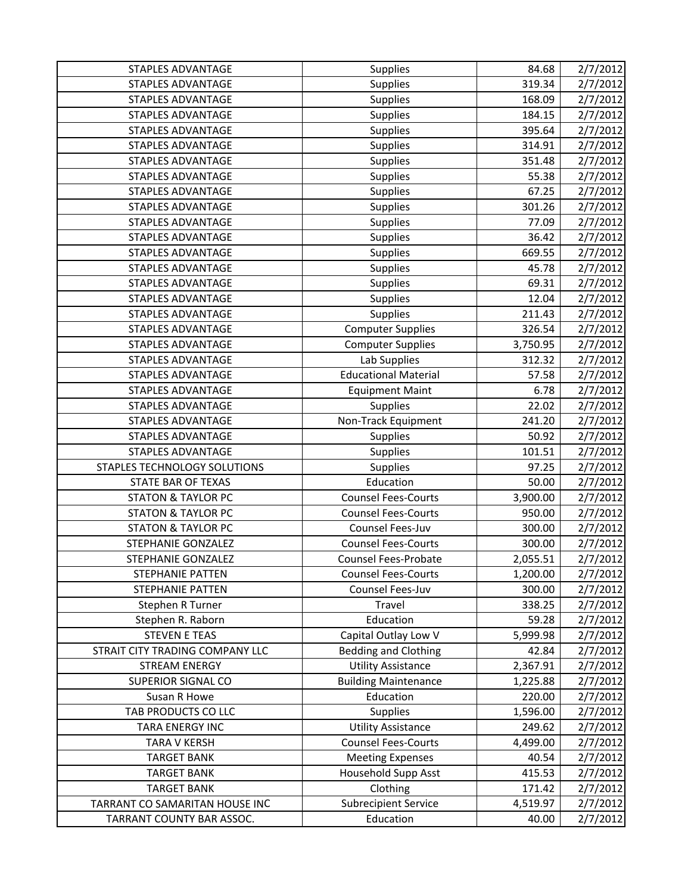| STAPLES ADVANTAGE | Supplies | 84.68 | 2/7/2012 |
|---|---|---|---|
| STAPLES ADVANTAGE | Supplies | 319.34 | 2/7/2012 |
| STAPLES ADVANTAGE | Supplies | 168.09 | 2/7/2012 |
| STAPLES ADVANTAGE | Supplies | 184.15 | 2/7/2012 |
| STAPLES ADVANTAGE | Supplies | 395.64 | 2/7/2012 |
| STAPLES ADVANTAGE | Supplies | 314.91 | 2/7/2012 |
| STAPLES ADVANTAGE | Supplies | 351.48 | 2/7/2012 |
| STAPLES ADVANTAGE | Supplies | 55.38 | 2/7/2012 |
| STAPLES ADVANTAGE | Supplies | 67.25 | 2/7/2012 |
| STAPLES ADVANTAGE | Supplies | 301.26 | 2/7/2012 |
| STAPLES ADVANTAGE | Supplies | 77.09 | 2/7/2012 |
| STAPLES ADVANTAGE | Supplies | 36.42 | 2/7/2012 |
| STAPLES ADVANTAGE | Supplies | 669.55 | 2/7/2012 |
| STAPLES ADVANTAGE | Supplies | 45.78 | 2/7/2012 |
| STAPLES ADVANTAGE | Supplies | 69.31 | 2/7/2012 |
| STAPLES ADVANTAGE | Supplies | 12.04 | 2/7/2012 |
| STAPLES ADVANTAGE | Supplies | 211.43 | 2/7/2012 |
| STAPLES ADVANTAGE | Computer Supplies | 326.54 | 2/7/2012 |
| STAPLES ADVANTAGE | Computer Supplies | 3,750.95 | 2/7/2012 |
| STAPLES ADVANTAGE | Lab Supplies | 312.32 | 2/7/2012 |
| STAPLES ADVANTAGE | Educational Material | 57.58 | 2/7/2012 |
| STAPLES ADVANTAGE | Equipment Maint | 6.78 | 2/7/2012 |
| STAPLES ADVANTAGE | Supplies | 22.02 | 2/7/2012 |
| STAPLES ADVANTAGE | Non-Track Equipment | 241.20 | 2/7/2012 |
| STAPLES ADVANTAGE | Supplies | 50.92 | 2/7/2012 |
| STAPLES ADVANTAGE | Supplies | 101.51 | 2/7/2012 |
| STAPLES TECHNOLOGY SOLUTIONS | Supplies | 97.25 | 2/7/2012 |
| STATE BAR OF TEXAS | Education | 50.00 | 2/7/2012 |
| STATON & TAYLOR PC | Counsel Fees-Courts | 3,900.00 | 2/7/2012 |
| STATON & TAYLOR PC | Counsel Fees-Courts | 950.00 | 2/7/2012 |
| STATON & TAYLOR PC | Counsel Fees-Juv | 300.00 | 2/7/2012 |
| STEPHANIE GONZALEZ | Counsel Fees-Courts | 300.00 | 2/7/2012 |
| STEPHANIE GONZALEZ | Counsel Fees-Probate | 2,055.51 | 2/7/2012 |
| STEPHANIE PATTEN | Counsel Fees-Courts | 1,200.00 | 2/7/2012 |
| STEPHANIE PATTEN | Counsel Fees-Juv | 300.00 | 2/7/2012 |
| Stephen R Turner | Travel | 338.25 | 2/7/2012 |
| Stephen R. Raborn | Education | 59.28 | 2/7/2012 |
| STEVEN E TEAS | Capital Outlay Low V | 5,999.98 | 2/7/2012 |
| STRAIT CITY TRADING COMPANY LLC | Bedding and Clothing | 42.84 | 2/7/2012 |
| STREAM ENERGY | Utility Assistance | 2,367.91 | 2/7/2012 |
| SUPERIOR SIGNAL CO | Building Maintenance | 1,225.88 | 2/7/2012 |
| Susan R Howe | Education | 220.00 | 2/7/2012 |
| TAB PRODUCTS CO LLC | Supplies | 1,596.00 | 2/7/2012 |
| TARA ENERGY INC | Utility Assistance | 249.62 | 2/7/2012 |
| TARA V KERSH | Counsel Fees-Courts | 4,499.00 | 2/7/2012 |
| TARGET BANK | Meeting Expenses | 40.54 | 2/7/2012 |
| TARGET BANK | Household Supp Asst | 415.53 | 2/7/2012 |
| TARGET BANK | Clothing | 171.42 | 2/7/2012 |
| TARRANT CO SAMARITAN HOUSE INC | Subrecipient Service | 4,519.97 | 2/7/2012 |
| TARRANT COUNTY BAR ASSOC. | Education | 40.00 | 2/7/2012 |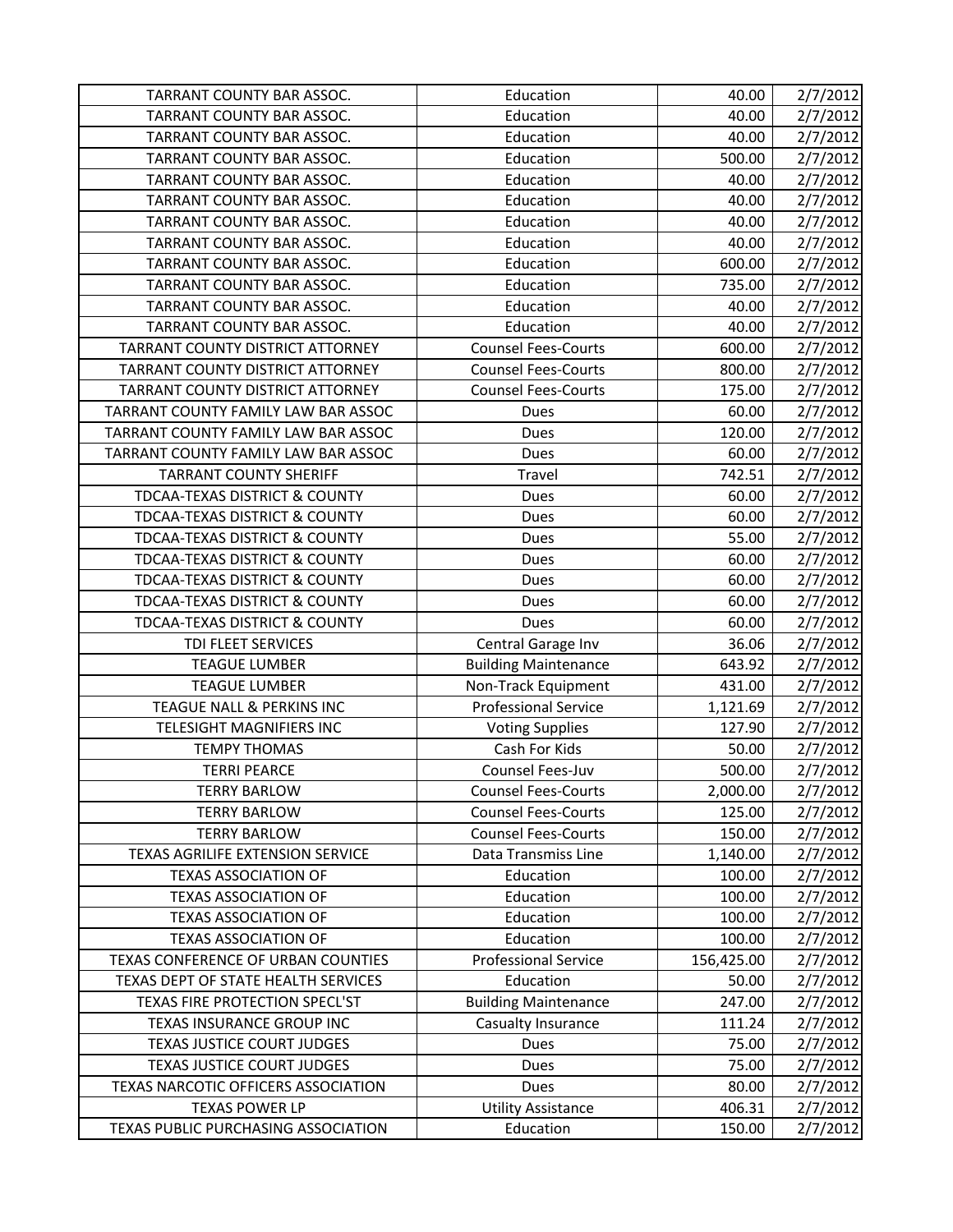| | | | |
|---|---|---|---|
| TARRANT COUNTY BAR ASSOC. | Education | 40.00 | 2/7/2012 |
| TARRANT COUNTY BAR ASSOC. | Education | 40.00 | 2/7/2012 |
| TARRANT COUNTY BAR ASSOC. | Education | 40.00 | 2/7/2012 |
| TARRANT COUNTY BAR ASSOC. | Education | 500.00 | 2/7/2012 |
| TARRANT COUNTY BAR ASSOC. | Education | 40.00 | 2/7/2012 |
| TARRANT COUNTY BAR ASSOC. | Education | 40.00 | 2/7/2012 |
| TARRANT COUNTY BAR ASSOC. | Education | 40.00 | 2/7/2012 |
| TARRANT COUNTY BAR ASSOC. | Education | 40.00 | 2/7/2012 |
| TARRANT COUNTY BAR ASSOC. | Education | 600.00 | 2/7/2012 |
| TARRANT COUNTY BAR ASSOC. | Education | 735.00 | 2/7/2012 |
| TARRANT COUNTY BAR ASSOC. | Education | 40.00 | 2/7/2012 |
| TARRANT COUNTY BAR ASSOC. | Education | 40.00 | 2/7/2012 |
| TARRANT COUNTY DISTRICT ATTORNEY | Counsel Fees-Courts | 600.00 | 2/7/2012 |
| TARRANT COUNTY DISTRICT ATTORNEY | Counsel Fees-Courts | 800.00 | 2/7/2012 |
| TARRANT COUNTY DISTRICT ATTORNEY | Counsel Fees-Courts | 175.00 | 2/7/2012 |
| TARRANT COUNTY FAMILY LAW BAR ASSOC | Dues | 60.00 | 2/7/2012 |
| TARRANT COUNTY FAMILY LAW BAR ASSOC | Dues | 120.00 | 2/7/2012 |
| TARRANT COUNTY FAMILY LAW BAR ASSOC | Dues | 60.00 | 2/7/2012 |
| TARRANT COUNTY SHERIFF | Travel | 742.51 | 2/7/2012 |
| TDCAA-TEXAS DISTRICT & COUNTY | Dues | 60.00 | 2/7/2012 |
| TDCAA-TEXAS DISTRICT & COUNTY | Dues | 60.00 | 2/7/2012 |
| TDCAA-TEXAS DISTRICT & COUNTY | Dues | 55.00 | 2/7/2012 |
| TDCAA-TEXAS DISTRICT & COUNTY | Dues | 60.00 | 2/7/2012 |
| TDCAA-TEXAS DISTRICT & COUNTY | Dues | 60.00 | 2/7/2012 |
| TDCAA-TEXAS DISTRICT & COUNTY | Dues | 60.00 | 2/7/2012 |
| TDCAA-TEXAS DISTRICT & COUNTY | Dues | 60.00 | 2/7/2012 |
| TDI FLEET SERVICES | Central Garage Inv | 36.06 | 2/7/2012 |
| TEAGUE LUMBER | Building Maintenance | 643.92 | 2/7/2012 |
| TEAGUE LUMBER | Non-Track Equipment | 431.00 | 2/7/2012 |
| TEAGUE NALL & PERKINS INC | Professional Service | 1,121.69 | 2/7/2012 |
| TELESIGHT MAGNIFIERS INC | Voting Supplies | 127.90 | 2/7/2012 |
| TEMPY THOMAS | Cash For Kids | 50.00 | 2/7/2012 |
| TERRI PEARCE | Counsel Fees-Juv | 500.00 | 2/7/2012 |
| TERRY BARLOW | Counsel Fees-Courts | 2,000.00 | 2/7/2012 |
| TERRY BARLOW | Counsel Fees-Courts | 125.00 | 2/7/2012 |
| TERRY BARLOW | Counsel Fees-Courts | 150.00 | 2/7/2012 |
| TEXAS AGRILIFE EXTENSION SERVICE | Data Transmiss Line | 1,140.00 | 2/7/2012 |
| TEXAS ASSOCIATION OF | Education | 100.00 | 2/7/2012 |
| TEXAS ASSOCIATION OF | Education | 100.00 | 2/7/2012 |
| TEXAS ASSOCIATION OF | Education | 100.00 | 2/7/2012 |
| TEXAS ASSOCIATION OF | Education | 100.00 | 2/7/2012 |
| TEXAS CONFERENCE OF URBAN COUNTIES | Professional Service | 156,425.00 | 2/7/2012 |
| TEXAS DEPT OF STATE HEALTH SERVICES | Education | 50.00 | 2/7/2012 |
| TEXAS FIRE PROTECTION SPECL'ST | Building Maintenance | 247.00 | 2/7/2012 |
| TEXAS INSURANCE GROUP INC | Casualty Insurance | 111.24 | 2/7/2012 |
| TEXAS JUSTICE COURT JUDGES | Dues | 75.00 | 2/7/2012 |
| TEXAS JUSTICE COURT JUDGES | Dues | 75.00 | 2/7/2012 |
| TEXAS NARCOTIC OFFICERS ASSOCIATION | Dues | 80.00 | 2/7/2012 |
| TEXAS POWER LP | Utility Assistance | 406.31 | 2/7/2012 |
| TEXAS PUBLIC PURCHASING ASSOCIATION | Education | 150.00 | 2/7/2012 |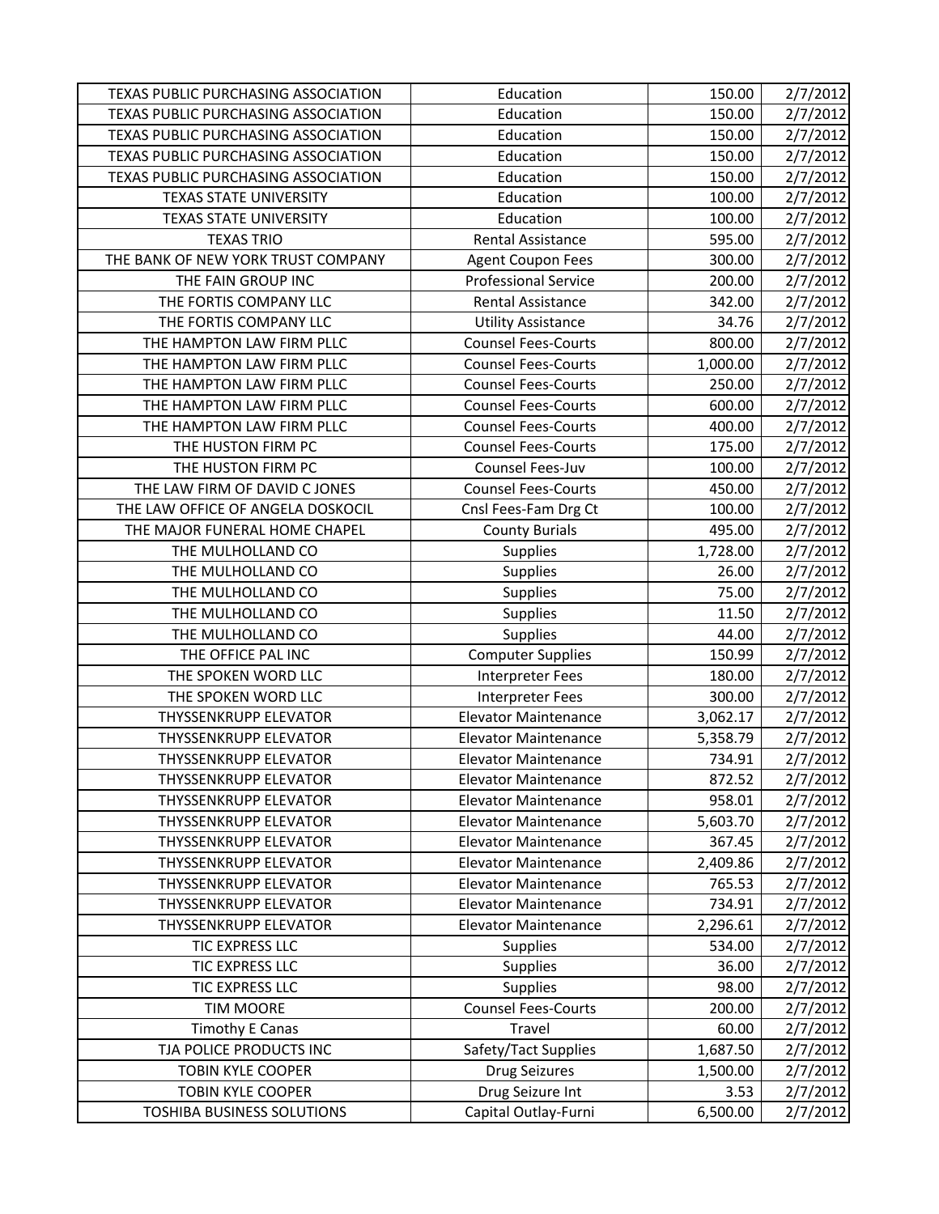| | | | |
|---|---|---|---|
| TEXAS PUBLIC PURCHASING ASSOCIATION | Education | 150.00 | 2/7/2012 |
| TEXAS PUBLIC PURCHASING ASSOCIATION | Education | 150.00 | 2/7/2012 |
| TEXAS PUBLIC PURCHASING ASSOCIATION | Education | 150.00 | 2/7/2012 |
| TEXAS PUBLIC PURCHASING ASSOCIATION | Education | 150.00 | 2/7/2012 |
| TEXAS PUBLIC PURCHASING ASSOCIATION | Education | 150.00 | 2/7/2012 |
| TEXAS STATE UNIVERSITY | Education | 100.00 | 2/7/2012 |
| TEXAS STATE UNIVERSITY | Education | 100.00 | 2/7/2012 |
| TEXAS TRIO | Rental Assistance | 595.00 | 2/7/2012 |
| THE BANK OF NEW YORK TRUST COMPANY | Agent Coupon Fees | 300.00 | 2/7/2012 |
| THE FAIN GROUP INC | Professional Service | 200.00 | 2/7/2012 |
| THE FORTIS COMPANY LLC | Rental Assistance | 342.00 | 2/7/2012 |
| THE FORTIS COMPANY LLC | Utility Assistance | 34.76 | 2/7/2012 |
| THE HAMPTON LAW FIRM PLLC | Counsel Fees-Courts | 800.00 | 2/7/2012 |
| THE HAMPTON LAW FIRM PLLC | Counsel Fees-Courts | 1,000.00 | 2/7/2012 |
| THE HAMPTON LAW FIRM PLLC | Counsel Fees-Courts | 250.00 | 2/7/2012 |
| THE HAMPTON LAW FIRM PLLC | Counsel Fees-Courts | 600.00 | 2/7/2012 |
| THE HAMPTON LAW FIRM PLLC | Counsel Fees-Courts | 400.00 | 2/7/2012 |
| THE HUSTON FIRM PC | Counsel Fees-Courts | 175.00 | 2/7/2012 |
| THE HUSTON FIRM PC | Counsel Fees-Juv | 100.00 | 2/7/2012 |
| THE LAW FIRM OF DAVID C JONES | Counsel Fees-Courts | 450.00 | 2/7/2012 |
| THE LAW OFFICE OF ANGELA DOSKOCIL | Cnsl Fees-Fam Drg Ct | 100.00 | 2/7/2012 |
| THE MAJOR FUNERAL HOME CHAPEL | County Burials | 495.00 | 2/7/2012 |
| THE MULHOLLAND CO | Supplies | 1,728.00 | 2/7/2012 |
| THE MULHOLLAND CO | Supplies | 26.00 | 2/7/2012 |
| THE MULHOLLAND CO | Supplies | 75.00 | 2/7/2012 |
| THE MULHOLLAND CO | Supplies | 11.50 | 2/7/2012 |
| THE MULHOLLAND CO | Supplies | 44.00 | 2/7/2012 |
| THE OFFICE PAL INC | Computer Supplies | 150.99 | 2/7/2012 |
| THE SPOKEN WORD LLC | Interpreter Fees | 180.00 | 2/7/2012 |
| THE SPOKEN WORD LLC | Interpreter Fees | 300.00 | 2/7/2012 |
| THYSSENKRUPP ELEVATOR | Elevator Maintenance | 3,062.17 | 2/7/2012 |
| THYSSENKRUPP ELEVATOR | Elevator Maintenance | 5,358.79 | 2/7/2012 |
| THYSSENKRUPP ELEVATOR | Elevator Maintenance | 734.91 | 2/7/2012 |
| THYSSENKRUPP ELEVATOR | Elevator Maintenance | 872.52 | 2/7/2012 |
| THYSSENKRUPP ELEVATOR | Elevator Maintenance | 958.01 | 2/7/2012 |
| THYSSENKRUPP ELEVATOR | Elevator Maintenance | 5,603.70 | 2/7/2012 |
| THYSSENKRUPP ELEVATOR | Elevator Maintenance | 367.45 | 2/7/2012 |
| THYSSENKRUPP ELEVATOR | Elevator Maintenance | 2,409.86 | 2/7/2012 |
| THYSSENKRUPP ELEVATOR | Elevator Maintenance | 765.53 | 2/7/2012 |
| THYSSENKRUPP ELEVATOR | Elevator Maintenance | 734.91 | 2/7/2012 |
| THYSSENKRUPP ELEVATOR | Elevator Maintenance | 2,296.61 | 2/7/2012 |
| TIC EXPRESS LLC | Supplies | 534.00 | 2/7/2012 |
| TIC EXPRESS LLC | Supplies | 36.00 | 2/7/2012 |
| TIC EXPRESS LLC | Supplies | 98.00 | 2/7/2012 |
| TIM MOORE | Counsel Fees-Courts | 200.00 | 2/7/2012 |
| Timothy E Canas | Travel | 60.00 | 2/7/2012 |
| TJA POLICE PRODUCTS INC | Safety/Tact Supplies | 1,687.50 | 2/7/2012 |
| TOBIN KYLE COOPER | Drug Seizures | 1,500.00 | 2/7/2012 |
| TOBIN KYLE COOPER | Drug Seizure Int | 3.53 | 2/7/2012 |
| TOSHIBA BUSINESS SOLUTIONS | Capital Outlay-Furni | 6,500.00 | 2/7/2012 |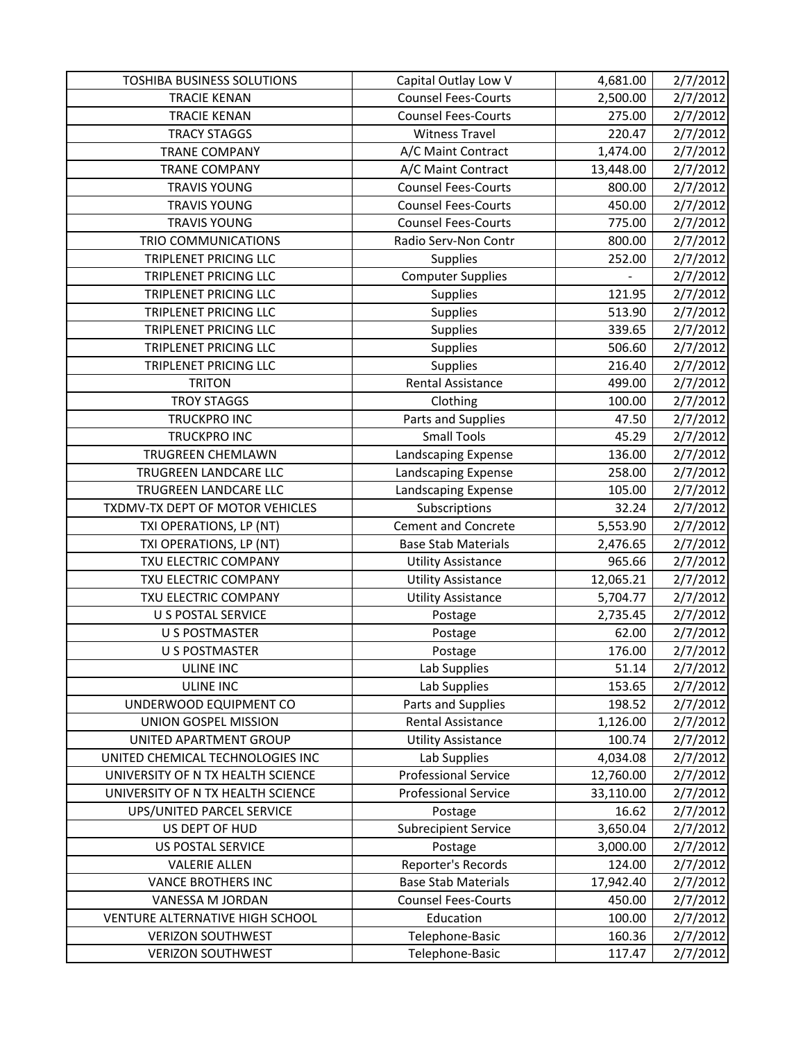| TOSHIBA BUSINESS SOLUTIONS | Capital Outlay Low V | 4,681.00 | 2/7/2012 |
|---|---|---|---|
| TRACIE KENAN | Counsel Fees-Courts | 2,500.00 | 2/7/2012 |
| TRACIE KENAN | Counsel Fees-Courts | 275.00 | 2/7/2012 |
| TRACY STAGGS | Witness Travel | 220.47 | 2/7/2012 |
| TRANE COMPANY | A/C Maint Contract | 1,474.00 | 2/7/2012 |
| TRANE COMPANY | A/C Maint Contract | 13,448.00 | 2/7/2012 |
| TRAVIS YOUNG | Counsel Fees-Courts | 800.00 | 2/7/2012 |
| TRAVIS YOUNG | Counsel Fees-Courts | 450.00 | 2/7/2012 |
| TRAVIS YOUNG | Counsel Fees-Courts | 775.00 | 2/7/2012 |
| TRIO COMMUNICATIONS | Radio Serv-Non Contr | 800.00 | 2/7/2012 |
| TRIPLENET PRICING LLC | Supplies | 252.00 | 2/7/2012 |
| TRIPLENET PRICING LLC | Computer Supplies | - | 2/7/2012 |
| TRIPLENET PRICING LLC | Supplies | 121.95 | 2/7/2012 |
| TRIPLENET PRICING LLC | Supplies | 513.90 | 2/7/2012 |
| TRIPLENET PRICING LLC | Supplies | 339.65 | 2/7/2012 |
| TRIPLENET PRICING LLC | Supplies | 506.60 | 2/7/2012 |
| TRIPLENET PRICING LLC | Supplies | 216.40 | 2/7/2012 |
| TRITON | Rental Assistance | 499.00 | 2/7/2012 |
| TROY STAGGS | Clothing | 100.00 | 2/7/2012 |
| TRUCKPRO INC | Parts and Supplies | 47.50 | 2/7/2012 |
| TRUCKPRO INC | Small Tools | 45.29 | 2/7/2012 |
| TRUGREEN CHEMLAWN | Landscaping Expense | 136.00 | 2/7/2012 |
| TRUGREEN LANDCARE LLC | Landscaping Expense | 258.00 | 2/7/2012 |
| TRUGREEN LANDCARE LLC | Landscaping Expense | 105.00 | 2/7/2012 |
| TXDMV-TX DEPT OF MOTOR VEHICLES | Subscriptions | 32.24 | 2/7/2012 |
| TXI OPERATIONS, LP (NT) | Cement and Concrete | 5,553.90 | 2/7/2012 |
| TXI OPERATIONS, LP (NT) | Base Stab Materials | 2,476.65 | 2/7/2012 |
| TXU ELECTRIC COMPANY | Utility Assistance | 965.66 | 2/7/2012 |
| TXU ELECTRIC COMPANY | Utility Assistance | 12,065.21 | 2/7/2012 |
| TXU ELECTRIC COMPANY | Utility Assistance | 5,704.77 | 2/7/2012 |
| U S POSTAL SERVICE | Postage | 2,735.45 | 2/7/2012 |
| U S POSTMASTER | Postage | 62.00 | 2/7/2012 |
| U S POSTMASTER | Postage | 176.00 | 2/7/2012 |
| ULINE INC | Lab Supplies | 51.14 | 2/7/2012 |
| ULINE INC | Lab Supplies | 153.65 | 2/7/2012 |
| UNDERWOOD EQUIPMENT CO | Parts and Supplies | 198.52 | 2/7/2012 |
| UNION GOSPEL MISSION | Rental Assistance | 1,126.00 | 2/7/2012 |
| UNITED APARTMENT GROUP | Utility Assistance | 100.74 | 2/7/2012 |
| UNITED CHEMICAL TECHNOLOGIES INC | Lab Supplies | 4,034.08 | 2/7/2012 |
| UNIVERSITY OF N TX HEALTH SCIENCE | Professional Service | 12,760.00 | 2/7/2012 |
| UNIVERSITY OF N TX HEALTH SCIENCE | Professional Service | 33,110.00 | 2/7/2012 |
| UPS/UNITED PARCEL SERVICE | Postage | 16.62 | 2/7/2012 |
| US DEPT OF HUD | Subrecipient Service | 3,650.04 | 2/7/2012 |
| US POSTAL SERVICE | Postage | 3,000.00 | 2/7/2012 |
| VALERIE ALLEN | Reporter's Records | 124.00 | 2/7/2012 |
| VANCE BROTHERS INC | Base Stab Materials | 17,942.40 | 2/7/2012 |
| VANESSA M JORDAN | Counsel Fees-Courts | 450.00 | 2/7/2012 |
| VENTURE ALTERNATIVE HIGH SCHOOL | Education | 100.00 | 2/7/2012 |
| VERIZON SOUTHWEST | Telephone-Basic | 160.36 | 2/7/2012 |
| VERIZON SOUTHWEST | Telephone-Basic | 117.47 | 2/7/2012 |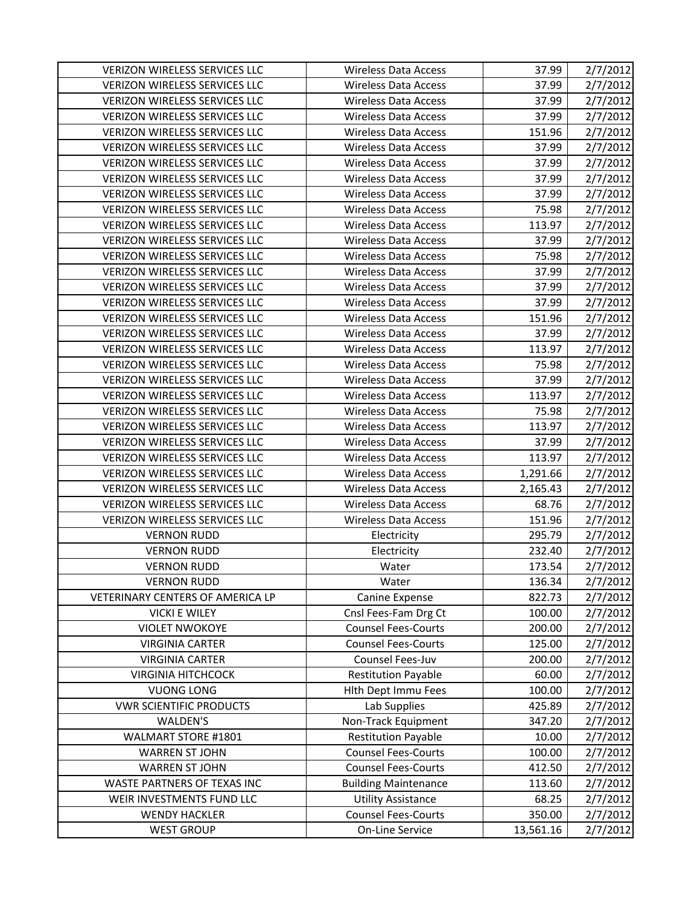| | | | |
|---|---|---|---|
| VERIZON WIRELESS SERVICES LLC | Wireless Data Access | 37.99 | 2/7/2012 |
| VERIZON WIRELESS SERVICES LLC | Wireless Data Access | 37.99 | 2/7/2012 |
| VERIZON WIRELESS SERVICES LLC | Wireless Data Access | 37.99 | 2/7/2012 |
| VERIZON WIRELESS SERVICES LLC | Wireless Data Access | 37.99 | 2/7/2012 |
| VERIZON WIRELESS SERVICES LLC | Wireless Data Access | 151.96 | 2/7/2012 |
| VERIZON WIRELESS SERVICES LLC | Wireless Data Access | 37.99 | 2/7/2012 |
| VERIZON WIRELESS SERVICES LLC | Wireless Data Access | 37.99 | 2/7/2012 |
| VERIZON WIRELESS SERVICES LLC | Wireless Data Access | 37.99 | 2/7/2012 |
| VERIZON WIRELESS SERVICES LLC | Wireless Data Access | 37.99 | 2/7/2012 |
| VERIZON WIRELESS SERVICES LLC | Wireless Data Access | 75.98 | 2/7/2012 |
| VERIZON WIRELESS SERVICES LLC | Wireless Data Access | 113.97 | 2/7/2012 |
| VERIZON WIRELESS SERVICES LLC | Wireless Data Access | 37.99 | 2/7/2012 |
| VERIZON WIRELESS SERVICES LLC | Wireless Data Access | 75.98 | 2/7/2012 |
| VERIZON WIRELESS SERVICES LLC | Wireless Data Access | 37.99 | 2/7/2012 |
| VERIZON WIRELESS SERVICES LLC | Wireless Data Access | 37.99 | 2/7/2012 |
| VERIZON WIRELESS SERVICES LLC | Wireless Data Access | 37.99 | 2/7/2012 |
| VERIZON WIRELESS SERVICES LLC | Wireless Data Access | 151.96 | 2/7/2012 |
| VERIZON WIRELESS SERVICES LLC | Wireless Data Access | 37.99 | 2/7/2012 |
| VERIZON WIRELESS SERVICES LLC | Wireless Data Access | 113.97 | 2/7/2012 |
| VERIZON WIRELESS SERVICES LLC | Wireless Data Access | 75.98 | 2/7/2012 |
| VERIZON WIRELESS SERVICES LLC | Wireless Data Access | 37.99 | 2/7/2012 |
| VERIZON WIRELESS SERVICES LLC | Wireless Data Access | 113.97 | 2/7/2012 |
| VERIZON WIRELESS SERVICES LLC | Wireless Data Access | 75.98 | 2/7/2012 |
| VERIZON WIRELESS SERVICES LLC | Wireless Data Access | 113.97 | 2/7/2012 |
| VERIZON WIRELESS SERVICES LLC | Wireless Data Access | 37.99 | 2/7/2012 |
| VERIZON WIRELESS SERVICES LLC | Wireless Data Access | 113.97 | 2/7/2012 |
| VERIZON WIRELESS SERVICES LLC | Wireless Data Access | 1,291.66 | 2/7/2012 |
| VERIZON WIRELESS SERVICES LLC | Wireless Data Access | 2,165.43 | 2/7/2012 |
| VERIZON WIRELESS SERVICES LLC | Wireless Data Access | 68.76 | 2/7/2012 |
| VERIZON WIRELESS SERVICES LLC | Wireless Data Access | 151.96 | 2/7/2012 |
| VERNON RUDD | Electricity | 295.79 | 2/7/2012 |
| VERNON RUDD | Electricity | 232.40 | 2/7/2012 |
| VERNON RUDD | Water | 173.54 | 2/7/2012 |
| VERNON RUDD | Water | 136.34 | 2/7/2012 |
| VETERINARY CENTERS OF AMERICA LP | Canine Expense | 822.73 | 2/7/2012 |
| VICKI E WILEY | Cnsl Fees-Fam Drg Ct | 100.00 | 2/7/2012 |
| VIOLET NWOKOYE | Counsel Fees-Courts | 200.00 | 2/7/2012 |
| VIRGINIA CARTER | Counsel Fees-Courts | 125.00 | 2/7/2012 |
| VIRGINIA CARTER | Counsel Fees-Juv | 200.00 | 2/7/2012 |
| VIRGINIA HITCHCOCK | Restitution Payable | 60.00 | 2/7/2012 |
| VUONG LONG | Hlth Dept Immu Fees | 100.00 | 2/7/2012 |
| VWR SCIENTIFIC PRODUCTS | Lab Supplies | 425.89 | 2/7/2012 |
| WALDEN'S | Non-Track Equipment | 347.20 | 2/7/2012 |
| WALMART STORE #1801 | Restitution Payable | 10.00 | 2/7/2012 |
| WARREN ST JOHN | Counsel Fees-Courts | 100.00 | 2/7/2012 |
| WARREN ST JOHN | Counsel Fees-Courts | 412.50 | 2/7/2012 |
| WASTE PARTNERS OF TEXAS INC | Building Maintenance | 113.60 | 2/7/2012 |
| WEIR INVESTMENTS FUND LLC | Utility Assistance | 68.25 | 2/7/2012 |
| WENDY HACKLER | Counsel Fees-Courts | 350.00 | 2/7/2012 |
| WEST GROUP | On-Line Service | 13,561.16 | 2/7/2012 |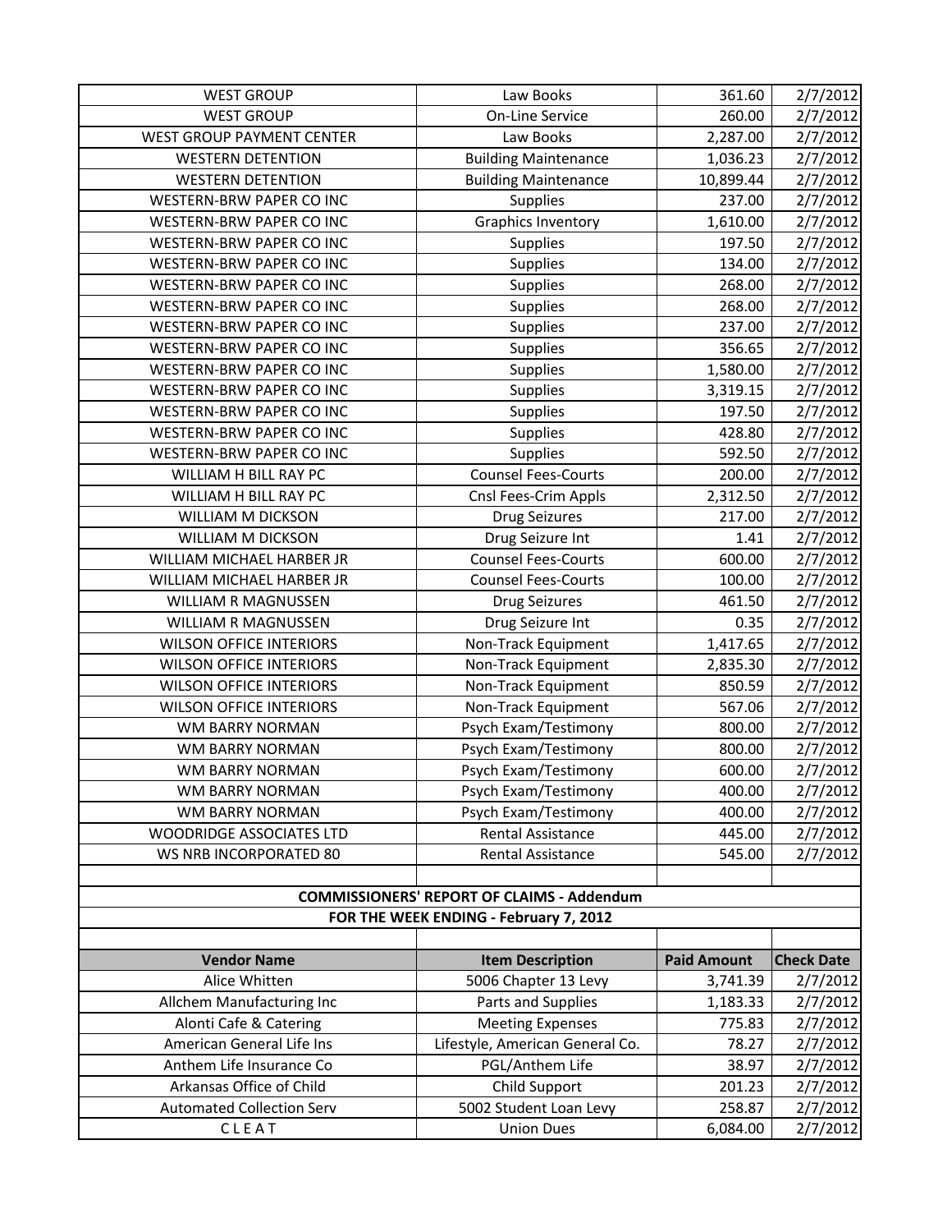| | | | |
|---|---|---|---|
| WEST GROUP | Law Books | 361.60 | 2/7/2012 |
| WEST GROUP | On-Line Service | 260.00 | 2/7/2012 |
| WEST GROUP PAYMENT CENTER | Law Books | 2,287.00 | 2/7/2012 |
| WESTERN DETENTION | Building Maintenance | 1,036.23 | 2/7/2012 |
| WESTERN DETENTION | Building Maintenance | 10,899.44 | 2/7/2012 |
| WESTERN-BRW PAPER CO INC | Supplies | 237.00 | 2/7/2012 |
| WESTERN-BRW PAPER CO INC | Graphics Inventory | 1,610.00 | 2/7/2012 |
| WESTERN-BRW PAPER CO INC | Supplies | 197.50 | 2/7/2012 |
| WESTERN-BRW PAPER CO INC | Supplies | 134.00 | 2/7/2012 |
| WESTERN-BRW PAPER CO INC | Supplies | 268.00 | 2/7/2012 |
| WESTERN-BRW PAPER CO INC | Supplies | 268.00 | 2/7/2012 |
| WESTERN-BRW PAPER CO INC | Supplies | 237.00 | 2/7/2012 |
| WESTERN-BRW PAPER CO INC | Supplies | 356.65 | 2/7/2012 |
| WESTERN-BRW PAPER CO INC | Supplies | 1,580.00 | 2/7/2012 |
| WESTERN-BRW PAPER CO INC | Supplies | 3,319.15 | 2/7/2012 |
| WESTERN-BRW PAPER CO INC | Supplies | 197.50 | 2/7/2012 |
| WESTERN-BRW PAPER CO INC | Supplies | 428.80 | 2/7/2012 |
| WESTERN-BRW PAPER CO INC | Supplies | 592.50 | 2/7/2012 |
| WILLIAM H BILL RAY PC | Counsel Fees-Courts | 200.00 | 2/7/2012 |
| WILLIAM H BILL RAY PC | Cnsl Fees-Crim Appls | 2,312.50 | 2/7/2012 |
| WILLIAM M DICKSON | Drug Seizures | 217.00 | 2/7/2012 |
| WILLIAM M DICKSON | Drug Seizure Int | 1.41 | 2/7/2012 |
| WILLIAM MICHAEL HARBER JR | Counsel Fees-Courts | 600.00 | 2/7/2012 |
| WILLIAM MICHAEL HARBER JR | Counsel Fees-Courts | 100.00 | 2/7/2012 |
| WILLIAM R MAGNUSSEN | Drug Seizures | 461.50 | 2/7/2012 |
| WILLIAM R MAGNUSSEN | Drug Seizure Int | 0.35 | 2/7/2012 |
| WILSON OFFICE INTERIORS | Non-Track Equipment | 1,417.65 | 2/7/2012 |
| WILSON OFFICE INTERIORS | Non-Track Equipment | 2,835.30 | 2/7/2012 |
| WILSON OFFICE INTERIORS | Non-Track Equipment | 850.59 | 2/7/2012 |
| WILSON OFFICE INTERIORS | Non-Track Equipment | 567.06 | 2/7/2012 |
| WM BARRY NORMAN | Psych Exam/Testimony | 800.00 | 2/7/2012 |
| WM BARRY NORMAN | Psych Exam/Testimony | 800.00 | 2/7/2012 |
| WM BARRY NORMAN | Psych Exam/Testimony | 600.00 | 2/7/2012 |
| WM BARRY NORMAN | Psych Exam/Testimony | 400.00 | 2/7/2012 |
| WM BARRY NORMAN | Psych Exam/Testimony | 400.00 | 2/7/2012 |
| WOODRIDGE ASSOCIATES LTD | Rental Assistance | 445.00 | 2/7/2012 |
| WS NRB INCORPORATED 80 | Rental Assistance | 545.00 | 2/7/2012 |

**COMMISSIONERS' REPORT OF CLAIMS - Addendum**

**FOR THE WEEK ENDING - February 7, 2012**

| Vendor Name | Item Description | Paid Amount | Check Date |
|---|---|---|---|
| Alice Whitten | 5006 Chapter 13 Levy | 3,741.39 | 2/7/2012 |
| Allchem Manufacturing Inc | Parts and Supplies | 1,183.33 | 2/7/2012 |
| Alonti Cafe & Catering | Meeting Expenses | 775.83 | 2/7/2012 |
| American General Life Ins | Lifestyle, American General Co. | 78.27 | 2/7/2012 |
| Anthem Life Insurance Co | PGL/Anthem Life | 38.97 | 2/7/2012 |
| Arkansas Office of Child | Child Support | 201.23 | 2/7/2012 |
| Automated Collection Serv | 5002 Student Loan Levy | 258.87 | 2/7/2012 |
| C L E A T | Union Dues | 6,084.00 | 2/7/2012 |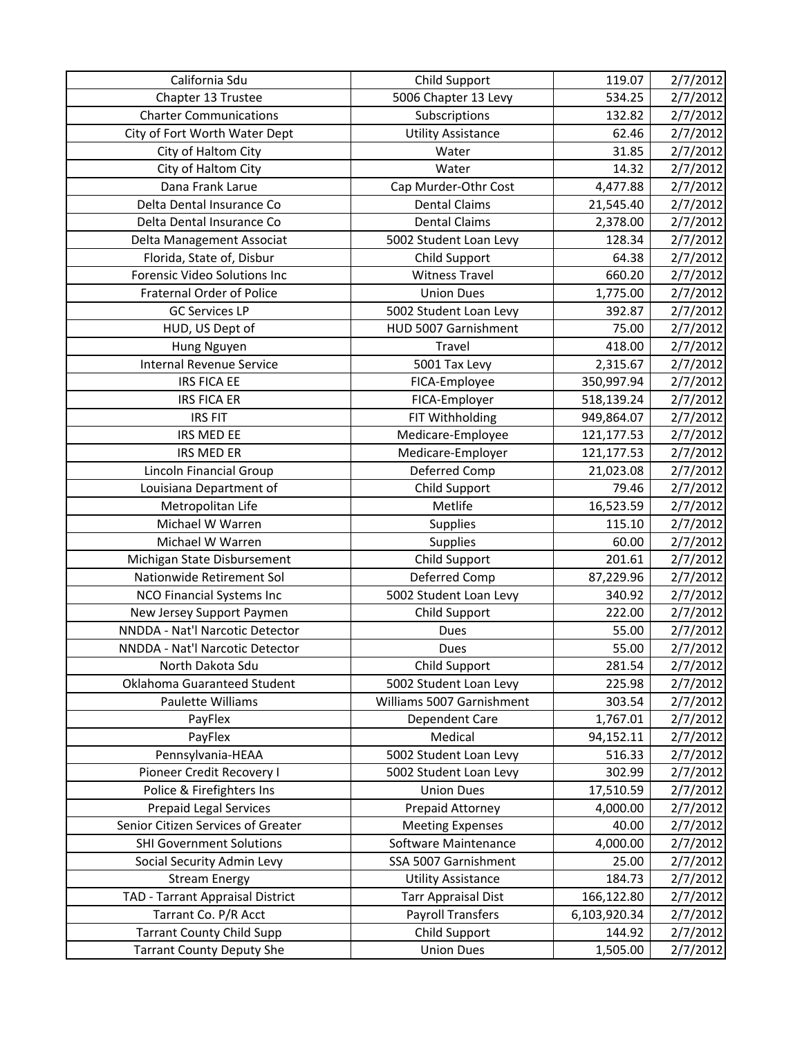| California Sdu | Child Support | 119.07 | 2/7/2012 |
|---|---|---|---|
| Chapter 13 Trustee | 5006 Chapter 13 Levy | 534.25 | 2/7/2012 |
| Charter Communications | Subscriptions | 132.82 | 2/7/2012 |
| City of Fort Worth Water Dept | Utility Assistance | 62.46 | 2/7/2012 |
| City of Haltom City | Water | 31.85 | 2/7/2012 |
| City of Haltom City | Water | 14.32 | 2/7/2012 |
| Dana Frank Larue | Cap Murder-Othr Cost | 4,477.88 | 2/7/2012 |
| Delta Dental Insurance Co | Dental Claims | 21,545.40 | 2/7/2012 |
| Delta Dental Insurance Co | Dental Claims | 2,378.00 | 2/7/2012 |
| Delta Management Associat | 5002 Student Loan Levy | 128.34 | 2/7/2012 |
| Florida, State of, Disbur | Child Support | 64.38 | 2/7/2012 |
| Forensic Video Solutions Inc | Witness Travel | 660.20 | 2/7/2012 |
| Fraternal Order of Police | Union Dues | 1,775.00 | 2/7/2012 |
| GC Services LP | 5002 Student Loan Levy | 392.87 | 2/7/2012 |
| HUD, US Dept of | HUD 5007 Garnishment | 75.00 | 2/7/2012 |
| Hung Nguyen | Travel | 418.00 | 2/7/2012 |
| Internal Revenue Service | 5001 Tax Levy | 2,315.67 | 2/7/2012 |
| IRS FICA EE | FICA-Employee | 350,997.94 | 2/7/2012 |
| IRS FICA ER | FICA-Employer | 518,139.24 | 2/7/2012 |
| IRS FIT | FIT Withholding | 949,864.07 | 2/7/2012 |
| IRS MED EE | Medicare-Employee | 121,177.53 | 2/7/2012 |
| IRS MED ER | Medicare-Employer | 121,177.53 | 2/7/2012 |
| Lincoln Financial Group | Deferred Comp | 21,023.08 | 2/7/2012 |
| Louisiana Department of | Child Support | 79.46 | 2/7/2012 |
| Metropolitan Life | Metlife | 16,523.59 | 2/7/2012 |
| Michael W Warren | Supplies | 115.10 | 2/7/2012 |
| Michael W Warren | Supplies | 60.00 | 2/7/2012 |
| Michigan State Disbursement | Child Support | 201.61 | 2/7/2012 |
| Nationwide Retirement Sol | Deferred Comp | 87,229.96 | 2/7/2012 |
| NCO Financial Systems Inc | 5002 Student Loan Levy | 340.92 | 2/7/2012 |
| New Jersey Support Paymen | Child Support | 222.00 | 2/7/2012 |
| NNDDA - Nat'l Narcotic Detector | Dues | 55.00 | 2/7/2012 |
| NNDDA - Nat'l Narcotic Detector | Dues | 55.00 | 2/7/2012 |
| North Dakota Sdu | Child Support | 281.54 | 2/7/2012 |
| Oklahoma Guaranteed Student | 5002 Student Loan Levy | 225.98 | 2/7/2012 |
| Paulette Williams | Williams 5007 Garnishment | 303.54 | 2/7/2012 |
| PayFlex | Dependent Care | 1,767.01 | 2/7/2012 |
| PayFlex | Medical | 94,152.11 | 2/7/2012 |
| Pennsylvania-HEAA | 5002 Student Loan Levy | 516.33 | 2/7/2012 |
| Pioneer Credit Recovery I | 5002 Student Loan Levy | 302.99 | 2/7/2012 |
| Police & Firefighters Ins | Union Dues | 17,510.59 | 2/7/2012 |
| Prepaid Legal Services | Prepaid Attorney | 4,000.00 | 2/7/2012 |
| Senior Citizen Services of Greater | Meeting Expenses | 40.00 | 2/7/2012 |
| SHI Government Solutions | Software Maintenance | 4,000.00 | 2/7/2012 |
| Social Security Admin Levy | SSA 5007 Garnishment | 25.00 | 2/7/2012 |
| Stream Energy | Utility Assistance | 184.73 | 2/7/2012 |
| TAD - Tarrant Appraisal District | Tarr Appraisal Dist | 166,122.80 | 2/7/2012 |
| Tarrant Co. P/R Acct | Payroll Transfers | 6,103,920.34 | 2/7/2012 |
| Tarrant County Child Supp | Child Support | 144.92 | 2/7/2012 |
| Tarrant County Deputy She | Union Dues | 1,505.00 | 2/7/2012 |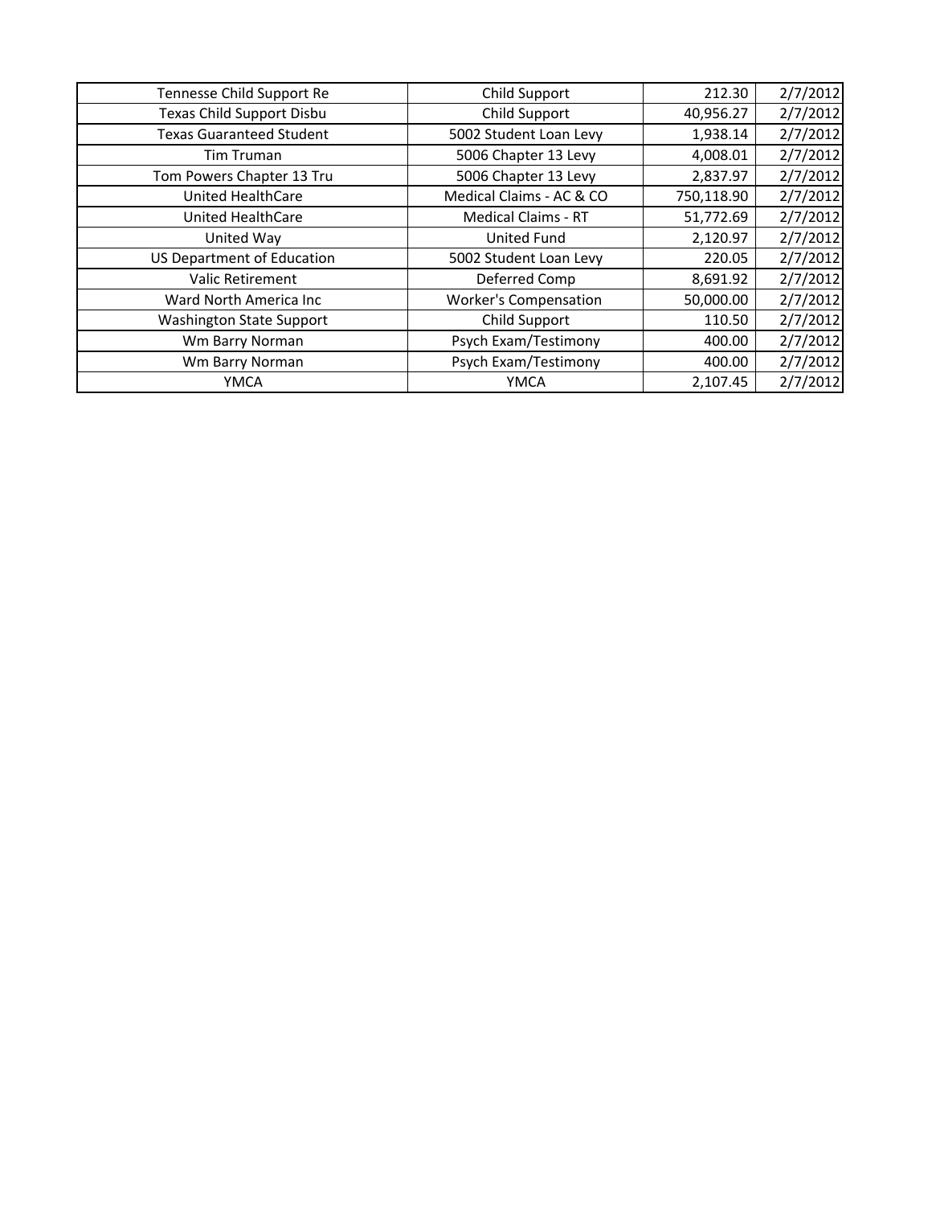| | | | |
|---|---|---|---|
| Tennesse Child Support Re | Child Support | 212.30 | 2/7/2012 |
| Texas Child Support Disbu | Child Support | 40,956.27 | 2/7/2012 |
| Texas Guaranteed Student | 5002 Student Loan Levy | 1,938.14 | 2/7/2012 |
| Tim Truman | 5006 Chapter 13 Levy | 4,008.01 | 2/7/2012 |
| Tom Powers Chapter 13 Tru | 5006 Chapter 13 Levy | 2,837.97 | 2/7/2012 |
| United HealthCare | Medical Claims - AC & CO | 750,118.90 | 2/7/2012 |
| United HealthCare | Medical Claims - RT | 51,772.69 | 2/7/2012 |
| United Way | United Fund | 2,120.97 | 2/7/2012 |
| US Department of Education | 5002 Student Loan Levy | 220.05 | 2/7/2012 |
| Valic Retirement | Deferred Comp | 8,691.92 | 2/7/2012 |
| Ward North America Inc | Worker's Compensation | 50,000.00 | 2/7/2012 |
| Washington State Support | Child Support | 110.50 | 2/7/2012 |
| Wm Barry Norman | Psych Exam/Testimony | 400.00 | 2/7/2012 |
| Wm Barry Norman | Psych Exam/Testimony | 400.00 | 2/7/2012 |
| YMCA | YMCA | 2,107.45 | 2/7/2012 |